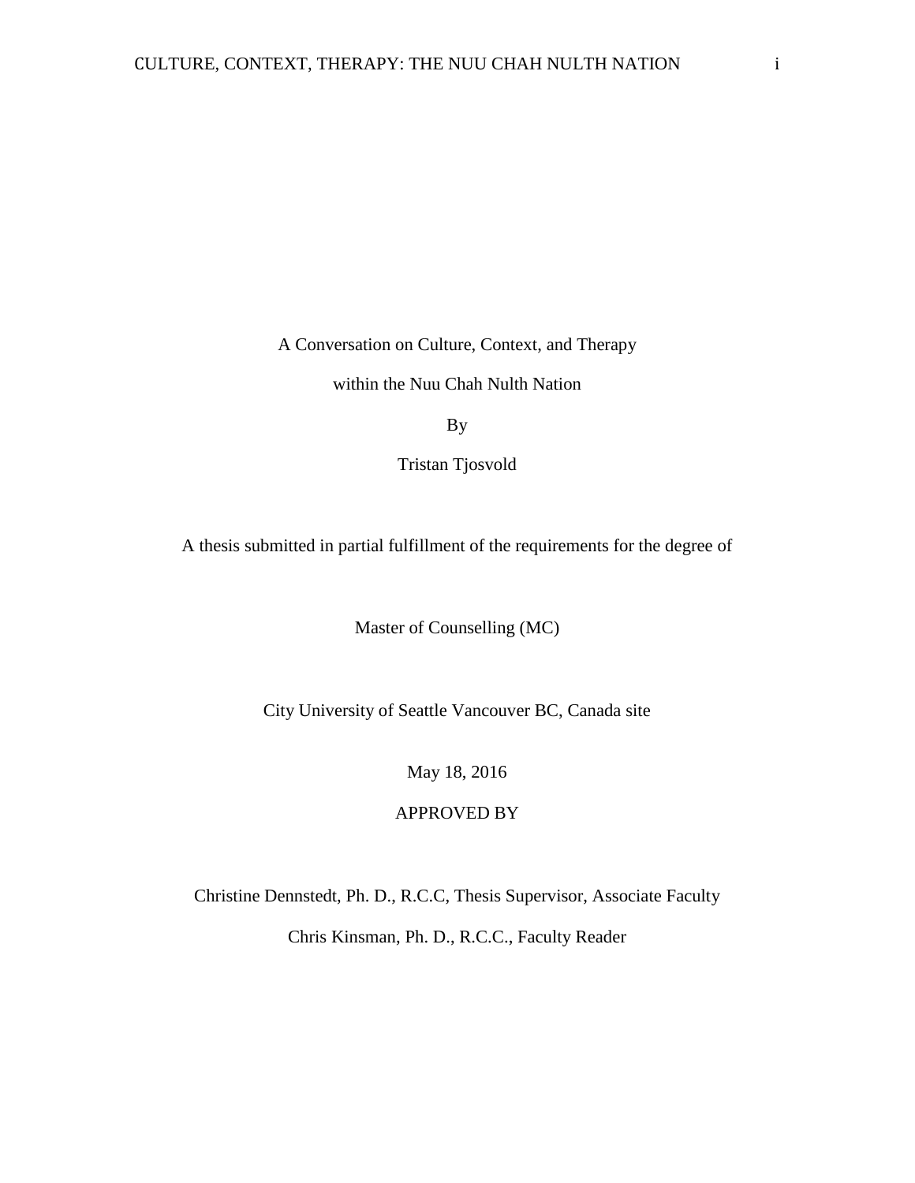# A Conversation on Culture, Context, and Therapy

# within the Nuu Chah Nulth Nation

By

Tristan Tjosvold

A thesis submitted in partial fulfillment of the requirements for the degree of

Master of Counselling (MC)

City University of Seattle Vancouver BC, Canada site

May 18, 2016

APPROVED BY

Christine Dennstedt, Ph. D., R.C.C, Thesis Supervisor, Associate Faculty

Chris Kinsman, Ph. D., R.C.C., Faculty Reader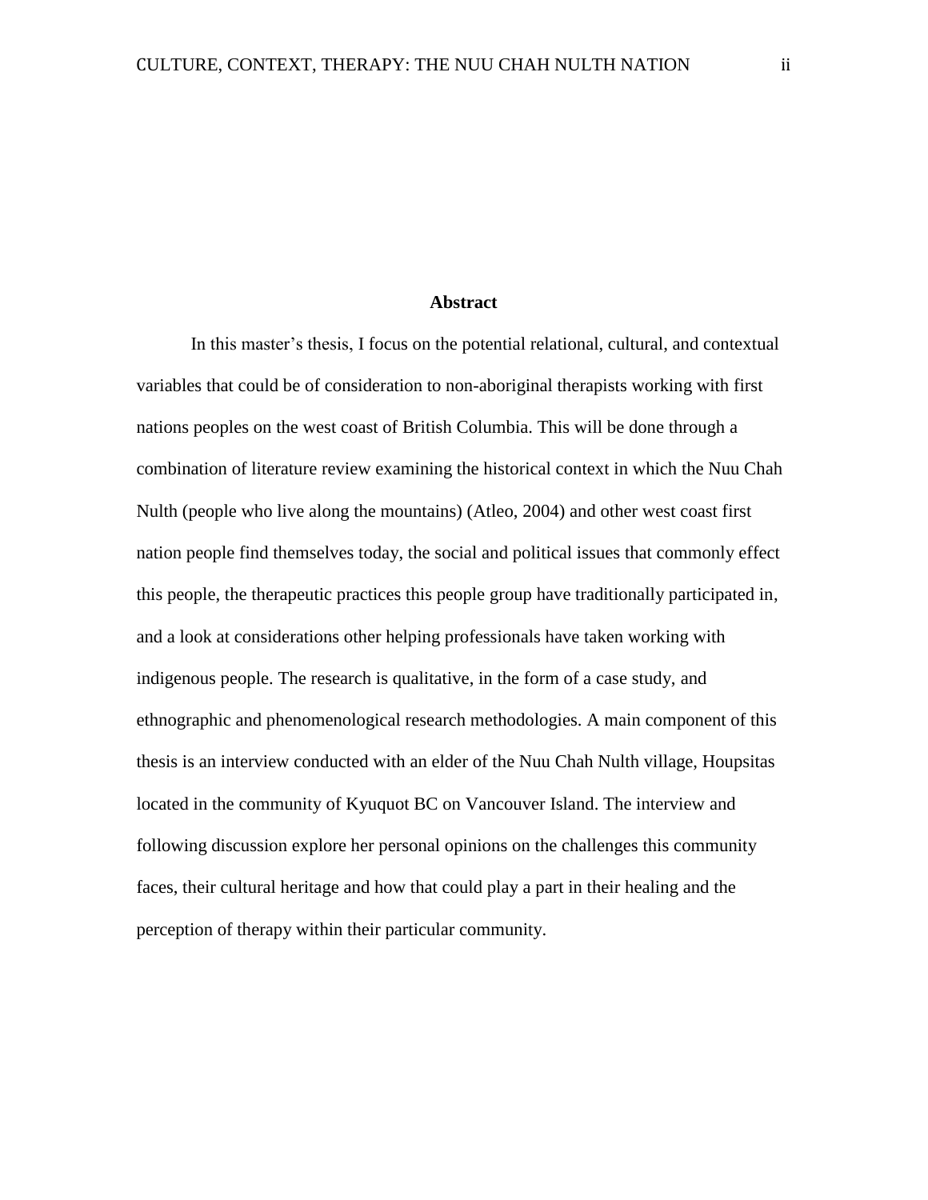# Abstract

In this master's thesis, I focus on the potential relational, cultural, and contextual variables that could be of consideration to non-aboriginal therapists working with first nations peoples on the west coast of British Columbia. This will be done through a combination of literature review examining the historical context in which the Nuu Chah Nulth (people who live along the mountains) (Atleo, 2004) and other west coast first nation people find themselves today, the social and political issues that commonly effect this people, the therapeutic practices this people group have traditionally participated in, and a look at considerations other helping professionals have taken working with indigenous people. The research is qualitative, in the form of a case study, and ethnographic and phenomenological research methodologies. A main component of this thesis is an interview conducted with an elder of the Nuu Chah Nulth village, Houpsitas located in the community of Kyuquot BC on Vancouver Island. The interview and following discussion explore her personal opinions on the challenges this community faces, their cultural heritage and how that could play a part in their healing and the perception of therapy within their particular community.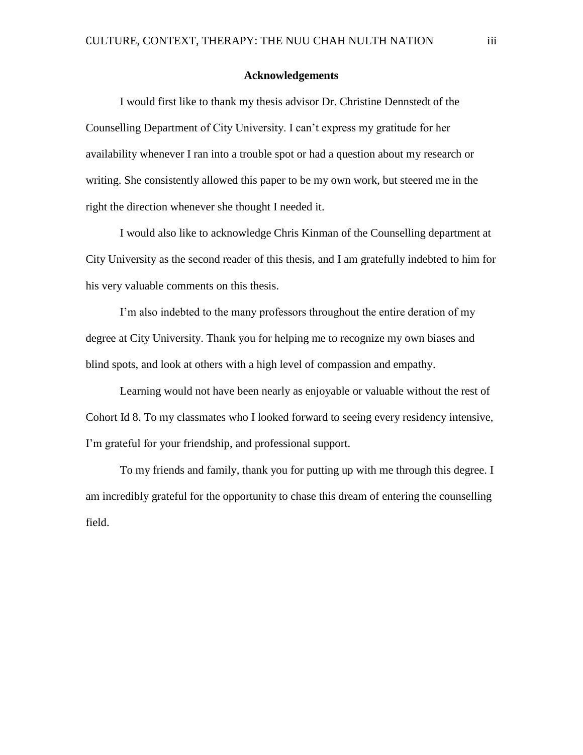# Acknowledgements

I would first like to thank my thesis advisor Dr. Christine Dennstedt of the Counselling Department of City University. I can't express my gratitude for her availability whenever I ran into a trouble spot or had a question about my research or writing. She consistently allowed this paper to be my own work, but steered me in the right the direction whenever she thought I needed it.

I would also like to acknowledge Chris Kinman of the Counselling department at City University as the second reader of this thesis, and I am gratefully indebted to him for his very valuable comments on this thesis.

I'm also indebted to the many professors throughout the entire deration of my degree at City University. Thank you for helping me to recognize my own biases and blind spots, and look at others with a high level of compassion and empathy.

Learning would not have been nearly as enjoyable or valuable without the rest of Cohort Id 8. To my classmates who I looked forward to seeing every residency intensive, I'm grateful for your friendship, and professional support.

To my friends and family, thank you for putting up with me through this degree. I am incredibly grateful for the opportunity to chase this dream of entering the counselling field.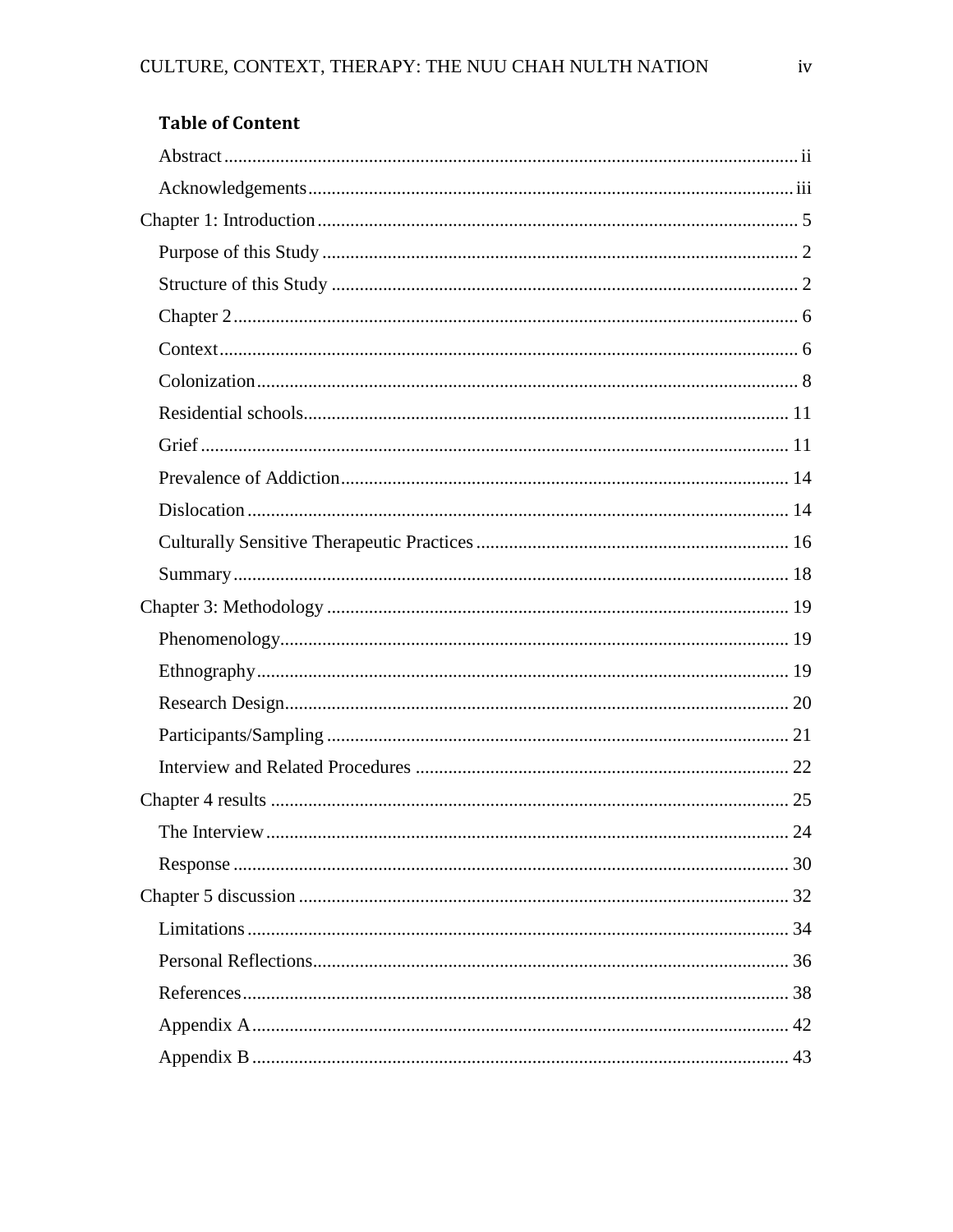## Table of Content

Abstract ........................................ ii

Acknowledgements ........................................ iii

Chapter 1: Introduction ........................................ 5

Purpose of this Study ........................................ 2

Structure of this Study ........................................ 2

Chapter 2 ........................................ 6

Context ........................................ 6

Colonization ........................................ 8

Residential schools ........................................ 11

Grief ........................................ 11

Prevalence of Addiction ........................................ 14

Dislocation ........................................ 14

Culturally Sensitive Therapeutic Practices ........................................ 16

Summary ........................................ 18

Chapter 3: Methodology ........................................ 19

Phenomenology ........................................ 19

Ethnography ........................................ 19

Research Design ........................................ 20

Participants/Sampling ........................................ 21

Interview and Related Procedures ........................................ 22

Chapter 4 results ........................................ 25

The Interview ........................................ 24

Response ........................................ 30

Chapter 5 discussion ........................................ 32

Limitations ........................................ 34

Personal Reflections ........................................ 36

References ........................................ 38

Appendix A ........................................ 42

Appendix B ........................................ 43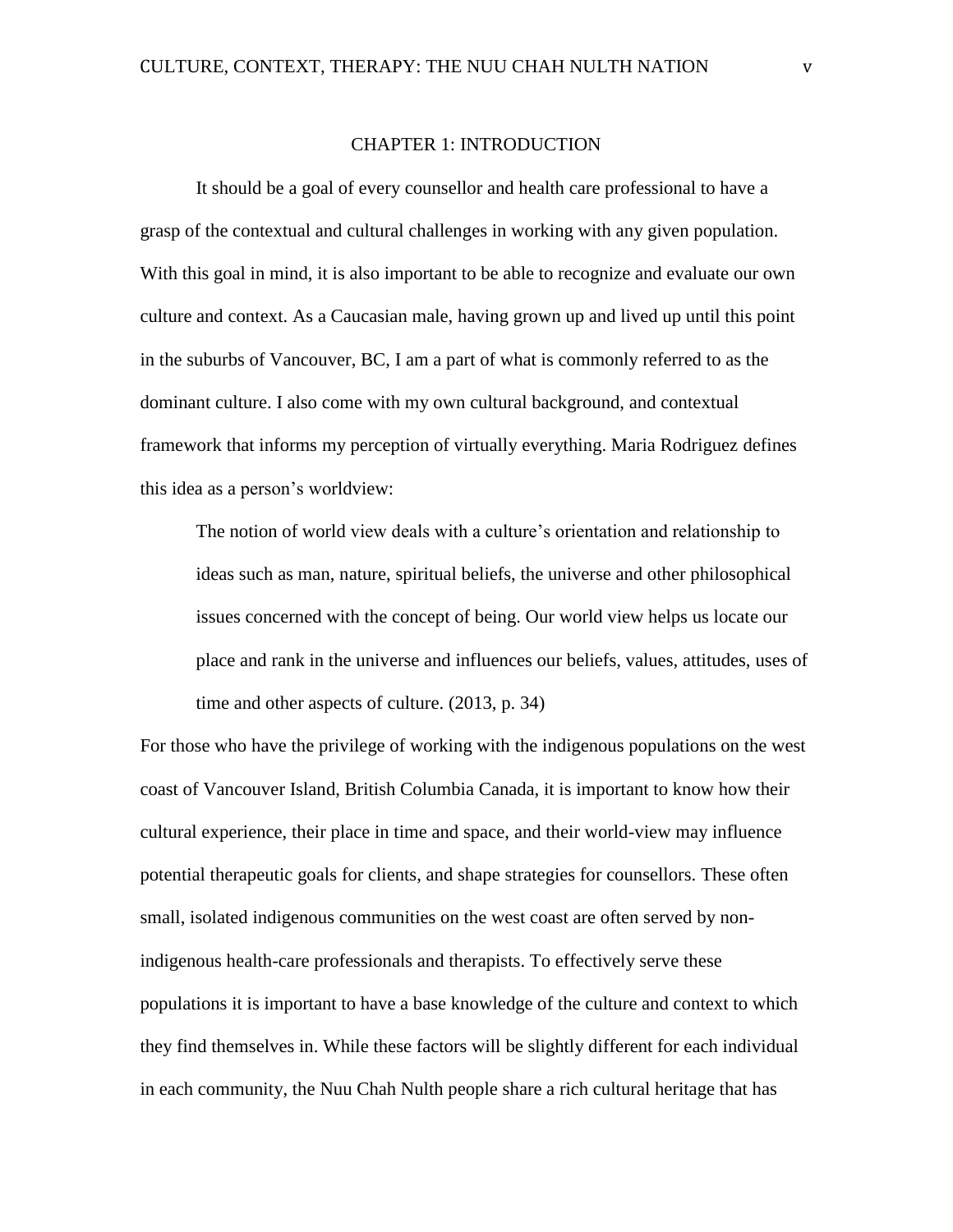# CHAPTER 1: INTRODUCTION

It should be a goal of every counsellor and health care professional to have a grasp of the contextual and cultural challenges in working with any given population. With this goal in mind, it is also important to be able to recognize and evaluate our own culture and context. As a Caucasian male, having grown up and lived up until this point in the suburbs of Vancouver, BC, I am a part of what is commonly referred to as the dominant culture. I also come with my own cultural background, and contextual framework that informs my perception of virtually everything. Maria Rodriguez defines this idea as a person's worldview:

> The notion of world view deals with a culture's orientation and relationship to ideas such as man, nature, spiritual beliefs, the universe and other philosophical issues concerned with the concept of being. Our world view helps us locate our place and rank in the universe and influences our beliefs, values, attitudes, uses of time and other aspects of culture. (2013, p. 34)

For those who have the privilege of working with the indigenous populations on the west coast of Vancouver Island, British Columbia Canada, it is important to know how their cultural experience, their place in time and space, and their world-view may influence potential therapeutic goals for clients, and shape strategies for counsellors. These often small, isolated indigenous communities on the west coast are often served by non-indigenous health-care professionals and therapists. To effectively serve these populations it is important to have a base knowledge of the culture and context to which they find themselves in. While these factors will be slightly different for each individual in each community, the Nuu Chah Nulth people share a rich cultural heritage that has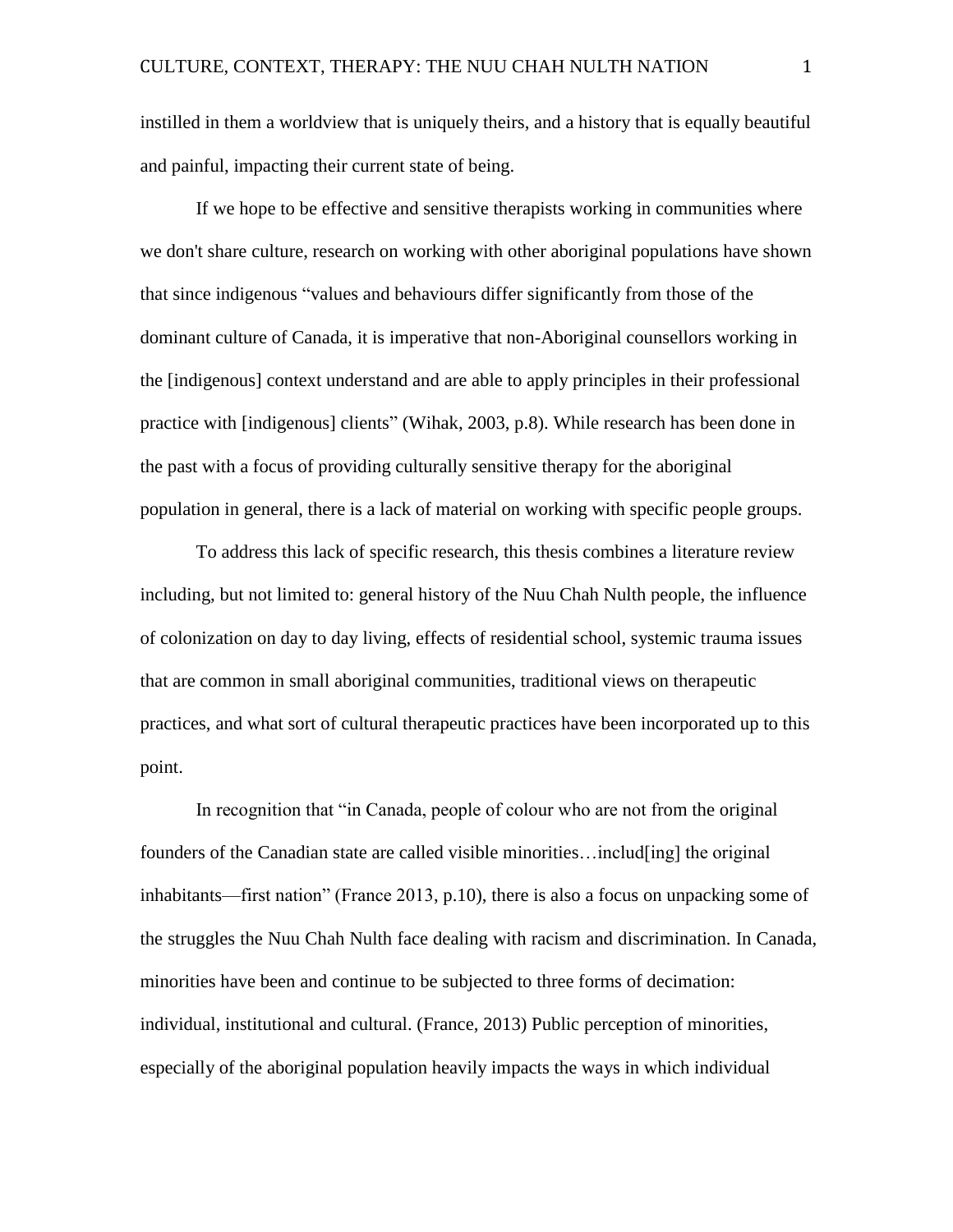instilled in them a worldview that is uniquely theirs, and a history that is equally beautiful and painful, impacting their current state of being.

If we hope to be effective and sensitive therapists working in communities where we don't share culture, research on working with other aboriginal populations have shown that since indigenous "values and behaviours differ significantly from those of the dominant culture of Canada, it is imperative that non-Aboriginal counsellors working in the [indigenous] context understand and are able to apply principles in their professional practice with [indigenous] clients" (Wihak, 2003, p.8). While research has been done in the past with a focus of providing culturally sensitive therapy for the aboriginal population in general, there is a lack of material on working with specific people groups.

To address this lack of specific research, this thesis combines a literature review including, but not limited to: general history of the Nuu Chah Nulth people, the influence of colonization on day to day living, effects of residential school, systemic trauma issues that are common in small aboriginal communities, traditional views on therapeutic practices, and what sort of cultural therapeutic practices have been incorporated up to this point.

In recognition that "in Canada, people of colour who are not from the original founders of the Canadian state are called visible minorities…includ[ing] the original inhabitants—first nation" (France 2013, p.10), there is also a focus on unpacking some of the struggles the Nuu Chah Nulth face dealing with racism and discrimination. In Canada, minorities have been and continue to be subjected to three forms of decimation: individual, institutional and cultural. (France, 2013) Public perception of minorities, especially of the aboriginal population heavily impacts the ways in which individual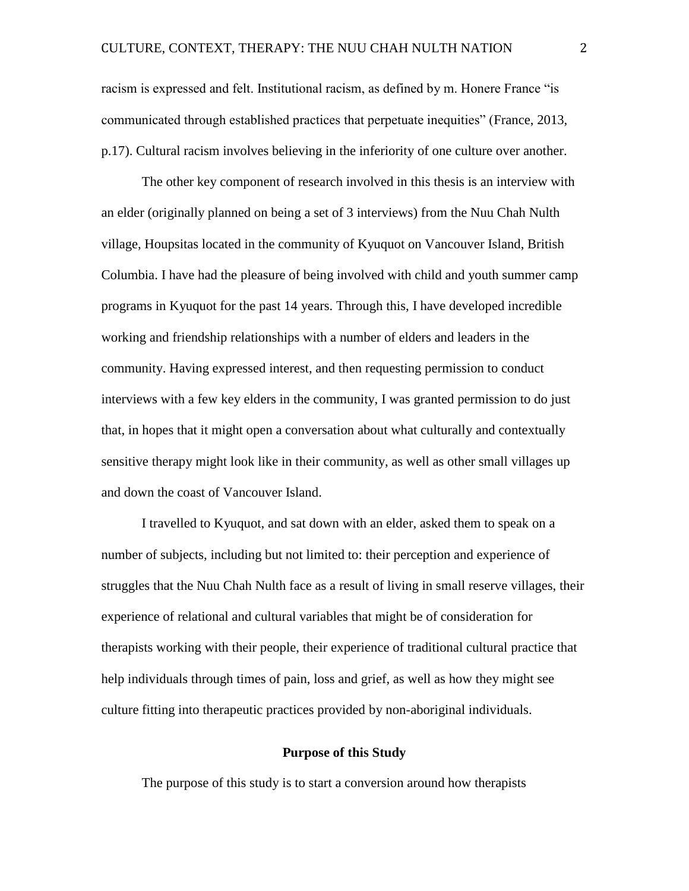racism is expressed and felt. Institutional racism, as defined by m. Honere France "is communicated through established practices that perpetuate inequities" (France, 2013, p.17). Cultural racism involves believing in the inferiority of one culture over another.

The other key component of research involved in this thesis is an interview with an elder (originally planned on being a set of 3 interviews) from the Nuu Chah Nulth village, Houpsitas located in the community of Kyuquot on Vancouver Island, British Columbia. I have had the pleasure of being involved with child and youth summer camp programs in Kyuquot for the past 14 years. Through this, I have developed incredible working and friendship relationships with a number of elders and leaders in the community. Having expressed interest, and then requesting permission to conduct interviews with a few key elders in the community, I was granted permission to do just that, in hopes that it might open a conversation about what culturally and contextually sensitive therapy might look like in their community, as well as other small villages up and down the coast of Vancouver Island.

I travelled to Kyuquot, and sat down with an elder, asked them to speak on a number of subjects, including but not limited to: their perception and experience of struggles that the Nuu Chah Nulth face as a result of living in small reserve villages, their experience of relational and cultural variables that might be of consideration for therapists working with their people, their experience of traditional cultural practice that help individuals through times of pain, loss and grief, as well as how they might see culture fitting into therapeutic practices provided by non-aboriginal individuals.

## Purpose of this Study

The purpose of this study is to start a conversion around how therapists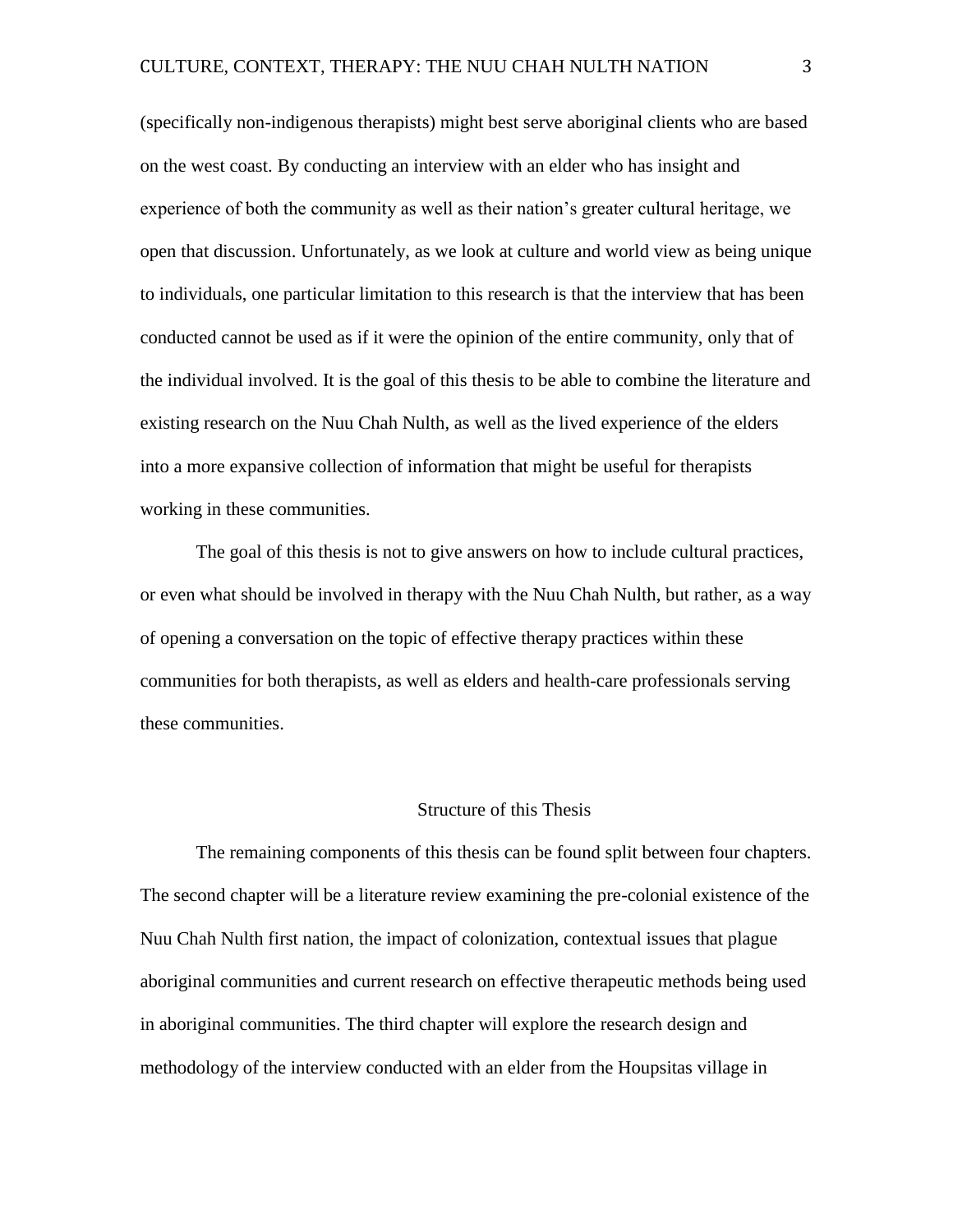(specifically non-indigenous therapists) might best serve aboriginal clients who are based on the west coast. By conducting an interview with an elder who has insight and experience of both the community as well as their nation's greater cultural heritage, we open that discussion. Unfortunately, as we look at culture and world view as being unique to individuals, one particular limitation to this research is that the interview that has been conducted cannot be used as if it were the opinion of the entire community, only that of the individual involved. It is the goal of this thesis to be able to combine the literature and existing research on the Nuu Chah Nulth, as well as the lived experience of the elders into a more expansive collection of information that might be useful for therapists working in these communities.

The goal of this thesis is not to give answers on how to include cultural practices, or even what should be involved in therapy with the Nuu Chah Nulth, but rather, as a way of opening a conversation on the topic of effective therapy practices within these communities for both therapists, as well as elders and health-care professionals serving these communities.

## Structure of this Thesis

The remaining components of this thesis can be found split between four chapters. The second chapter will be a literature review examining the pre-colonial existence of the Nuu Chah Nulth first nation, the impact of colonization, contextual issues that plague aboriginal communities and current research on effective therapeutic methods being used in aboriginal communities. The third chapter will explore the research design and methodology of the interview conducted with an elder from the Houpsitas village in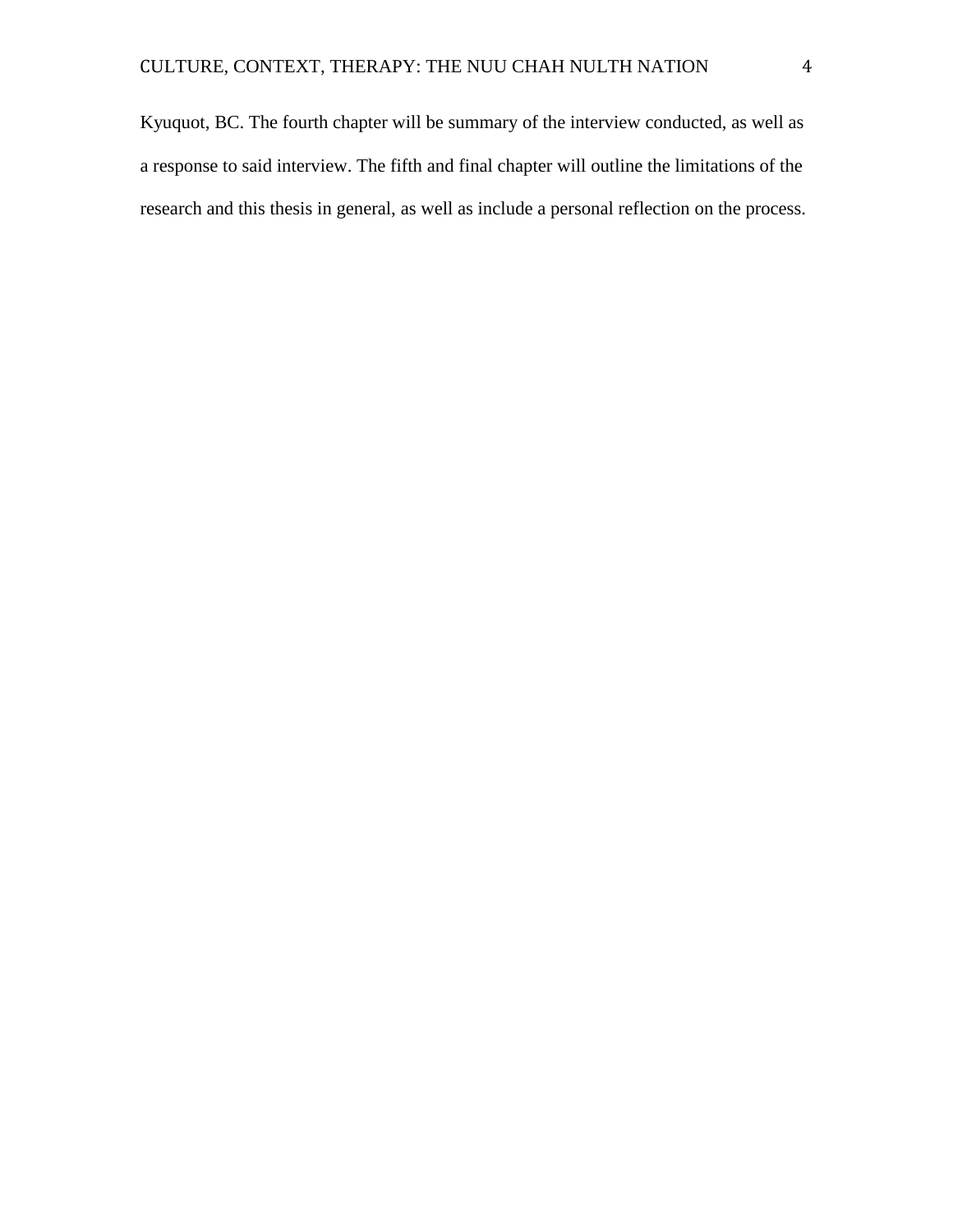Kyuquot, BC. The fourth chapter will be summary of the interview conducted, as well as a response to said interview. The fifth and final chapter will outline the limitations of the research and this thesis in general, as well as include a personal reflection on the process.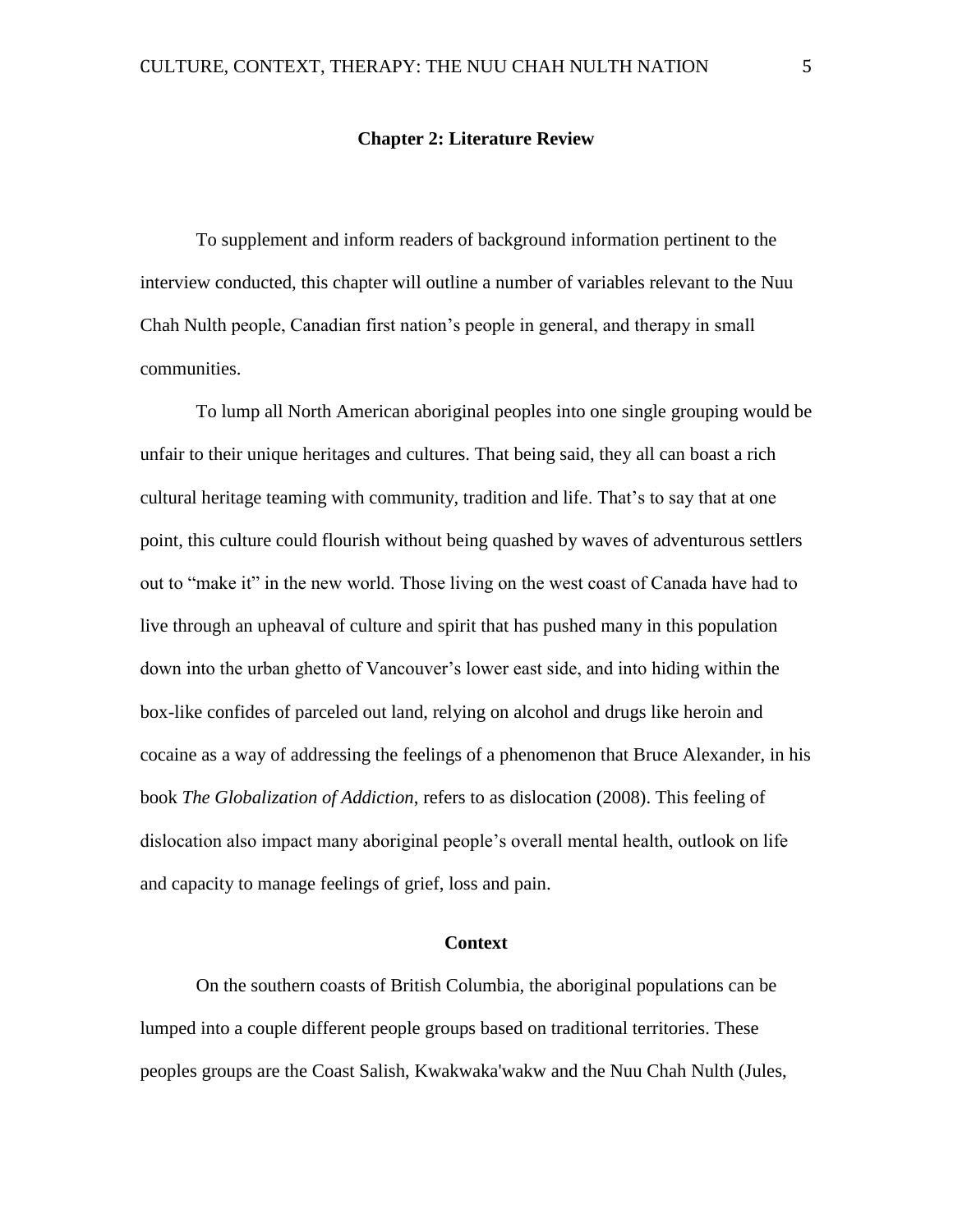## Chapter 2: Literature Review

To supplement and inform readers of background information pertinent to the interview conducted, this chapter will outline a number of variables relevant to the Nuu Chah Nulth people, Canadian first nation's people in general, and therapy in small communities.

To lump all North American aboriginal peoples into one single grouping would be unfair to their unique heritages and cultures. That being said, they all can boast a rich cultural heritage teaming with community, tradition and life. That's to say that at one point, this culture could flourish without being quashed by waves of adventurous settlers out to "make it" in the new world. Those living on the west coast of Canada have had to live through an upheaval of culture and spirit that has pushed many in this population down into the urban ghetto of Vancouver's lower east side, and into hiding within the box-like confides of parceled out land, relying on alcohol and drugs like heroin and cocaine as a way of addressing the feelings of a phenomenon that Bruce Alexander, in his book *The Globalization of Addiction*, refers to as dislocation (2008). This feeling of dislocation also impact many aboriginal people's overall mental health, outlook on life and capacity to manage feelings of grief, loss and pain.

### Context

On the southern coasts of British Columbia, the aboriginal populations can be lumped into a couple different people groups based on traditional territories. These peoples groups are the Coast Salish, Kwakwaka'wakw and the Nuu Chah Nulth (Jules,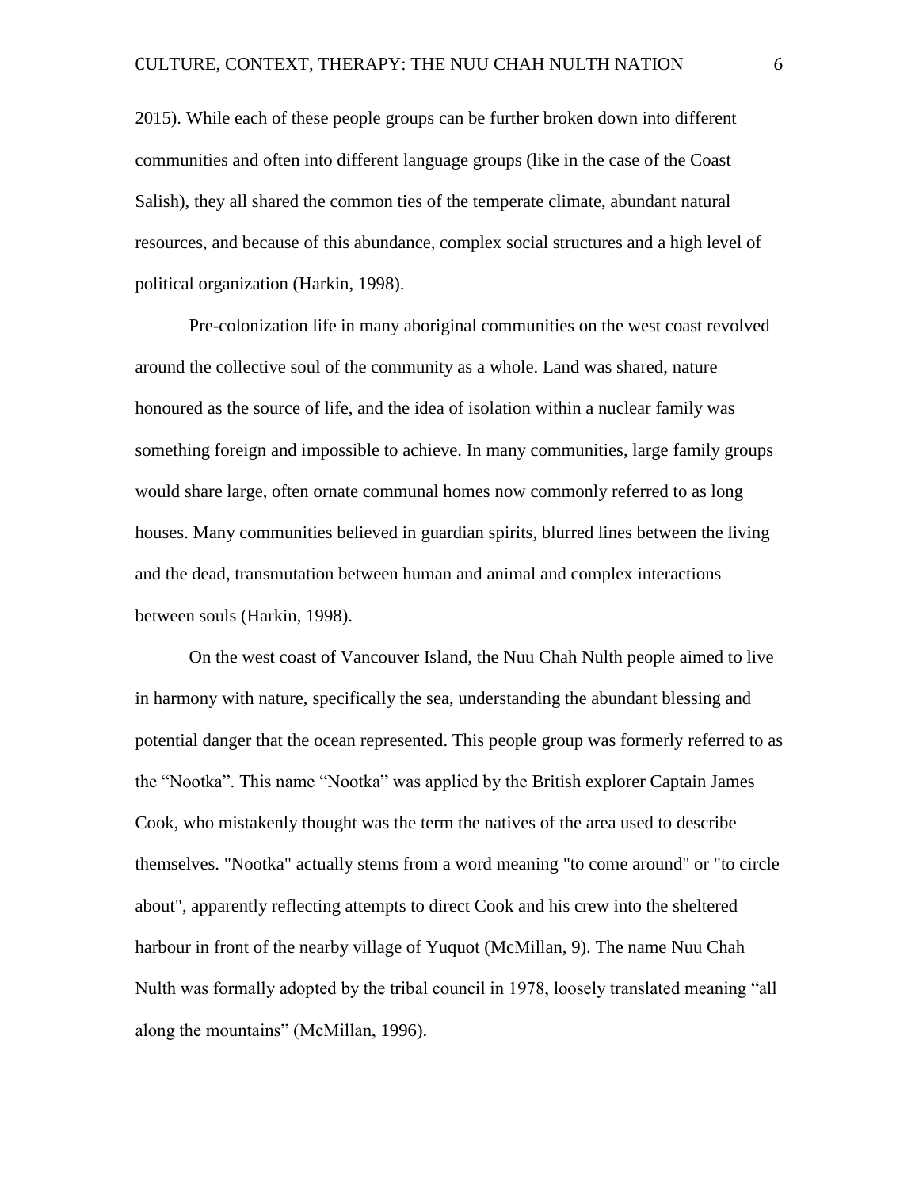2015). While each of these people groups can be further broken down into different communities and often into different language groups (like in the case of the Coast Salish), they all shared the common ties of the temperate climate, abundant natural resources, and because of this abundance, complex social structures and a high level of political organization (Harkin, 1998).

Pre-colonization life in many aboriginal communities on the west coast revolved around the collective soul of the community as a whole. Land was shared, nature honoured as the source of life, and the idea of isolation within a nuclear family was something foreign and impossible to achieve. In many communities, large family groups would share large, often ornate communal homes now commonly referred to as long houses. Many communities believed in guardian spirits, blurred lines between the living and the dead, transmutation between human and animal and complex interactions between souls (Harkin, 1998).

On the west coast of Vancouver Island, the Nuu Chah Nulth people aimed to live in harmony with nature, specifically the sea, understanding the abundant blessing and potential danger that the ocean represented. This people group was formerly referred to as the "Nootka". This name "Nootka" was applied by the British explorer Captain James Cook, who mistakenly thought was the term the natives of the area used to describe themselves. "Nootka" actually stems from a word meaning "to come around" or "to circle about", apparently reflecting attempts to direct Cook and his crew into the sheltered harbour in front of the nearby village of Yuquot (McMillan, 9). The name Nuu Chah Nulth was formally adopted by the tribal council in 1978, loosely translated meaning "all along the mountains" (McMillan, 1996).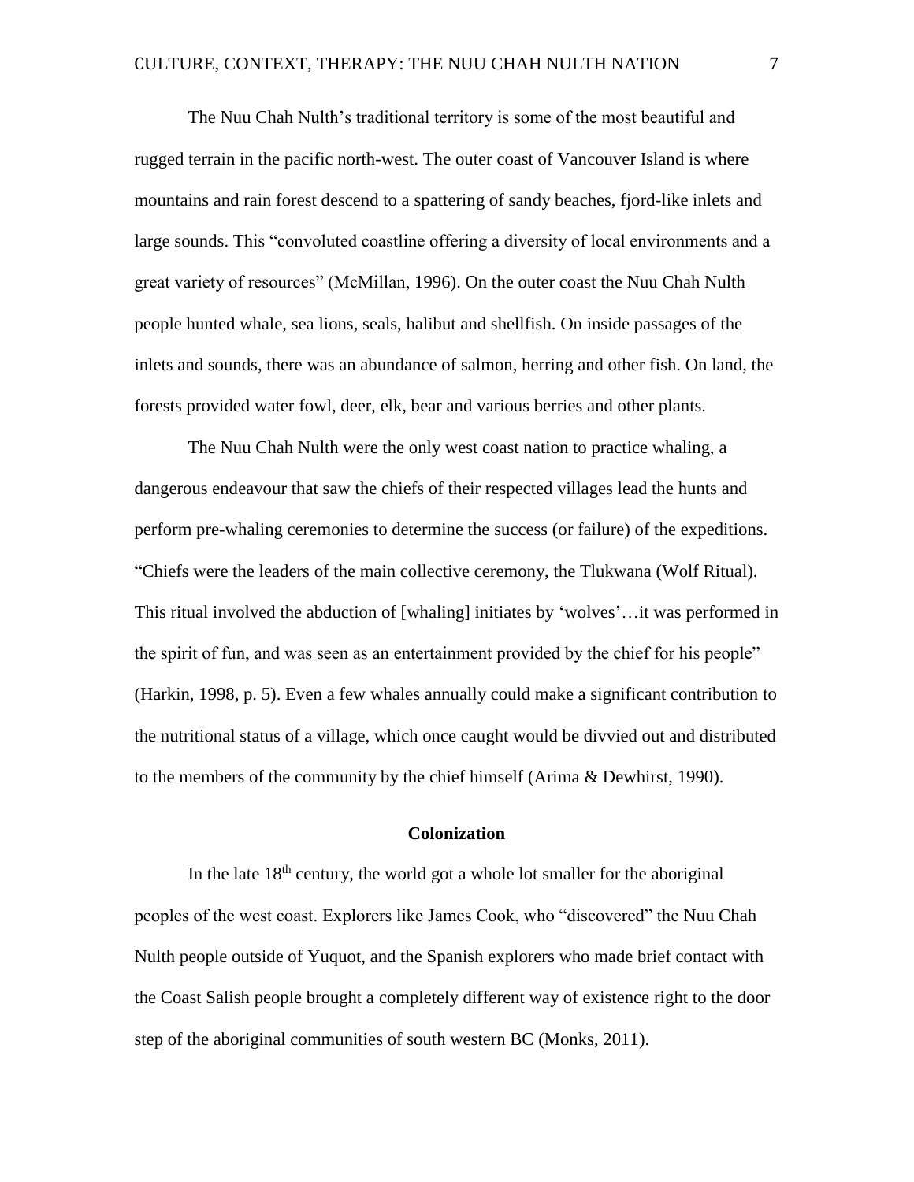The Nuu Chah Nulth's traditional territory is some of the most beautiful and rugged terrain in the pacific north-west. The outer coast of Vancouver Island is where mountains and rain forest descend to a spattering of sandy beaches, fjord-like inlets and large sounds. This "convoluted coastline offering a diversity of local environments and a great variety of resources" (McMillan, 1996). On the outer coast the Nuu Chah Nulth people hunted whale, sea lions, seals, halibut and shellfish. On inside passages of the inlets and sounds, there was an abundance of salmon, herring and other fish. On land, the forests provided water fowl, deer, elk, bear and various berries and other plants.

The Nuu Chah Nulth were the only west coast nation to practice whaling, a dangerous endeavour that saw the chiefs of their respected villages lead the hunts and perform pre-whaling ceremonies to determine the success (or failure) of the expeditions. "Chiefs were the leaders of the main collective ceremony, the Tlukwana (Wolf Ritual). This ritual involved the abduction of [whaling] initiates by 'wolves'…it was performed in the spirit of fun, and was seen as an entertainment provided by the chief for his people" (Harkin, 1998, p. 5). Even a few whales annually could make a significant contribution to the nutritional status of a village, which once caught would be divvied out and distributed to the members of the community by the chief himself (Arima & Dewhirst, 1990).

## Colonization

In the late 18th century, the world got a whole lot smaller for the aboriginal peoples of the west coast. Explorers like James Cook, who "discovered" the Nuu Chah Nulth people outside of Yuquot, and the Spanish explorers who made brief contact with the Coast Salish people brought a completely different way of existence right to the door step of the aboriginal communities of south western BC (Monks, 2011).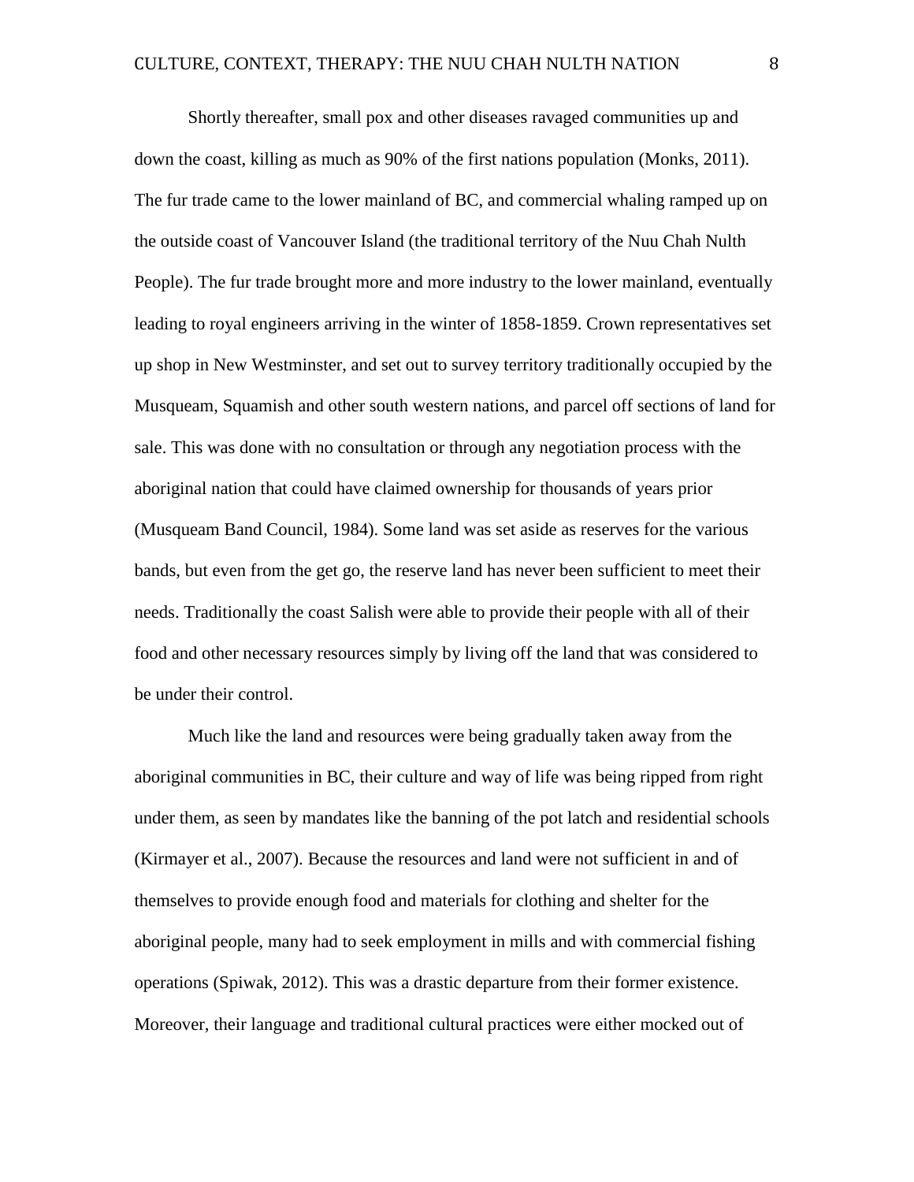Shortly thereafter, small pox and other diseases ravaged communities up and down the coast, killing as much as 90% of the first nations population (Monks, 2011). The fur trade came to the lower mainland of BC, and commercial whaling ramped up on the outside coast of Vancouver Island (the traditional territory of the Nuu Chah Nulth People). The fur trade brought more and more industry to the lower mainland, eventually leading to royal engineers arriving in the winter of 1858-1859. Crown representatives set up shop in New Westminster, and set out to survey territory traditionally occupied by the Musqueam, Squamish and other south western nations, and parcel off sections of land for sale. This was done with no consultation or through any negotiation process with the aboriginal nation that could have claimed ownership for thousands of years prior (Musqueam Band Council, 1984). Some land was set aside as reserves for the various bands, but even from the get go, the reserve land has never been sufficient to meet their needs. Traditionally the coast Salish were able to provide their people with all of their food and other necessary resources simply by living off the land that was considered to be under their control.

Much like the land and resources were being gradually taken away from the aboriginal communities in BC, their culture and way of life was being ripped from right under them, as seen by mandates like the banning of the pot latch and residential schools (Kirmayer et al., 2007). Because the resources and land were not sufficient in and of themselves to provide enough food and materials for clothing and shelter for the aboriginal people, many had to seek employment in mills and with commercial fishing operations (Spiwak, 2012). This was a drastic departure from their former existence. Moreover, their language and traditional cultural practices were either mocked out of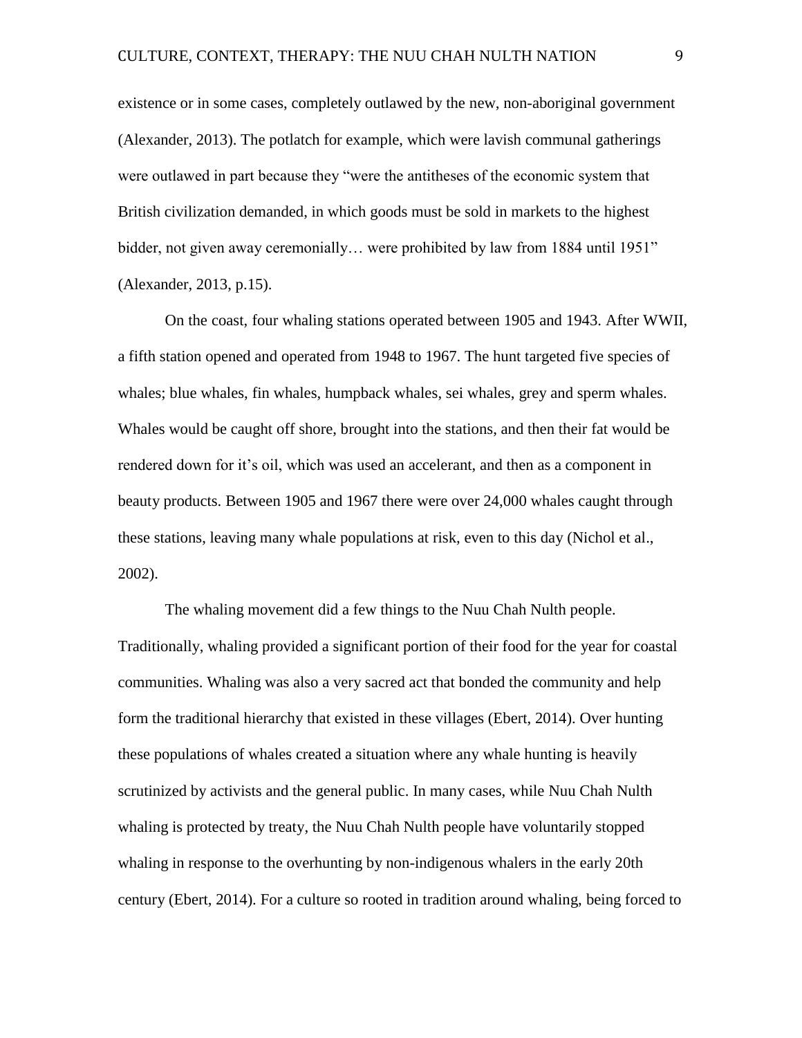existence or in some cases, completely outlawed by the new, non-aboriginal government (Alexander, 2013). The potlatch for example, which were lavish communal gatherings were outlawed in part because they "were the antitheses of the economic system that British civilization demanded, in which goods must be sold in markets to the highest bidder, not given away ceremonially… were prohibited by law from 1884 until 1951" (Alexander, 2013, p.15).

On the coast, four whaling stations operated between 1905 and 1943. After WWII, a fifth station opened and operated from 1948 to 1967. The hunt targeted five species of whales; blue whales, fin whales, humpback whales, sei whales, grey and sperm whales. Whales would be caught off shore, brought into the stations, and then their fat would be rendered down for it's oil, which was used an accelerant, and then as a component in beauty products. Between 1905 and 1967 there were over 24,000 whales caught through these stations, leaving many whale populations at risk, even to this day (Nichol et al., 2002).

The whaling movement did a few things to the Nuu Chah Nulth people. Traditionally, whaling provided a significant portion of their food for the year for coastal communities. Whaling was also a very sacred act that bonded the community and help form the traditional hierarchy that existed in these villages (Ebert, 2014). Over hunting these populations of whales created a situation where any whale hunting is heavily scrutinized by activists and the general public. In many cases, while Nuu Chah Nulth whaling is protected by treaty, the Nuu Chah Nulth people have voluntarily stopped whaling in response to the overhunting by non-indigenous whalers in the early 20th century (Ebert, 2014). For a culture so rooted in tradition around whaling, being forced to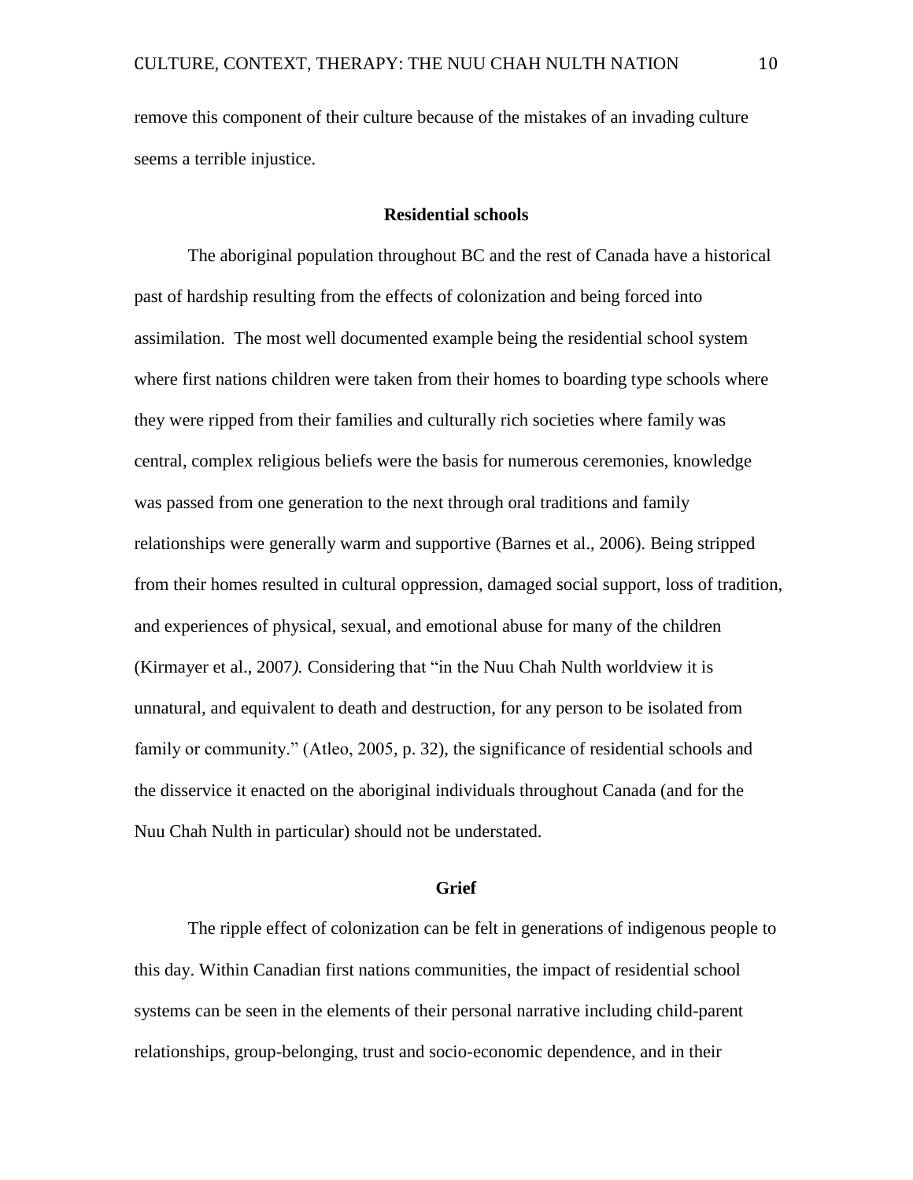remove this component of their culture because of the mistakes of an invading culture seems a terrible injustice.

## Residential schools

The aboriginal population throughout BC and the rest of Canada have a historical past of hardship resulting from the effects of colonization and being forced into assimilation. The most well documented example being the residential school system where first nations children were taken from their homes to boarding type schools where they were ripped from their families and culturally rich societies where family was central, complex religious beliefs were the basis for numerous ceremonies, knowledge was passed from one generation to the next through oral traditions and family relationships were generally warm and supportive (Barnes et al., 2006). Being stripped from their homes resulted in cultural oppression, damaged social support, loss of tradition, and experiences of physical, sexual, and emotional abuse for many of the children (Kirmayer et al., 2007). Considering that "in the Nuu Chah Nulth worldview it is unnatural, and equivalent to death and destruction, for any person to be isolated from family or community." (Atleo, 2005, p. 32), the significance of residential schools and the disservice it enacted on the aboriginal individuals throughout Canada (and for the Nuu Chah Nulth in particular) should not be understated.

## Grief

The ripple effect of colonization can be felt in generations of indigenous people to this day. Within Canadian first nations communities, the impact of residential school systems can be seen in the elements of their personal narrative including child-parent relationships, group-belonging, trust and socio-economic dependence, and in their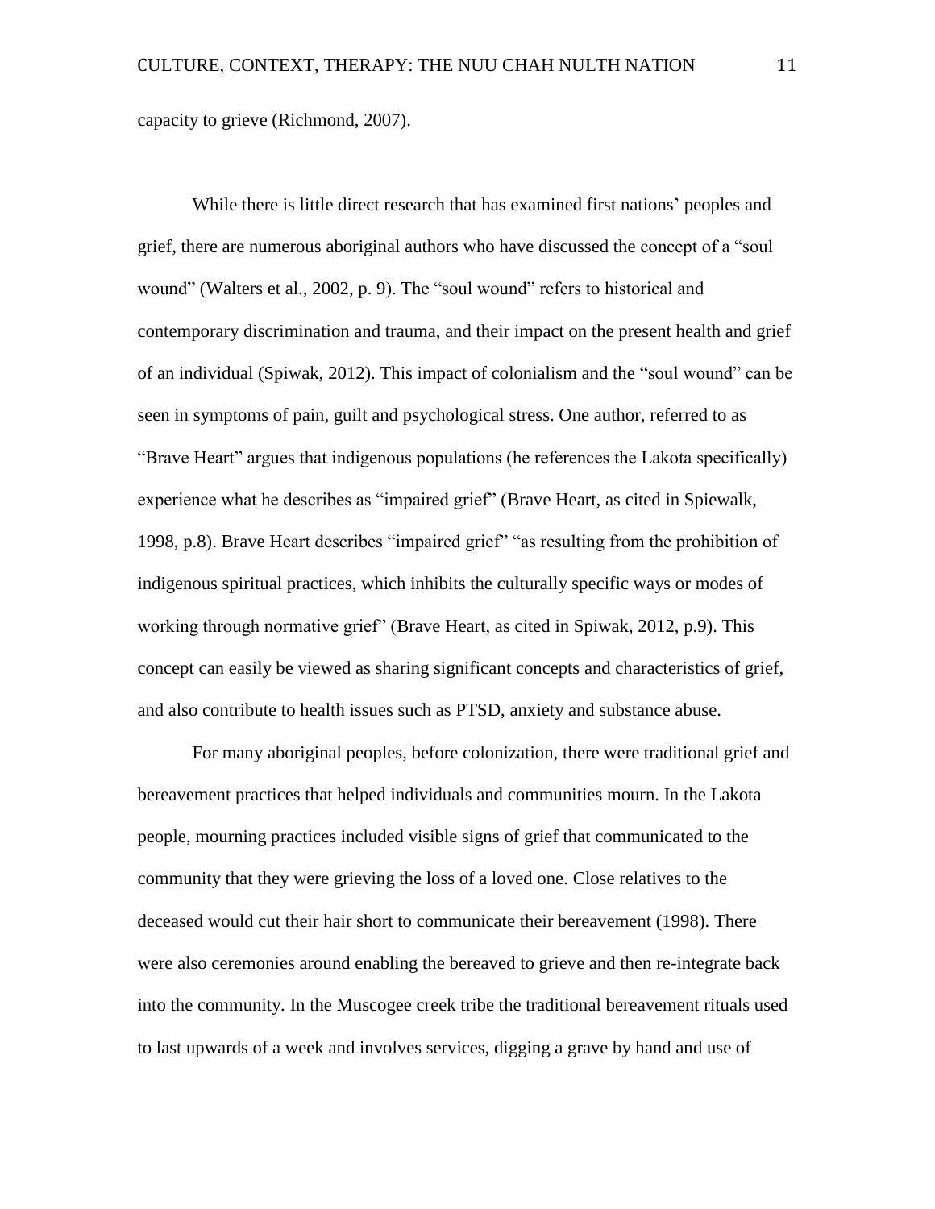capacity to grieve (Richmond, 2007).

While there is little direct research that has examined first nations' peoples and grief, there are numerous aboriginal authors who have discussed the concept of a "soul wound" (Walters et al., 2002, p. 9). The "soul wound" refers to historical and contemporary discrimination and trauma, and their impact on the present health and grief of an individual (Spiwak, 2012). This impact of colonialism and the "soul wound" can be seen in symptoms of pain, guilt and psychological stress. One author, referred to as "Brave Heart" argues that indigenous populations (he references the Lakota specifically) experience what he describes as "impaired grief" (Brave Heart, as cited in Spiewalk, 1998, p.8). Brave Heart describes "impaired grief" "as resulting from the prohibition of indigenous spiritual practices, which inhibits the culturally specific ways or modes of working through normative grief" (Brave Heart, as cited in Spiwak, 2012, p.9). This concept can easily be viewed as sharing significant concepts and characteristics of grief, and also contribute to health issues such as PTSD, anxiety and substance abuse.

For many aboriginal peoples, before colonization, there were traditional grief and bereavement practices that helped individuals and communities mourn. In the Lakota people, mourning practices included visible signs of grief that communicated to the community that they were grieving the loss of a loved one. Close relatives to the deceased would cut their hair short to communicate their bereavement (1998). There were also ceremonies around enabling the bereaved to grieve and then re-integrate back into the community. In the Muscogee creek tribe the traditional bereavement rituals used to last upwards of a week and involves services, digging a grave by hand and use of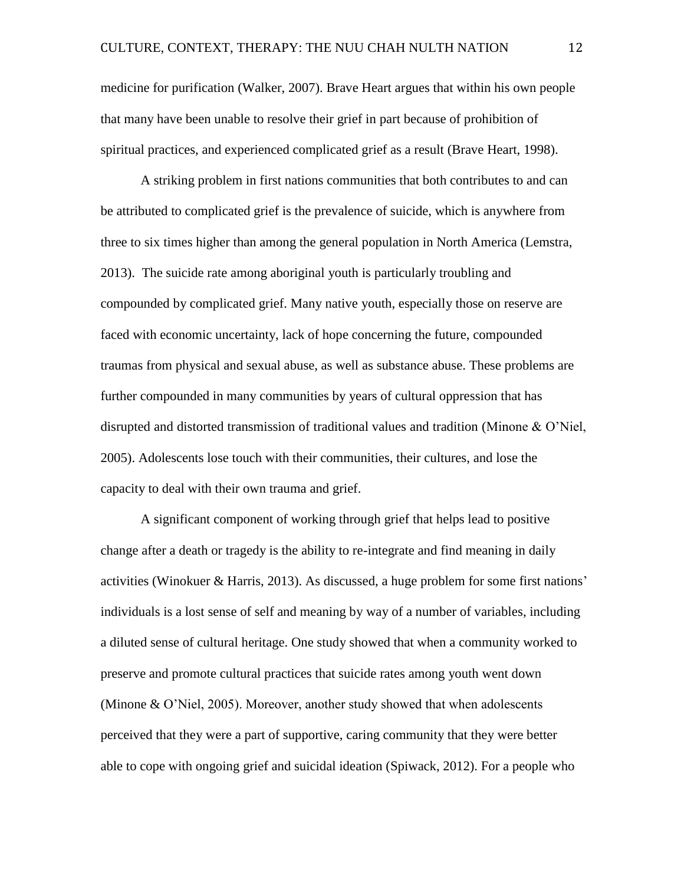medicine for purification (Walker, 2007). Brave Heart argues that within his own people that many have been unable to resolve their grief in part because of prohibition of spiritual practices, and experienced complicated grief as a result (Brave Heart, 1998).

A striking problem in first nations communities that both contributes to and can be attributed to complicated grief is the prevalence of suicide, which is anywhere from three to six times higher than among the general population in North America (Lemstra, 2013). The suicide rate among aboriginal youth is particularly troubling and compounded by complicated grief. Many native youth, especially those on reserve are faced with economic uncertainty, lack of hope concerning the future, compounded traumas from physical and sexual abuse, as well as substance abuse. These problems are further compounded in many communities by years of cultural oppression that has disrupted and distorted transmission of traditional values and tradition (Minone & O'Niel, 2005). Adolescents lose touch with their communities, their cultures, and lose the capacity to deal with their own trauma and grief.

A significant component of working through grief that helps lead to positive change after a death or tragedy is the ability to re-integrate and find meaning in daily activities (Winokuer & Harris, 2013). As discussed, a huge problem for some first nations' individuals is a lost sense of self and meaning by way of a number of variables, including a diluted sense of cultural heritage. One study showed that when a community worked to preserve and promote cultural practices that suicide rates among youth went down (Minone & O'Niel, 2005). Moreover, another study showed that when adolescents perceived that they were a part of supportive, caring community that they were better able to cope with ongoing grief and suicidal ideation (Spiwack, 2012). For a people who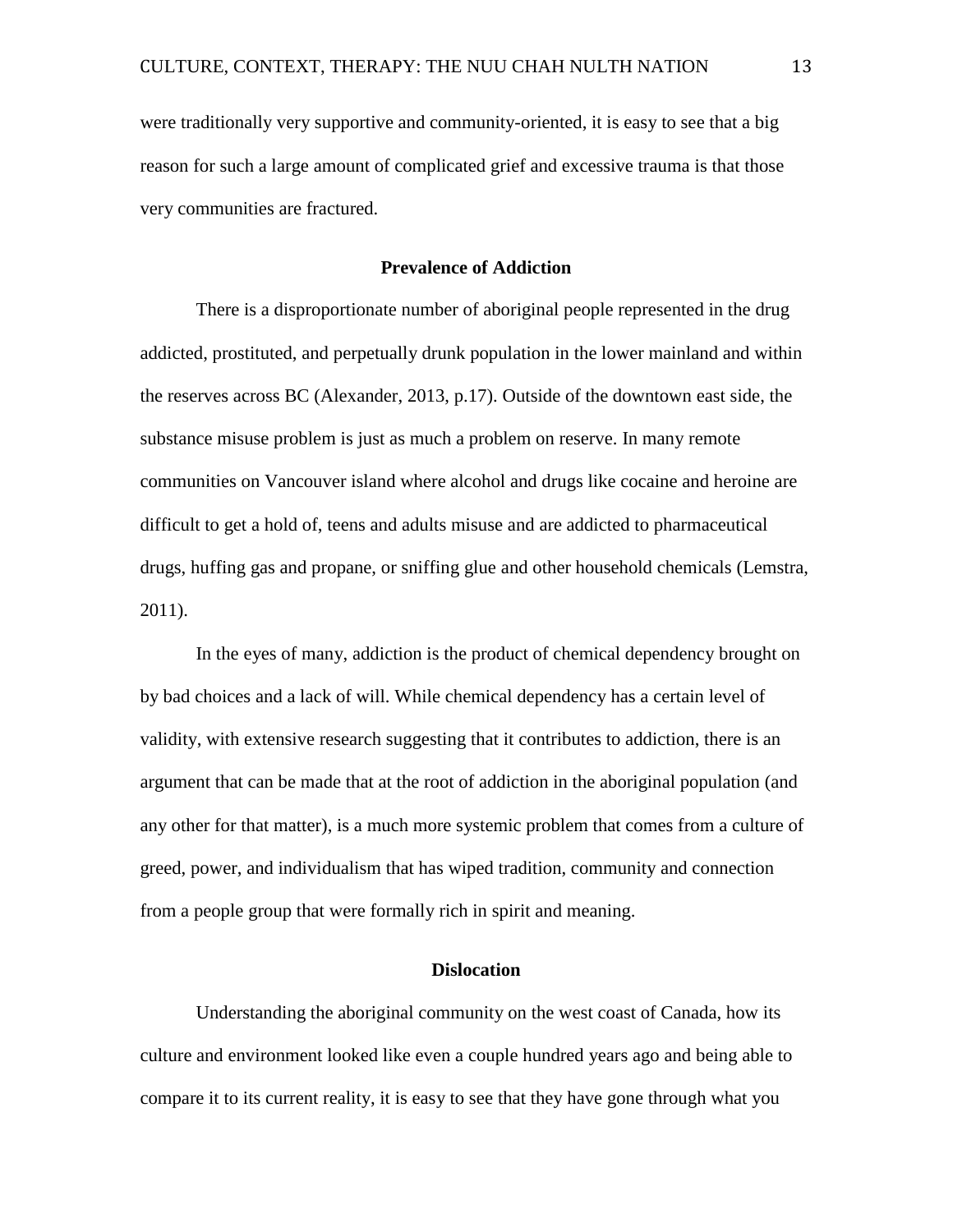were traditionally very supportive and community-oriented, it is easy to see that a big reason for such a large amount of complicated grief and excessive trauma is that those very communities are fractured.

## Prevalence of Addiction

There is a disproportionate number of aboriginal people represented in the drug addicted, prostituted, and perpetually drunk population in the lower mainland and within the reserves across BC (Alexander, 2013, p.17). Outside of the downtown east side, the substance misuse problem is just as much a problem on reserve. In many remote communities on Vancouver island where alcohol and drugs like cocaine and heroine are difficult to get a hold of, teens and adults misuse and are addicted to pharmaceutical drugs, huffing gas and propane, or sniffing glue and other household chemicals (Lemstra, 2011).

In the eyes of many, addiction is the product of chemical dependency brought on by bad choices and a lack of will. While chemical dependency has a certain level of validity, with extensive research suggesting that it contributes to addiction, there is an argument that can be made that at the root of addiction in the aboriginal population (and any other for that matter), is a much more systemic problem that comes from a culture of greed, power, and individualism that has wiped tradition, community and connection from a people group that were formally rich in spirit and meaning.

## Dislocation

Understanding the aboriginal community on the west coast of Canada, how its culture and environment looked like even a couple hundred years ago and being able to compare it to its current reality, it is easy to see that they have gone through what you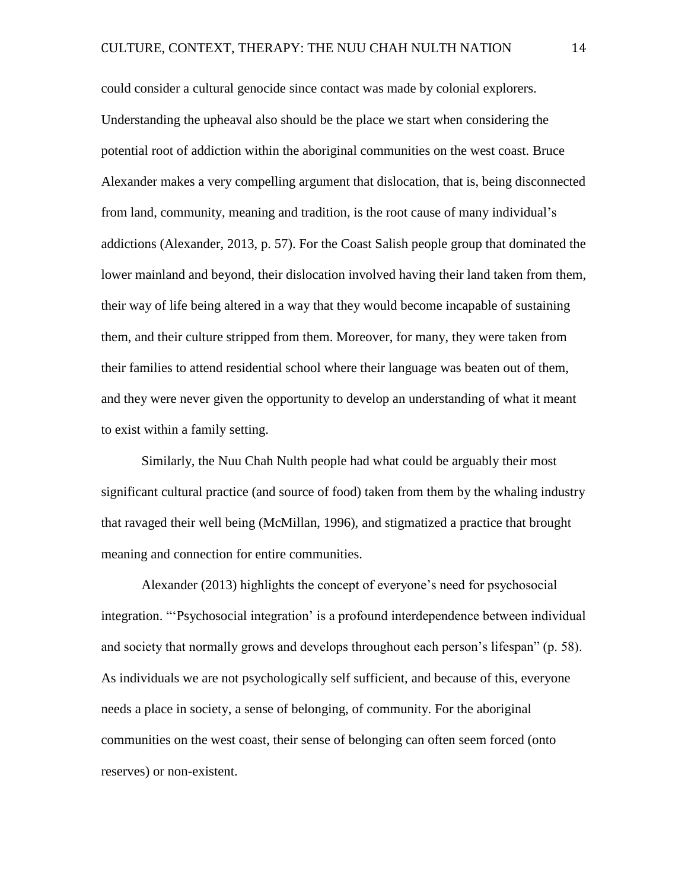could consider a cultural genocide since contact was made by colonial explorers. Understanding the upheaval also should be the place we start when considering the potential root of addiction within the aboriginal communities on the west coast. Bruce Alexander makes a very compelling argument that dislocation, that is, being disconnected from land, community, meaning and tradition, is the root cause of many individual's addictions (Alexander, 2013, p. 57). For the Coast Salish people group that dominated the lower mainland and beyond, their dislocation involved having their land taken from them, their way of life being altered in a way that they would become incapable of sustaining them, and their culture stripped from them. Moreover, for many, they were taken from their families to attend residential school where their language was beaten out of them, and they were never given the opportunity to develop an understanding of what it meant to exist within a family setting.

Similarly, the Nuu Chah Nulth people had what could be arguably their most significant cultural practice (and source of food) taken from them by the whaling industry that ravaged their well being (McMillan, 1996), and stigmatized a practice that brought meaning and connection for entire communities.

Alexander (2013) highlights the concept of everyone's need for psychosocial integration. "'Psychosocial integration' is a profound interdependence between individual and society that normally grows and develops throughout each person's lifespan" (p. 58). As individuals we are not psychologically self sufficient, and because of this, everyone needs a place in society, a sense of belonging, of community. For the aboriginal communities on the west coast, their sense of belonging can often seem forced (onto reserves) or non-existent.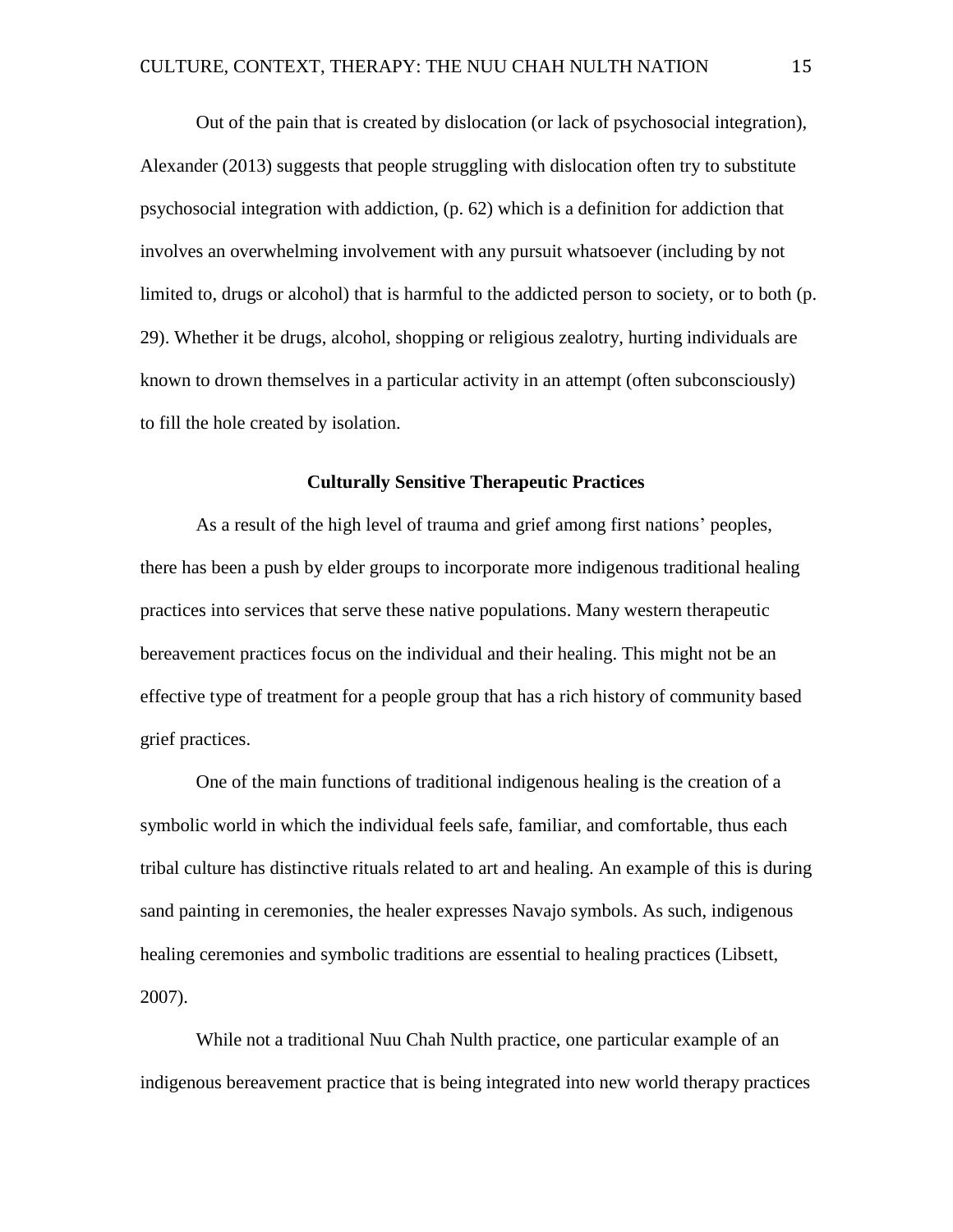Out of the pain that is created by dislocation (or lack of psychosocial integration), Alexander (2013) suggests that people struggling with dislocation often try to substitute psychosocial integration with addiction, (p. 62) which is a definition for addiction that involves an overwhelming involvement with any pursuit whatsoever (including by not limited to, drugs or alcohol) that is harmful to the addicted person to society, or to both (p. 29). Whether it be drugs, alcohol, shopping or religious zealotry, hurting individuals are known to drown themselves in a particular activity in an attempt (often subconsciously) to fill the hole created by isolation.

## Culturally Sensitive Therapeutic Practices

As a result of the high level of trauma and grief among first nations' peoples, there has been a push by elder groups to incorporate more indigenous traditional healing practices into services that serve these native populations. Many western therapeutic bereavement practices focus on the individual and their healing. This might not be an effective type of treatment for a people group that has a rich history of community based grief practices.

One of the main functions of traditional indigenous healing is the creation of a symbolic world in which the individual feels safe, familiar, and comfortable, thus each tribal culture has distinctive rituals related to art and healing. An example of this is during sand painting in ceremonies, the healer expresses Navajo symbols. As such, indigenous healing ceremonies and symbolic traditions are essential to healing practices (Libsett, 2007).

While not a traditional Nuu Chah Nulth practice, one particular example of an indigenous bereavement practice that is being integrated into new world therapy practices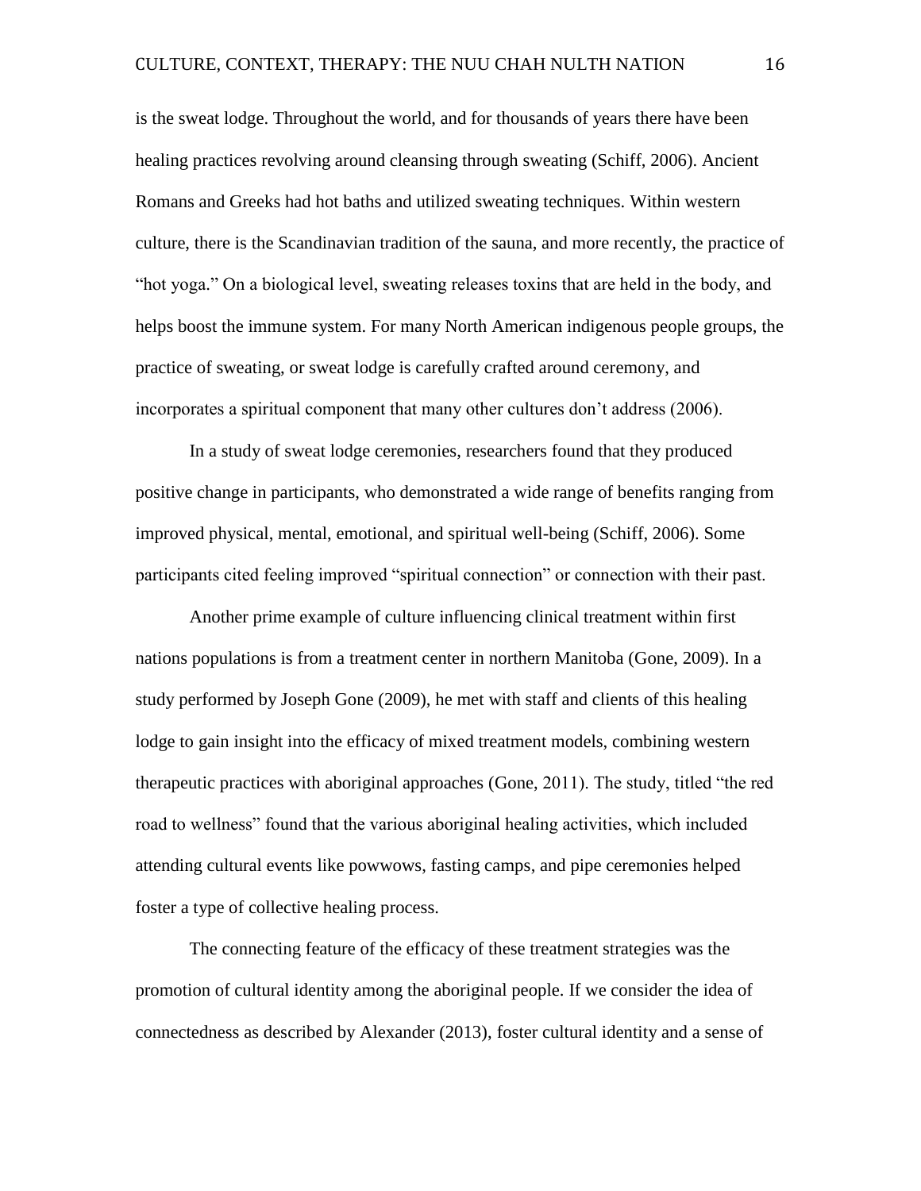is the sweat lodge. Throughout the world, and for thousands of years there have been healing practices revolving around cleansing through sweating (Schiff, 2006). Ancient Romans and Greeks had hot baths and utilized sweating techniques. Within western culture, there is the Scandinavian tradition of the sauna, and more recently, the practice of "hot yoga." On a biological level, sweating releases toxins that are held in the body, and helps boost the immune system. For many North American indigenous people groups, the practice of sweating, or sweat lodge is carefully crafted around ceremony, and incorporates a spiritual component that many other cultures don't address (2006).

In a study of sweat lodge ceremonies, researchers found that they produced positive change in participants, who demonstrated a wide range of benefits ranging from improved physical, mental, emotional, and spiritual well-being (Schiff, 2006). Some participants cited feeling improved "spiritual connection" or connection with their past.

Another prime example of culture influencing clinical treatment within first nations populations is from a treatment center in northern Manitoba (Gone, 2009). In a study performed by Joseph Gone (2009), he met with staff and clients of this healing lodge to gain insight into the efficacy of mixed treatment models, combining western therapeutic practices with aboriginal approaches (Gone, 2011). The study, titled "the red road to wellness" found that the various aboriginal healing activities, which included attending cultural events like powwows, fasting camps, and pipe ceremonies helped foster a type of collective healing process.

The connecting feature of the efficacy of these treatment strategies was the promotion of cultural identity among the aboriginal people. If we consider the idea of connectedness as described by Alexander (2013), foster cultural identity and a sense of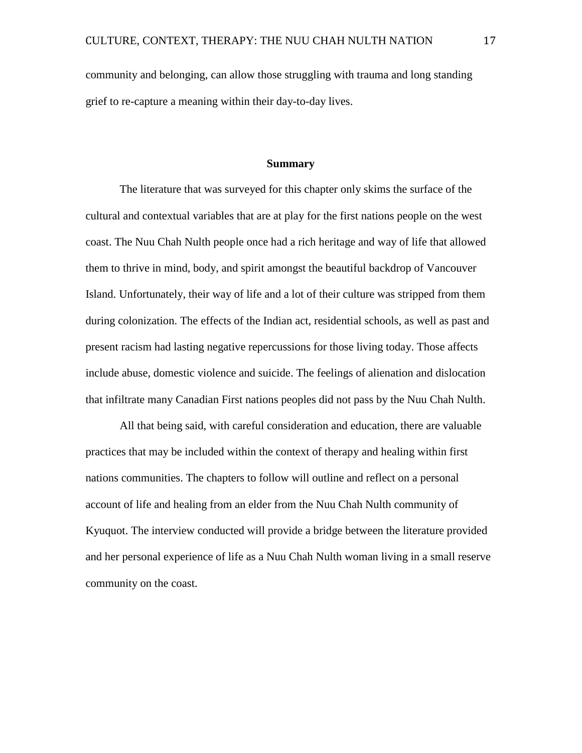community and belonging, can allow those struggling with trauma and long standing grief to re-capture a meaning within their day-to-day lives.

## Summary

The literature that was surveyed for this chapter only skims the surface of the cultural and contextual variables that are at play for the first nations people on the west coast. The Nuu Chah Nulth people once had a rich heritage and way of life that allowed them to thrive in mind, body, and spirit amongst the beautiful backdrop of Vancouver Island. Unfortunately, their way of life and a lot of their culture was stripped from them during colonization. The effects of the Indian act, residential schools, as well as past and present racism had lasting negative repercussions for those living today. Those affects include abuse, domestic violence and suicide. The feelings of alienation and dislocation that infiltrate many Canadian First nations peoples did not pass by the Nuu Chah Nulth.

All that being said, with careful consideration and education, there are valuable practices that may be included within the context of therapy and healing within first nations communities. The chapters to follow will outline and reflect on a personal account of life and healing from an elder from the Nuu Chah Nulth community of Kyuquot. The interview conducted will provide a bridge between the literature provided and her personal experience of life as a Nuu Chah Nulth woman living in a small reserve community on the coast.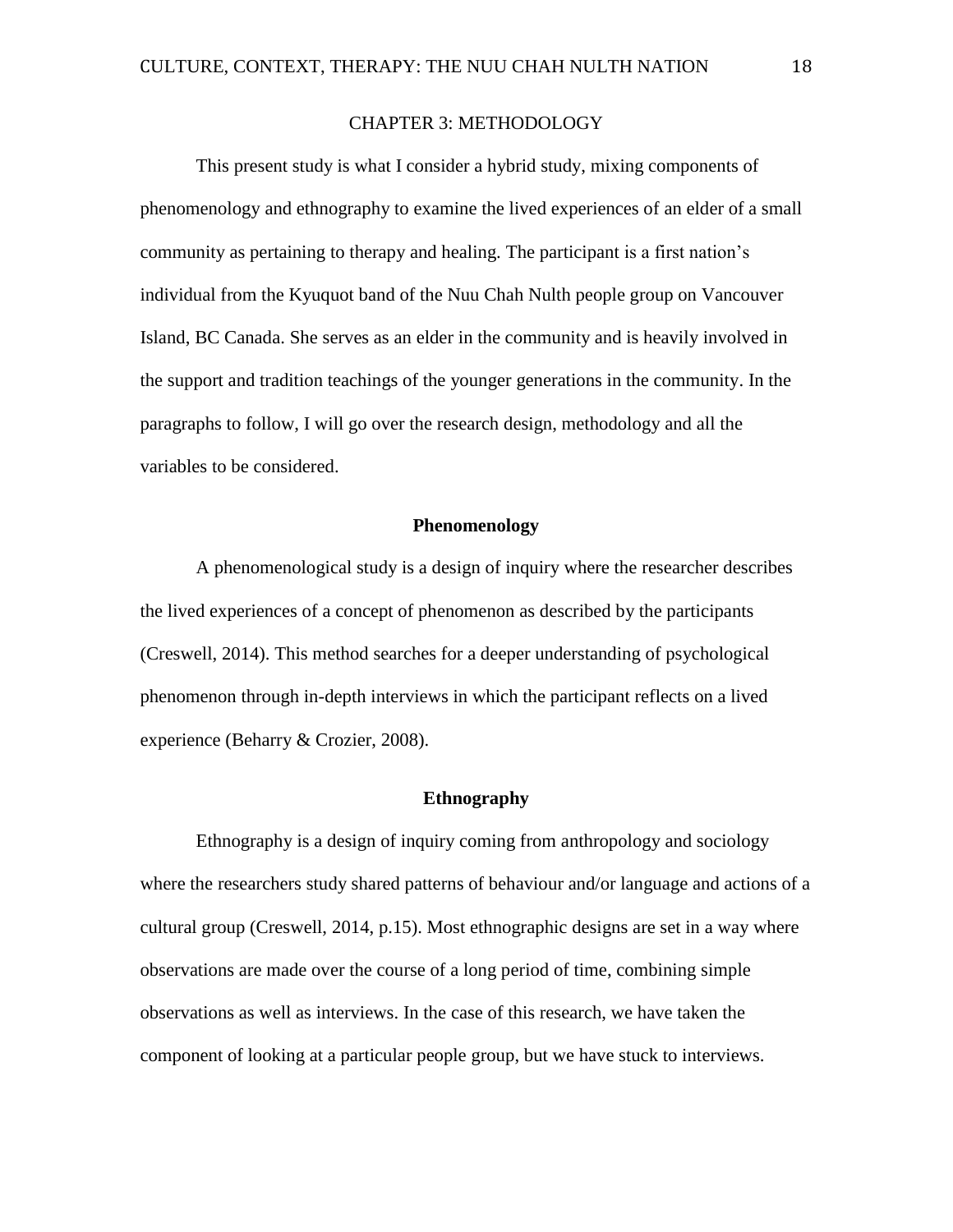# CHAPTER 3: METHODOLOGY

This present study is what I consider a hybrid study, mixing components of phenomenology and ethnography to examine the lived experiences of an elder of a small community as pertaining to therapy and healing. The participant is a first nation's individual from the Kyuquot band of the Nuu Chah Nulth people group on Vancouver Island, BC Canada. She serves as an elder in the community and is heavily involved in the support and tradition teachings of the younger generations in the community. In the paragraphs to follow, I will go over the research design, methodology and all the variables to be considered.

## Phenomenology

A phenomenological study is a design of inquiry where the researcher describes the lived experiences of a concept of phenomenon as described by the participants (Creswell, 2014). This method searches for a deeper understanding of psychological phenomenon through in-depth interviews in which the participant reflects on a lived experience (Beharry & Crozier, 2008).

## Ethnography

Ethnography is a design of inquiry coming from anthropology and sociology where the researchers study shared patterns of behaviour and/or language and actions of a cultural group (Creswell, 2014, p.15). Most ethnographic designs are set in a way where observations are made over the course of a long period of time, combining simple observations as well as interviews. In the case of this research, we have taken the component of looking at a particular people group, but we have stuck to interviews.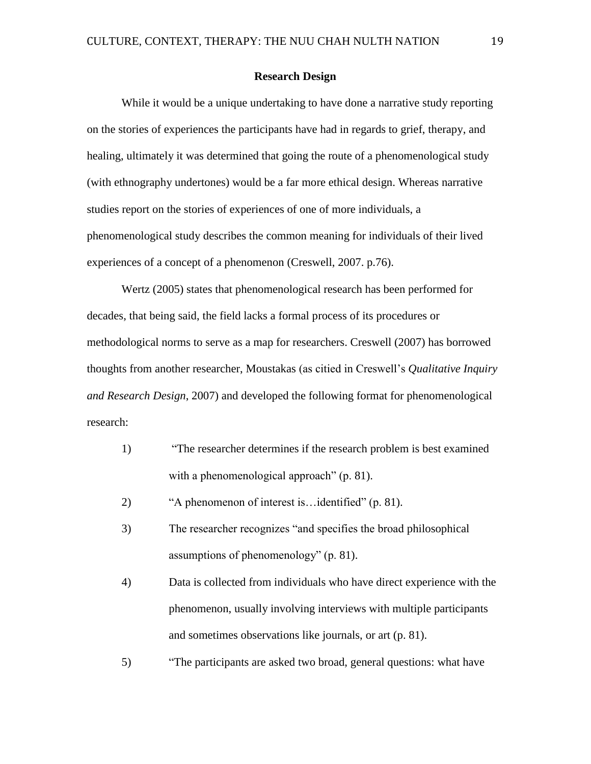## Research Design

While it would be a unique undertaking to have done a narrative study reporting on the stories of experiences the participants have had in regards to grief, therapy, and healing, ultimately it was determined that going the route of a phenomenological study (with ethnography undertones) would be a far more ethical design. Whereas narrative studies report on the stories of experiences of one of more individuals, a phenomenological study describes the common meaning for individuals of their lived experiences of a concept of a phenomenon (Creswell, 2007. p.76).

Wertz (2005) states that phenomenological research has been performed for decades, that being said, the field lacks a formal process of its procedures or methodological norms to serve as a map for researchers. Creswell (2007) has borrowed thoughts from another researcher, Moustakas (as citied in Creswell's *Qualitative Inquiry and Research Design*, 2007) and developed the following format for phenomenological research:

1) "The researcher determines if the research problem is best examined with a phenomenological approach" (p. 81).
2) "A phenomenon of interest is…identified" (p. 81).
3) The researcher recognizes "and specifies the broad philosophical assumptions of phenomenology" (p. 81).
4) Data is collected from individuals who have direct experience with the phenomenon, usually involving interviews with multiple participants and sometimes observations like journals, or art (p. 81).
5) "The participants are asked two broad, general questions: what have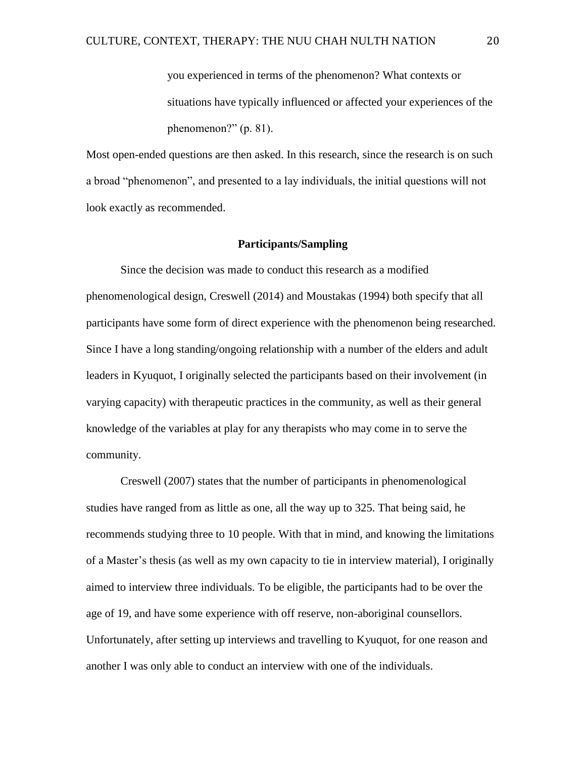> you experienced in terms of the phenomenon? What contexts or situations have typically influenced or affected your experiences of the phenomenon?" (p. 81).

Most open-ended questions are then asked. In this research, since the research is on such a broad "phenomenon", and presented to a lay individuals, the initial questions will not look exactly as recommended.

**Participants/Sampling**

Since the decision was made to conduct this research as a modified phenomenological design, Creswell (2014) and Moustakas (1994) both specify that all participants have some form of direct experience with the phenomenon being researched. Since I have a long standing/ongoing relationship with a number of the elders and adult leaders in Kyuquot, I originally selected the participants based on their involvement (in varying capacity) with therapeutic practices in the community, as well as their general knowledge of the variables at play for any therapists who may come in to serve the community.

Creswell (2007) states that the number of participants in phenomenological studies have ranged from as little as one, all the way up to 325. That being said, he recommends studying three to 10 people. With that in mind, and knowing the limitations of a Master's thesis (as well as my own capacity to tie in interview material), I originally aimed to interview three individuals. To be eligible, the participants had to be over the age of 19, and have some experience with off reserve, non-aboriginal counsellors. Unfortunately, after setting up interviews and travelling to Kyuquot, for one reason and another I was only able to conduct an interview with one of the individuals.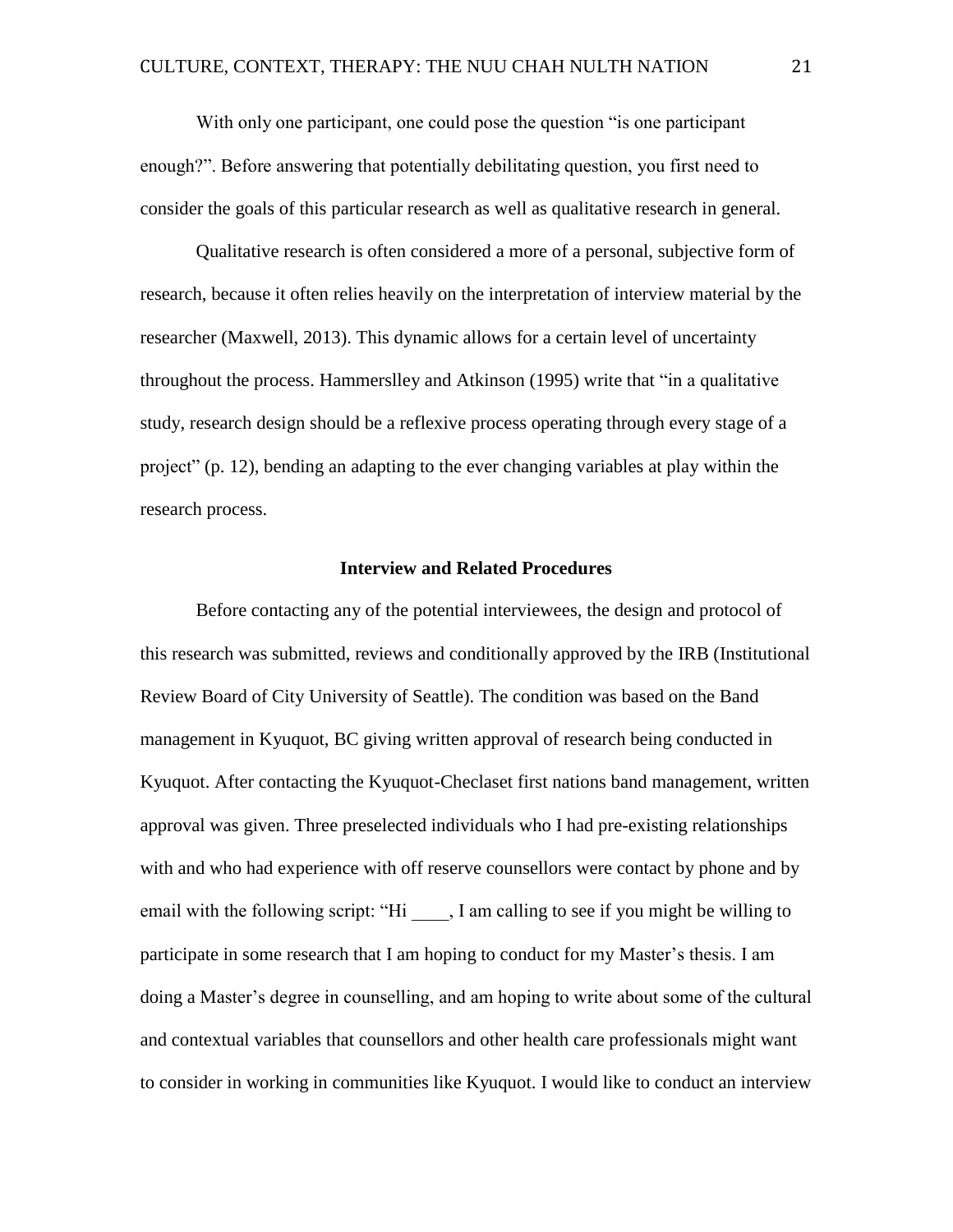With only one participant, one could pose the question "is one participant enough?". Before answering that potentially debilitating question, you first need to consider the goals of this particular research as well as qualitative research in general.

Qualitative research is often considered a more of a personal, subjective form of research, because it often relies heavily on the interpretation of interview material by the researcher (Maxwell, 2013). This dynamic allows for a certain level of uncertainty throughout the process. Hammerslley and Atkinson (1995) write that "in a qualitative study, research design should be a reflexive process operating through every stage of a project" (p. 12), bending an adapting to the ever changing variables at play within the research process.

## Interview and Related Procedures

Before contacting any of the potential interviewees, the design and protocol of this research was submitted, reviews and conditionally approved by the IRB (Institutional Review Board of City University of Seattle). The condition was based on the Band management in Kyuquot, BC giving written approval of research being conducted in Kyuquot. After contacting the Kyuquot-Checlaset first nations band management, written approval was given. Three preselected individuals who I had pre-existing relationships with and who had experience with off reserve counsellors were contact by phone and by email with the following script: "Hi ____, I am calling to see if you might be willing to participate in some research that I am hoping to conduct for my Master's thesis. I am doing a Master's degree in counselling, and am hoping to write about some of the cultural and contextual variables that counsellors and other health care professionals might want to consider in working in communities like Kyuquot. I would like to conduct an interview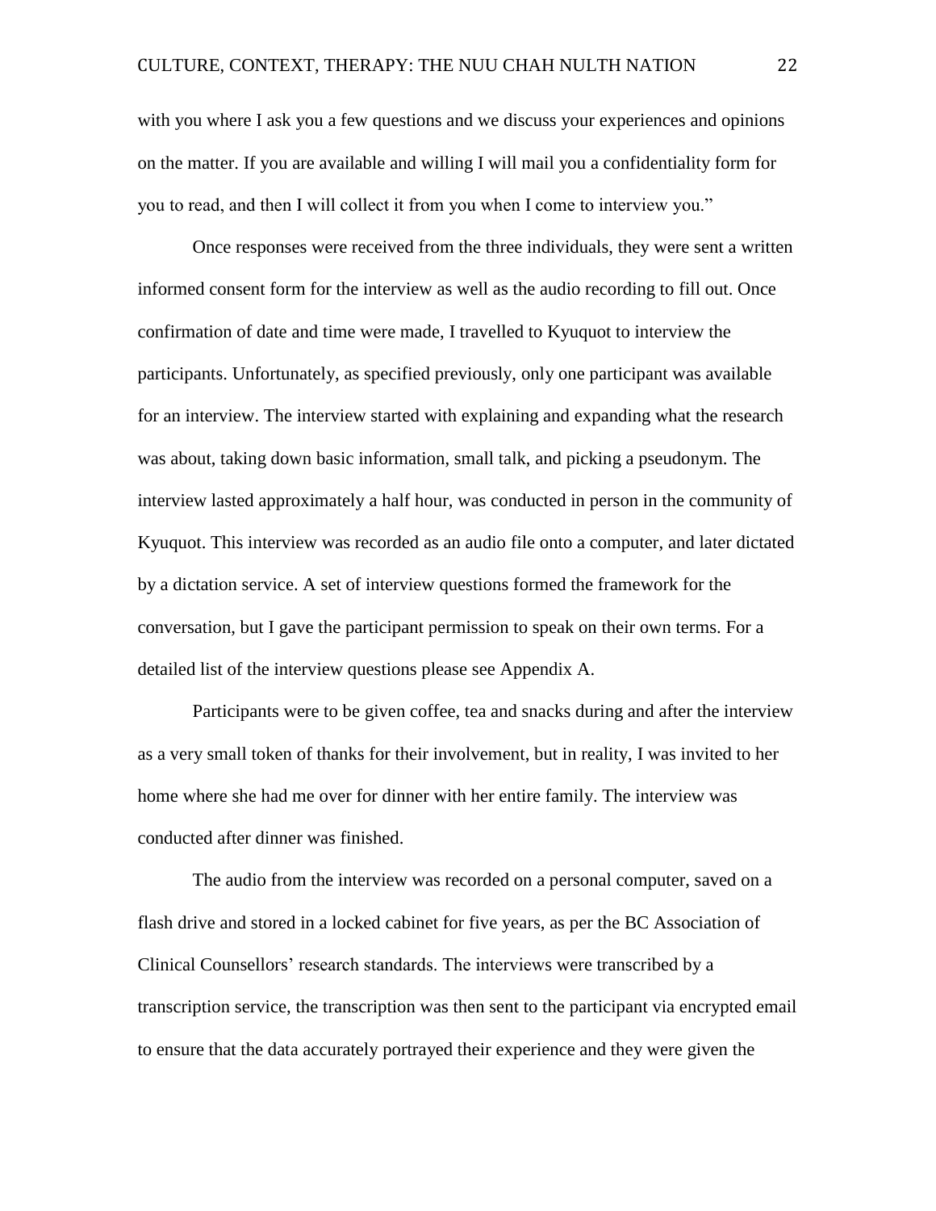with you where I ask you a few questions and we discuss your experiences and opinions on the matter. If you are available and willing I will mail you a confidentiality form for you to read, and then I will collect it from you when I come to interview you."

Once responses were received from the three individuals, they were sent a written informed consent form for the interview as well as the audio recording to fill out. Once confirmation of date and time were made, I travelled to Kyuquot to interview the participants. Unfortunately, as specified previously, only one participant was available for an interview. The interview started with explaining and expanding what the research was about, taking down basic information, small talk, and picking a pseudonym. The interview lasted approximately a half hour, was conducted in person in the community of Kyuquot. This interview was recorded as an audio file onto a computer, and later dictated by a dictation service. A set of interview questions formed the framework for the conversation, but I gave the participant permission to speak on their own terms. For a detailed list of the interview questions please see Appendix A.

Participants were to be given coffee, tea and snacks during and after the interview as a very small token of thanks for their involvement, but in reality, I was invited to her home where she had me over for dinner with her entire family. The interview was conducted after dinner was finished.

The audio from the interview was recorded on a personal computer, saved on a flash drive and stored in a locked cabinet for five years, as per the BC Association of Clinical Counsellors' research standards. The interviews were transcribed by a transcription service, the transcription was then sent to the participant via encrypted email to ensure that the data accurately portrayed their experience and they were given the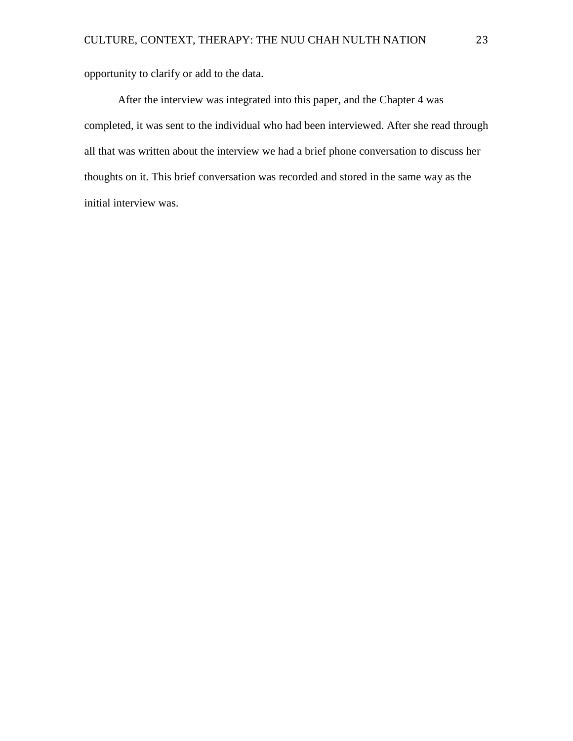opportunity to clarify or add to the data.

After the interview was integrated into this paper, and the Chapter 4 was completed, it was sent to the individual who had been interviewed. After she read through all that was written about the interview we had a brief phone conversation to discuss her thoughts on it. This brief conversation was recorded and stored in the same way as the initial interview was.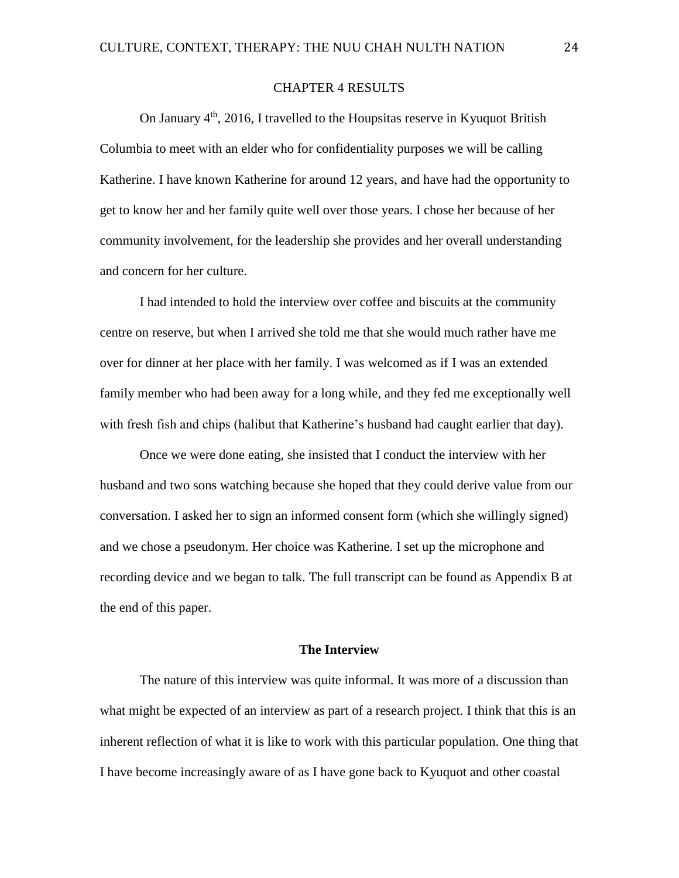# CHAPTER 4 RESULTS

On January 4th, 2016, I travelled to the Houpsitas reserve in Kyuquot British Columbia to meet with an elder who for confidentiality purposes we will be calling Katherine. I have known Katherine for around 12 years, and have had the opportunity to get to know her and her family quite well over those years. I chose her because of her community involvement, for the leadership she provides and her overall understanding and concern for her culture.

I had intended to hold the interview over coffee and biscuits at the community centre on reserve, but when I arrived she told me that she would much rather have me over for dinner at her place with her family. I was welcomed as if I was an extended family member who had been away for a long while, and they fed me exceptionally well with fresh fish and chips (halibut that Katherine's husband had caught earlier that day).

Once we were done eating, she insisted that I conduct the interview with her husband and two sons watching because she hoped that they could derive value from our conversation. I asked her to sign an informed consent form (which she willingly signed) and we chose a pseudonym. Her choice was Katherine. I set up the microphone and recording device and we began to talk. The full transcript can be found as Appendix B at the end of this paper.

## The Interview

The nature of this interview was quite informal. It was more of a discussion than what might be expected of an interview as part of a research project. I think that this is an inherent reflection of what it is like to work with this particular population. One thing that I have become increasingly aware of as I have gone back to Kyuquot and other coastal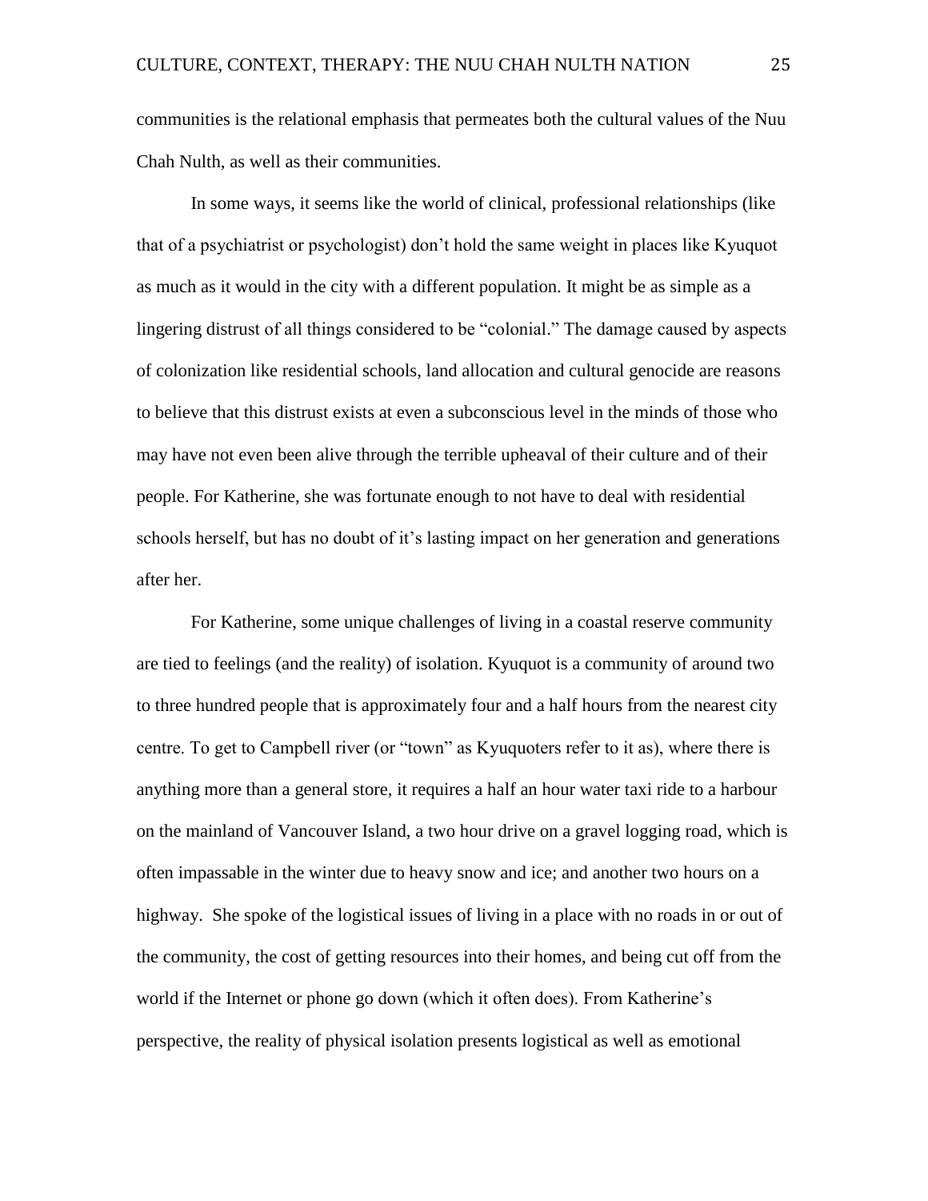communities is the relational emphasis that permeates both the cultural values of the Nuu Chah Nulth, as well as their communities.

In some ways, it seems like the world of clinical, professional relationships (like that of a psychiatrist or psychologist) don't hold the same weight in places like Kyuquot as much as it would in the city with a different population. It might be as simple as a lingering distrust of all things considered to be "colonial." The damage caused by aspects of colonization like residential schools, land allocation and cultural genocide are reasons to believe that this distrust exists at even a subconscious level in the minds of those who may have not even been alive through the terrible upheaval of their culture and of their people. For Katherine, she was fortunate enough to not have to deal with residential schools herself, but has no doubt of it's lasting impact on her generation and generations after her.

For Katherine, some unique challenges of living in a coastal reserve community are tied to feelings (and the reality) of isolation. Kyuquot is a community of around two to three hundred people that is approximately four and a half hours from the nearest city centre. To get to Campbell river (or "town" as Kyuquoters refer to it as), where there is anything more than a general store, it requires a half an hour water taxi ride to a harbour on the mainland of Vancouver Island, a two hour drive on a gravel logging road, which is often impassable in the winter due to heavy snow and ice; and another two hours on a highway. She spoke of the logistical issues of living in a place with no roads in or out of the community, the cost of getting resources into their homes, and being cut off from the world if the Internet or phone go down (which it often does). From Katherine's perspective, the reality of physical isolation presents logistical as well as emotional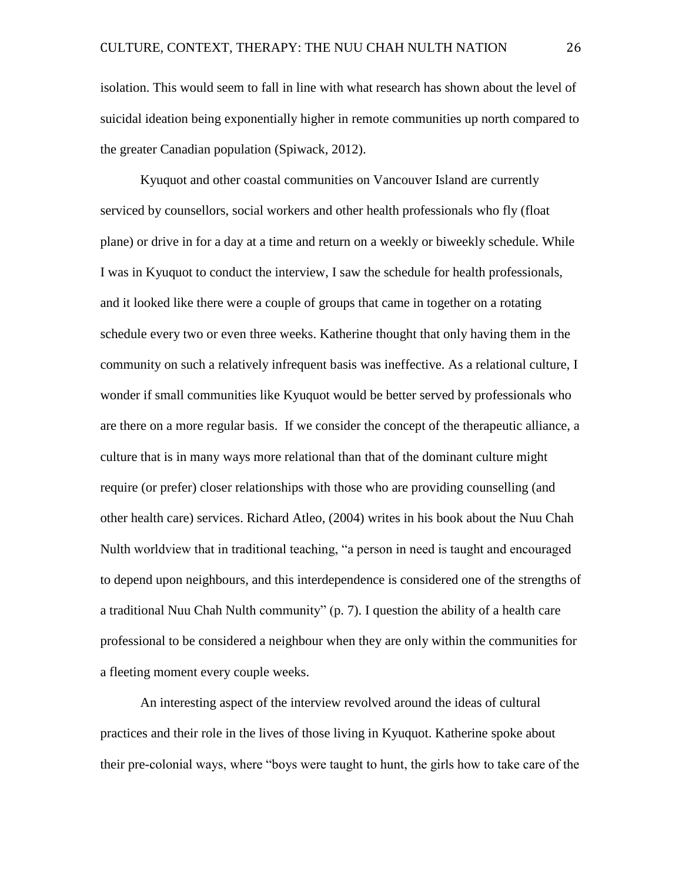isolation. This would seem to fall in line with what research has shown about the level of suicidal ideation being exponentially higher in remote communities up north compared to the greater Canadian population (Spiwack, 2012).

Kyuquot and other coastal communities on Vancouver Island are currently serviced by counsellors, social workers and other health professionals who fly (float plane) or drive in for a day at a time and return on a weekly or biweekly schedule. While I was in Kyuquot to conduct the interview, I saw the schedule for health professionals, and it looked like there were a couple of groups that came in together on a rotating schedule every two or even three weeks. Katherine thought that only having them in the community on such a relatively infrequent basis was ineffective. As a relational culture, I wonder if small communities like Kyuquot would be better served by professionals who are there on a more regular basis. If we consider the concept of the therapeutic alliance, a culture that is in many ways more relational than that of the dominant culture might require (or prefer) closer relationships with those who are providing counselling (and other health care) services. Richard Atleo, (2004) writes in his book about the Nuu Chah Nulth worldview that in traditional teaching, "a person in need is taught and encouraged to depend upon neighbours, and this interdependence is considered one of the strengths of a traditional Nuu Chah Nulth community" (p. 7). I question the ability of a health care professional to be considered a neighbour when they are only within the communities for a fleeting moment every couple weeks.

An interesting aspect of the interview revolved around the ideas of cultural practices and their role in the lives of those living in Kyuquot. Katherine spoke about their pre-colonial ways, where "boys were taught to hunt, the girls how to take care of the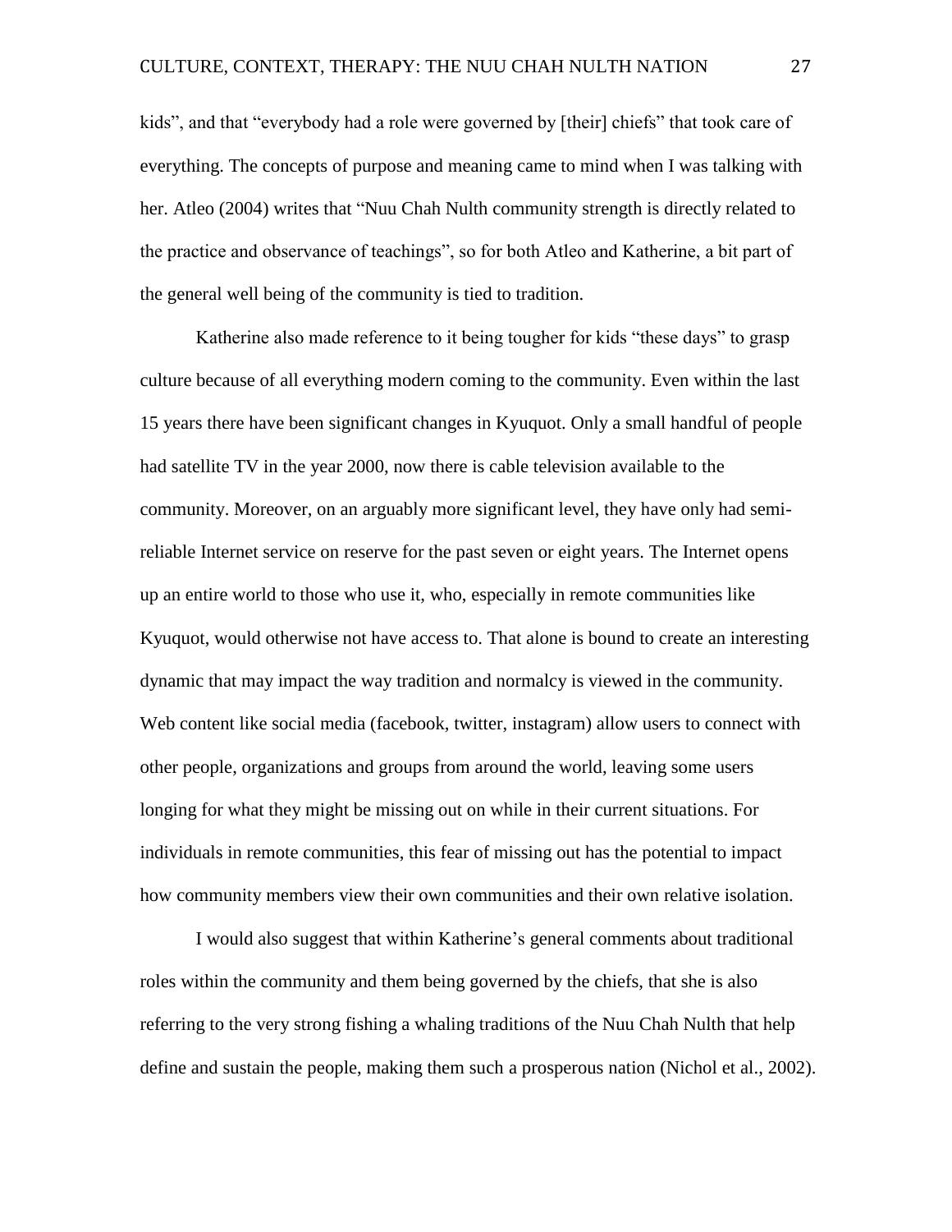kids", and that "everybody had a role were governed by [their] chiefs" that took care of everything. The concepts of purpose and meaning came to mind when I was talking with her. Atleo (2004) writes that "Nuu Chah Nulth community strength is directly related to the practice and observance of teachings", so for both Atleo and Katherine, a bit part of the general well being of the community is tied to tradition.

Katherine also made reference to it being tougher for kids "these days" to grasp culture because of all everything modern coming to the community. Even within the last 15 years there have been significant changes in Kyuquot. Only a small handful of people had satellite TV in the year 2000, now there is cable television available to the community. Moreover, on an arguably more significant level, they have only had semi-reliable Internet service on reserve for the past seven or eight years. The Internet opens up an entire world to those who use it, who, especially in remote communities like Kyuquot, would otherwise not have access to. That alone is bound to create an interesting dynamic that may impact the way tradition and normalcy is viewed in the community. Web content like social media (facebook, twitter, instagram) allow users to connect with other people, organizations and groups from around the world, leaving some users longing for what they might be missing out on while in their current situations. For individuals in remote communities, this fear of missing out has the potential to impact how community members view their own communities and their own relative isolation.

I would also suggest that within Katherine's general comments about traditional roles within the community and them being governed by the chiefs, that she is also referring to the very strong fishing a whaling traditions of the Nuu Chah Nulth that help define and sustain the people, making them such a prosperous nation (Nichol et al., 2002).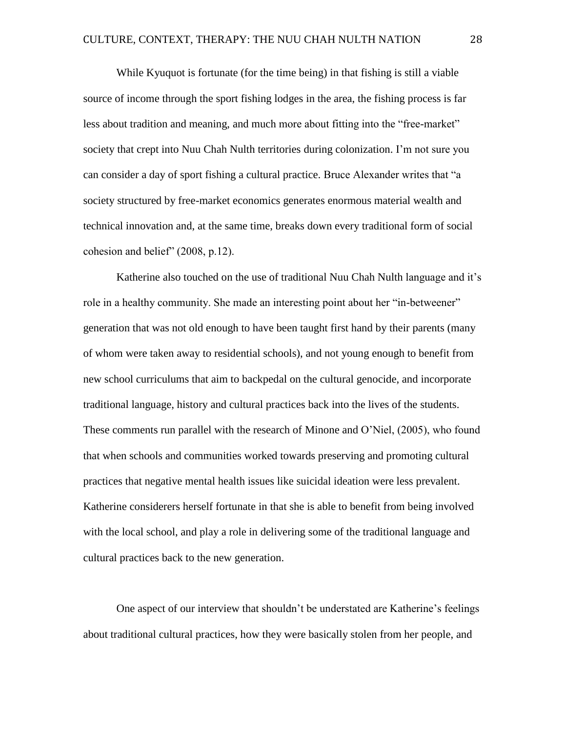While Kyuquot is fortunate (for the time being) in that fishing is still a viable source of income through the sport fishing lodges in the area, the fishing process is far less about tradition and meaning, and much more about fitting into the "free-market" society that crept into Nuu Chah Nulth territories during colonization. I'm not sure you can consider a day of sport fishing a cultural practice. Bruce Alexander writes that "a society structured by free-market economics generates enormous material wealth and technical innovation and, at the same time, breaks down every traditional form of social cohesion and belief" (2008, p.12).

Katherine also touched on the use of traditional Nuu Chah Nulth language and it's role in a healthy community. She made an interesting point about her "in-betweener" generation that was not old enough to have been taught first hand by their parents (many of whom were taken away to residential schools), and not young enough to benefit from new school curriculums that aim to backpedal on the cultural genocide, and incorporate traditional language, history and cultural practices back into the lives of the students. These comments run parallel with the research of Minone and O'Niel, (2005), who found that when schools and communities worked towards preserving and promoting cultural practices that negative mental health issues like suicidal ideation were less prevalent. Katherine considerers herself fortunate in that she is able to benefit from being involved with the local school, and play a role in delivering some of the traditional language and cultural practices back to the new generation.

One aspect of our interview that shouldn't be understated are Katherine's feelings about traditional cultural practices, how they were basically stolen from her people, and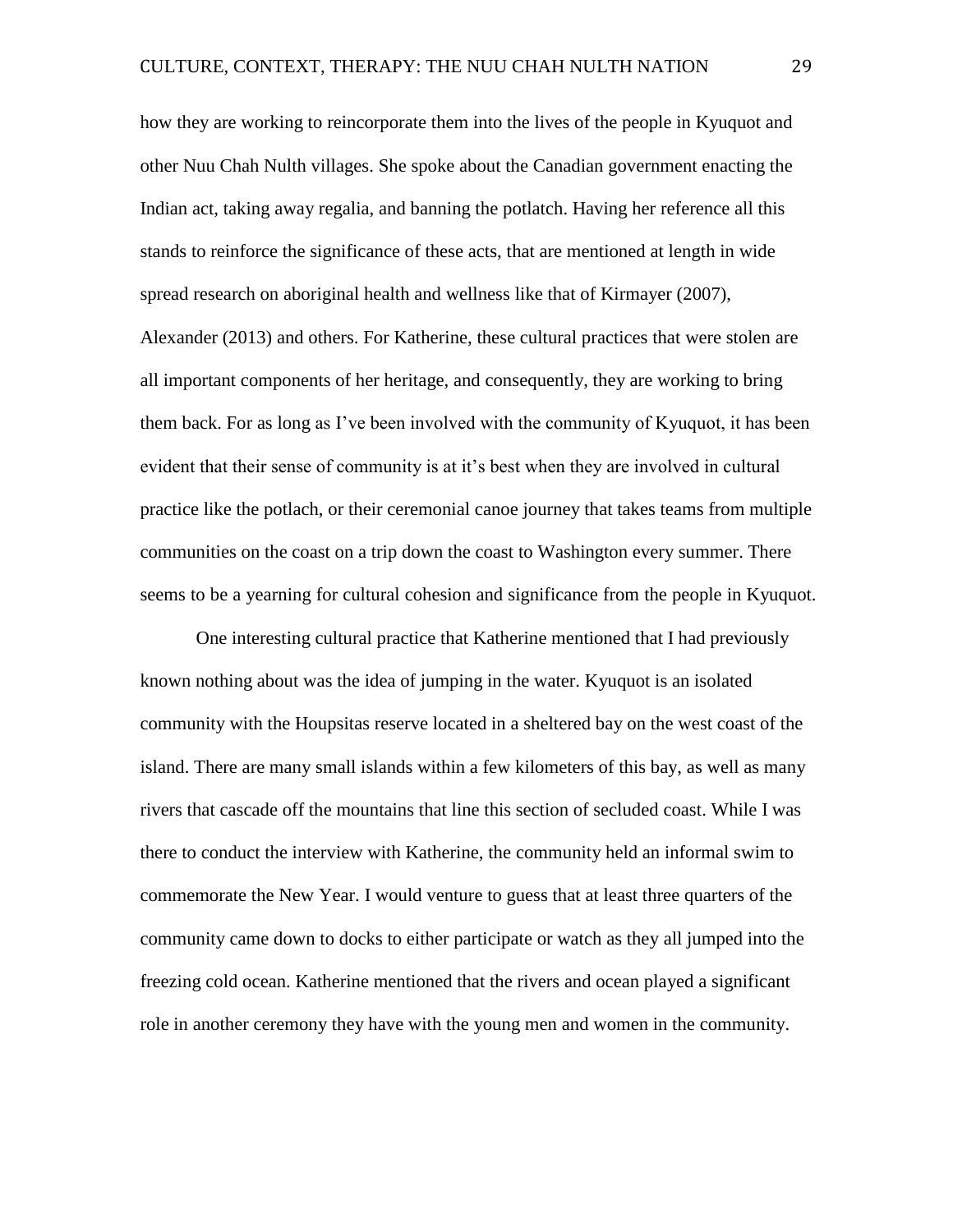how they are working to reincorporate them into the lives of the people in Kyuquot and other Nuu Chah Nulth villages. She spoke about the Canadian government enacting the Indian act, taking away regalia, and banning the potlatch. Having her reference all this stands to reinforce the significance of these acts, that are mentioned at length in wide spread research on aboriginal health and wellness like that of Kirmayer (2007), Alexander (2013) and others. For Katherine, these cultural practices that were stolen are all important components of her heritage, and consequently, they are working to bring them back. For as long as I've been involved with the community of Kyuquot, it has been evident that their sense of community is at it's best when they are involved in cultural practice like the potlach, or their ceremonial canoe journey that takes teams from multiple communities on the coast on a trip down the coast to Washington every summer. There seems to be a yearning for cultural cohesion and significance from the people in Kyuquot.

One interesting cultural practice that Katherine mentioned that I had previously known nothing about was the idea of jumping in the water. Kyuquot is an isolated community with the Houpsitas reserve located in a sheltered bay on the west coast of the island. There are many small islands within a few kilometers of this bay, as well as many rivers that cascade off the mountains that line this section of secluded coast. While I was there to conduct the interview with Katherine, the community held an informal swim to commemorate the New Year. I would venture to guess that at least three quarters of the community came down to docks to either participate or watch as they all jumped into the freezing cold ocean. Katherine mentioned that the rivers and ocean played a significant role in another ceremony they have with the young men and women in the community.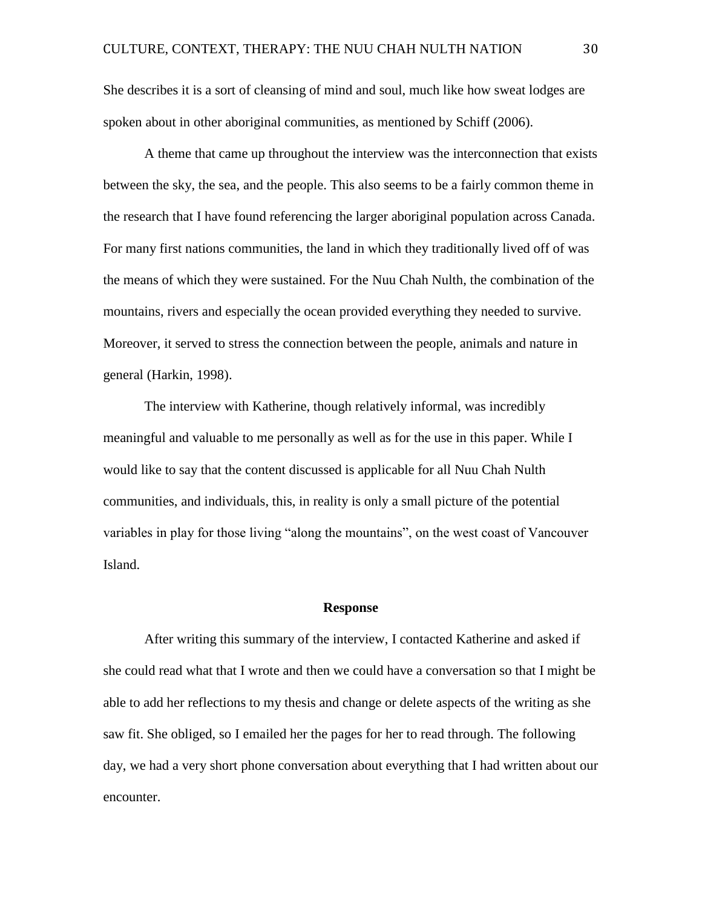She describes it is a sort of cleansing of mind and soul, much like how sweat lodges are spoken about in other aboriginal communities, as mentioned by Schiff (2006).

A theme that came up throughout the interview was the interconnection that exists between the sky, the sea, and the people. This also seems to be a fairly common theme in the research that I have found referencing the larger aboriginal population across Canada. For many first nations communities, the land in which they traditionally lived off of was the means of which they were sustained. For the Nuu Chah Nulth, the combination of the mountains, rivers and especially the ocean provided everything they needed to survive. Moreover, it served to stress the connection between the people, animals and nature in general (Harkin, 1998).

The interview with Katherine, though relatively informal, was incredibly meaningful and valuable to me personally as well as for the use in this paper. While I would like to say that the content discussed is applicable for all Nuu Chah Nulth communities, and individuals, this, in reality is only a small picture of the potential variables in play for those living "along the mountains", on the west coast of Vancouver Island.

## Response

After writing this summary of the interview, I contacted Katherine and asked if she could read what that I wrote and then we could have a conversation so that I might be able to add her reflections to my thesis and change or delete aspects of the writing as she saw fit. She obliged, so I emailed her the pages for her to read through. The following day, we had a very short phone conversation about everything that I had written about our encounter.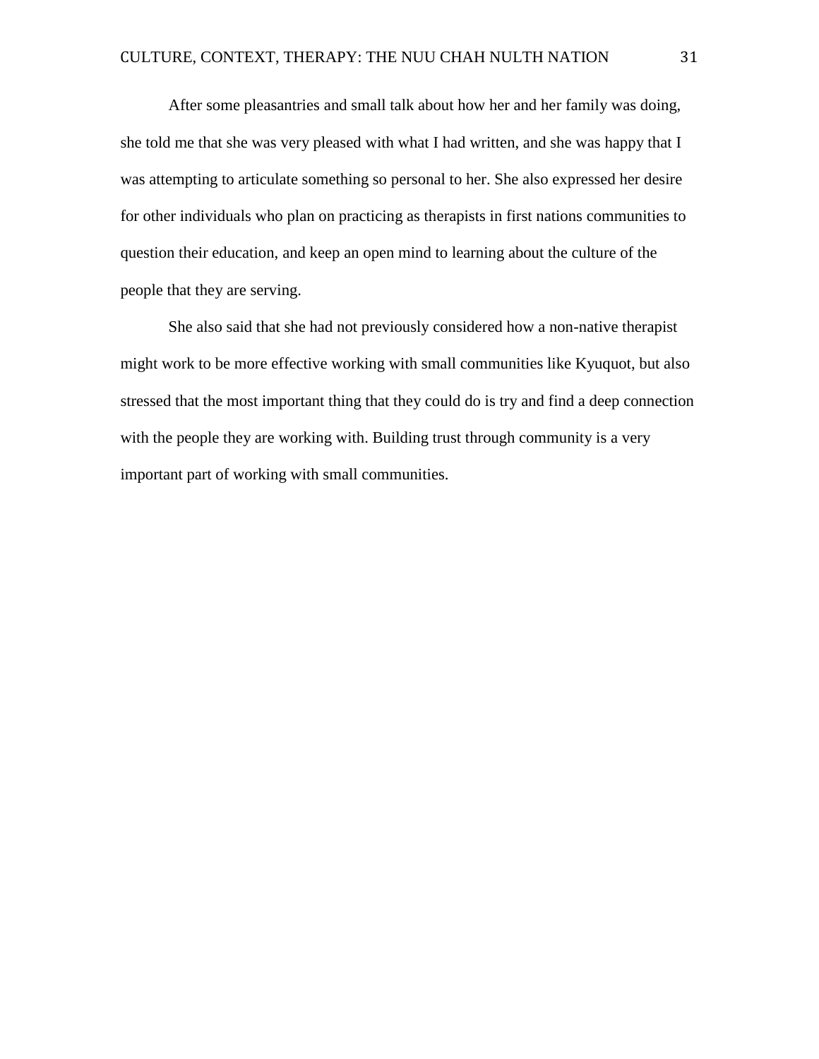After some pleasantries and small talk about how her and her family was doing, she told me that she was very pleased with what I had written, and she was happy that I was attempting to articulate something so personal to her. She also expressed her desire for other individuals who plan on practicing as therapists in first nations communities to question their education, and keep an open mind to learning about the culture of the people that they are serving.

She also said that she had not previously considered how a non-native therapist might work to be more effective working with small communities like Kyuquot, but also stressed that the most important thing that they could do is try and find a deep connection with the people they are working with. Building trust through community is a very important part of working with small communities.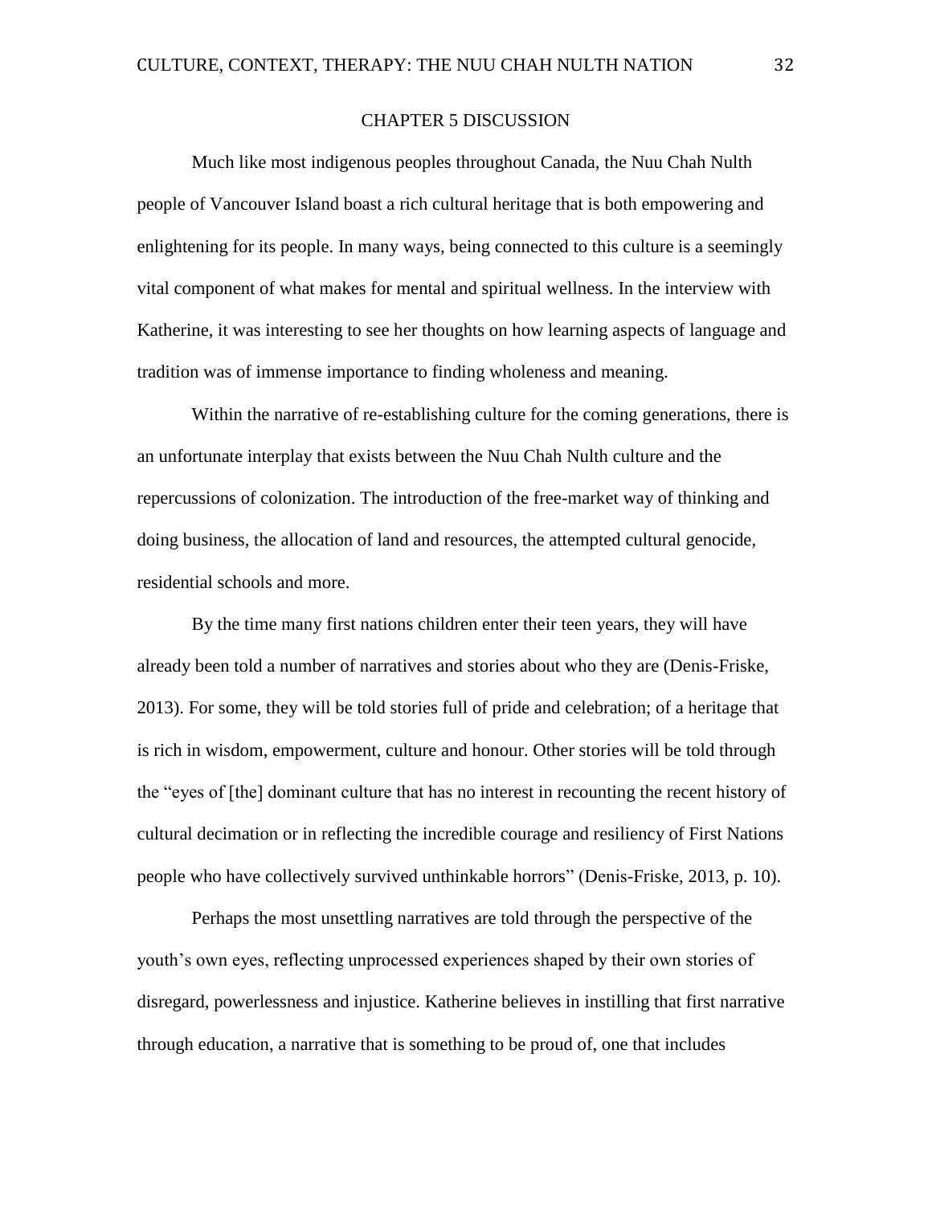# CHAPTER 5 DISCUSSION

Much like most indigenous peoples throughout Canada, the Nuu Chah Nulth people of Vancouver Island boast a rich cultural heritage that is both empowering and enlightening for its people. In many ways, being connected to this culture is a seemingly vital component of what makes for mental and spiritual wellness. In the interview with Katherine, it was interesting to see her thoughts on how learning aspects of language and tradition was of immense importance to finding wholeness and meaning.

Within the narrative of re-establishing culture for the coming generations, there is an unfortunate interplay that exists between the Nuu Chah Nulth culture and the repercussions of colonization. The introduction of the free-market way of thinking and doing business, the allocation of land and resources, the attempted cultural genocide, residential schools and more.

By the time many first nations children enter their teen years, they will have already been told a number of narratives and stories about who they are (Denis-Friske, 2013). For some, they will be told stories full of pride and celebration; of a heritage that is rich in wisdom, empowerment, culture and honour. Other stories will be told through the "eyes of [the] dominant culture that has no interest in recounting the recent history of cultural decimation or in reflecting the incredible courage and resiliency of First Nations people who have collectively survived unthinkable horrors" (Denis-Friske, 2013, p. 10).

Perhaps the most unsettling narratives are told through the perspective of the youth's own eyes, reflecting unprocessed experiences shaped by their own stories of disregard, powerlessness and injustice. Katherine believes in instilling that first narrative through education, a narrative that is something to be proud of, one that includes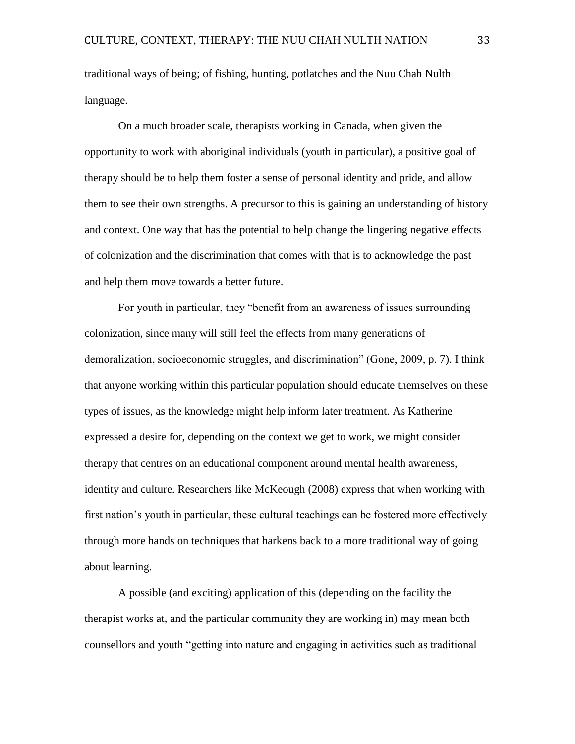traditional ways of being; of fishing, hunting, potlatches and the Nuu Chah Nulth language.

On a much broader scale, therapists working in Canada, when given the opportunity to work with aboriginal individuals (youth in particular), a positive goal of therapy should be to help them foster a sense of personal identity and pride, and allow them to see their own strengths. A precursor to this is gaining an understanding of history and context. One way that has the potential to help change the lingering negative effects of colonization and the discrimination that comes with that is to acknowledge the past and help them move towards a better future.

For youth in particular, they "benefit from an awareness of issues surrounding colonization, since many will still feel the effects from many generations of demoralization, socioeconomic struggles, and discrimination" (Gone, 2009, p. 7). I think that anyone working within this particular population should educate themselves on these types of issues, as the knowledge might help inform later treatment. As Katherine expressed a desire for, depending on the context we get to work, we might consider therapy that centres on an educational component around mental health awareness, identity and culture. Researchers like McKeough (2008) express that when working with first nation's youth in particular, these cultural teachings can be fostered more effectively through more hands on techniques that harkens back to a more traditional way of going about learning.

A possible (and exciting) application of this (depending on the facility the therapist works at, and the particular community they are working in) may mean both counsellors and youth "getting into nature and engaging in activities such as traditional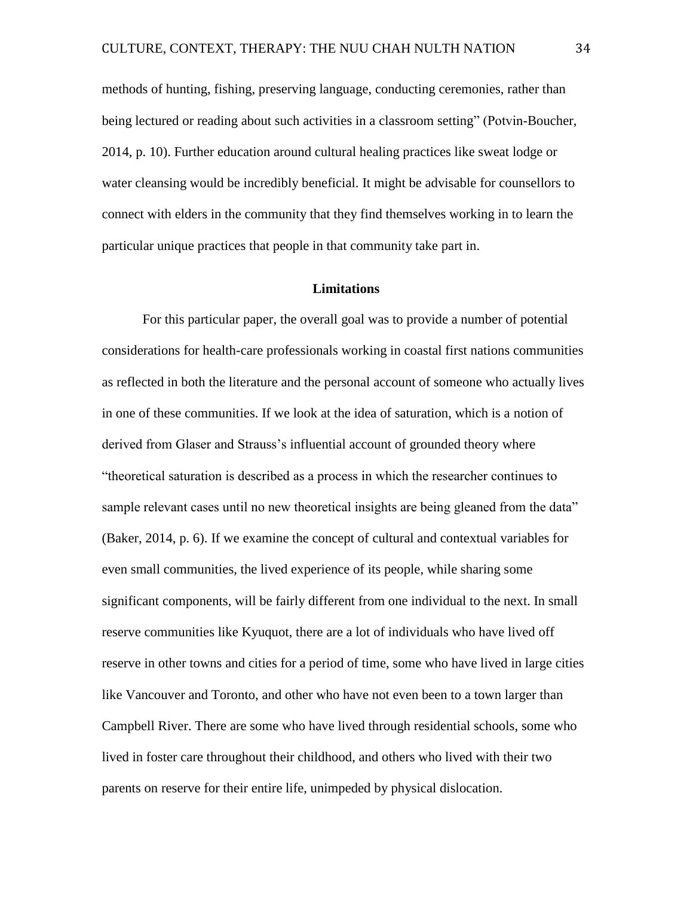methods of hunting, fishing, preserving language, conducting ceremonies, rather than being lectured or reading about such activities in a classroom setting" (Potvin-Boucher, 2014, p. 10). Further education around cultural healing practices like sweat lodge or water cleansing would be incredibly beneficial. It might be advisable for counsellors to connect with elders in the community that they find themselves working in to learn the particular unique practices that people in that community take part in.

## Limitations

For this particular paper, the overall goal was to provide a number of potential considerations for health-care professionals working in coastal first nations communities as reflected in both the literature and the personal account of someone who actually lives in one of these communities. If we look at the idea of saturation, which is a notion of derived from Glaser and Strauss's influential account of grounded theory where "theoretical saturation is described as a process in which the researcher continues to sample relevant cases until no new theoretical insights are being gleaned from the data" (Baker, 2014, p. 6). If we examine the concept of cultural and contextual variables for even small communities, the lived experience of its people, while sharing some significant components, will be fairly different from one individual to the next. In small reserve communities like Kyuquot, there are a lot of individuals who have lived off reserve in other towns and cities for a period of time, some who have lived in large cities like Vancouver and Toronto, and other who have not even been to a town larger than Campbell River. There are some who have lived through residential schools, some who lived in foster care throughout their childhood, and others who lived with their two parents on reserve for their entire life, unimpeded by physical dislocation.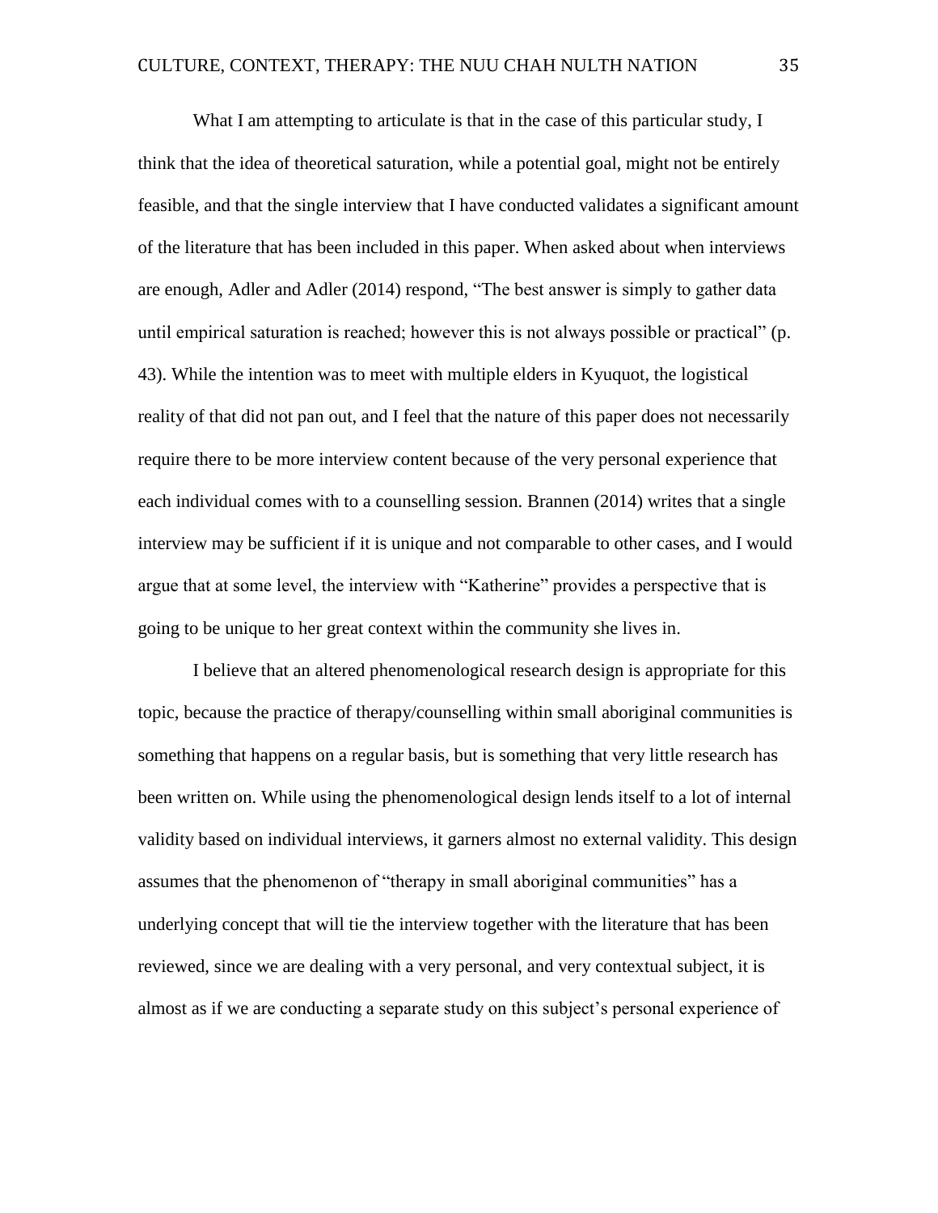What I am attempting to articulate is that in the case of this particular study, I think that the idea of theoretical saturation, while a potential goal, might not be entirely feasible, and that the single interview that I have conducted validates a significant amount of the literature that has been included in this paper. When asked about when interviews are enough, Adler and Adler (2014) respond, "The best answer is simply to gather data until empirical saturation is reached; however this is not always possible or practical" (p. 43). While the intention was to meet with multiple elders in Kyuquot, the logistical reality of that did not pan out, and I feel that the nature of this paper does not necessarily require there to be more interview content because of the very personal experience that each individual comes with to a counselling session. Brannen (2014) writes that a single interview may be sufficient if it is unique and not comparable to other cases, and I would argue that at some level, the interview with "Katherine" provides a perspective that is going to be unique to her great context within the community she lives in.

I believe that an altered phenomenological research design is appropriate for this topic, because the practice of therapy/counselling within small aboriginal communities is something that happens on a regular basis, but is something that very little research has been written on. While using the phenomenological design lends itself to a lot of internal validity based on individual interviews, it garners almost no external validity. This design assumes that the phenomenon of "therapy in small aboriginal communities" has a underlying concept that will tie the interview together with the literature that has been reviewed, since we are dealing with a very personal, and very contextual subject, it is almost as if we are conducting a separate study on this subject's personal experience of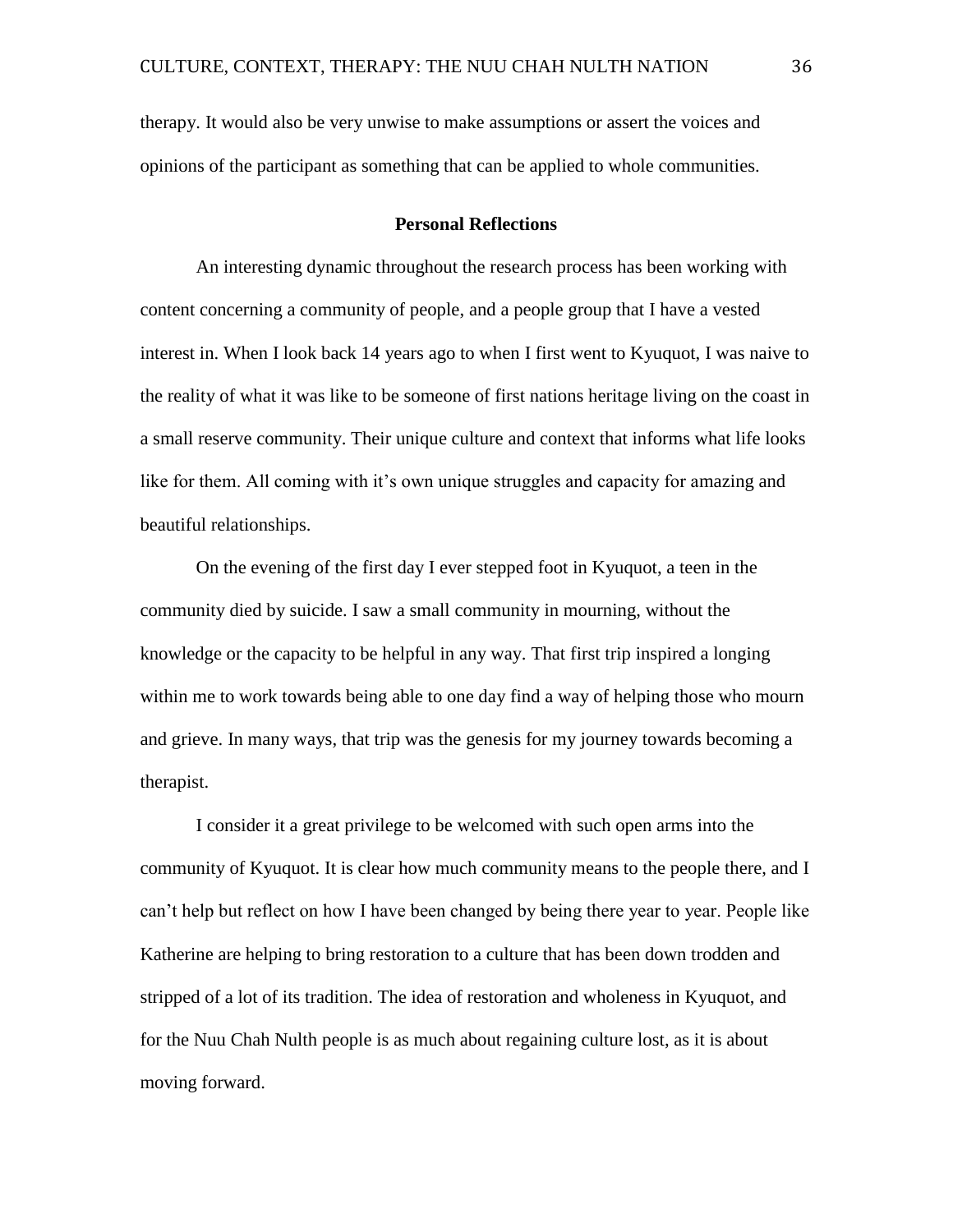therapy. It would also be very unwise to make assumptions or assert the voices and opinions of the participant as something that can be applied to whole communities.

## Personal Reflections

An interesting dynamic throughout the research process has been working with content concerning a community of people, and a people group that I have a vested interest in. When I look back 14 years ago to when I first went to Kyuquot, I was naive to the reality of what it was like to be someone of first nations heritage living on the coast in a small reserve community. Their unique culture and context that informs what life looks like for them. All coming with it's own unique struggles and capacity for amazing and beautiful relationships.

On the evening of the first day I ever stepped foot in Kyuquot, a teen in the community died by suicide. I saw a small community in mourning, without the knowledge or the capacity to be helpful in any way. That first trip inspired a longing within me to work towards being able to one day find a way of helping those who mourn and grieve. In many ways, that trip was the genesis for my journey towards becoming a therapist.

I consider it a great privilege to be welcomed with such open arms into the community of Kyuquot. It is clear how much community means to the people there, and I can't help but reflect on how I have been changed by being there year to year. People like Katherine are helping to bring restoration to a culture that has been down trodden and stripped of a lot of its tradition. The idea of restoration and wholeness in Kyuquot, and for the Nuu Chah Nulth people is as much about regaining culture lost, as it is about moving forward.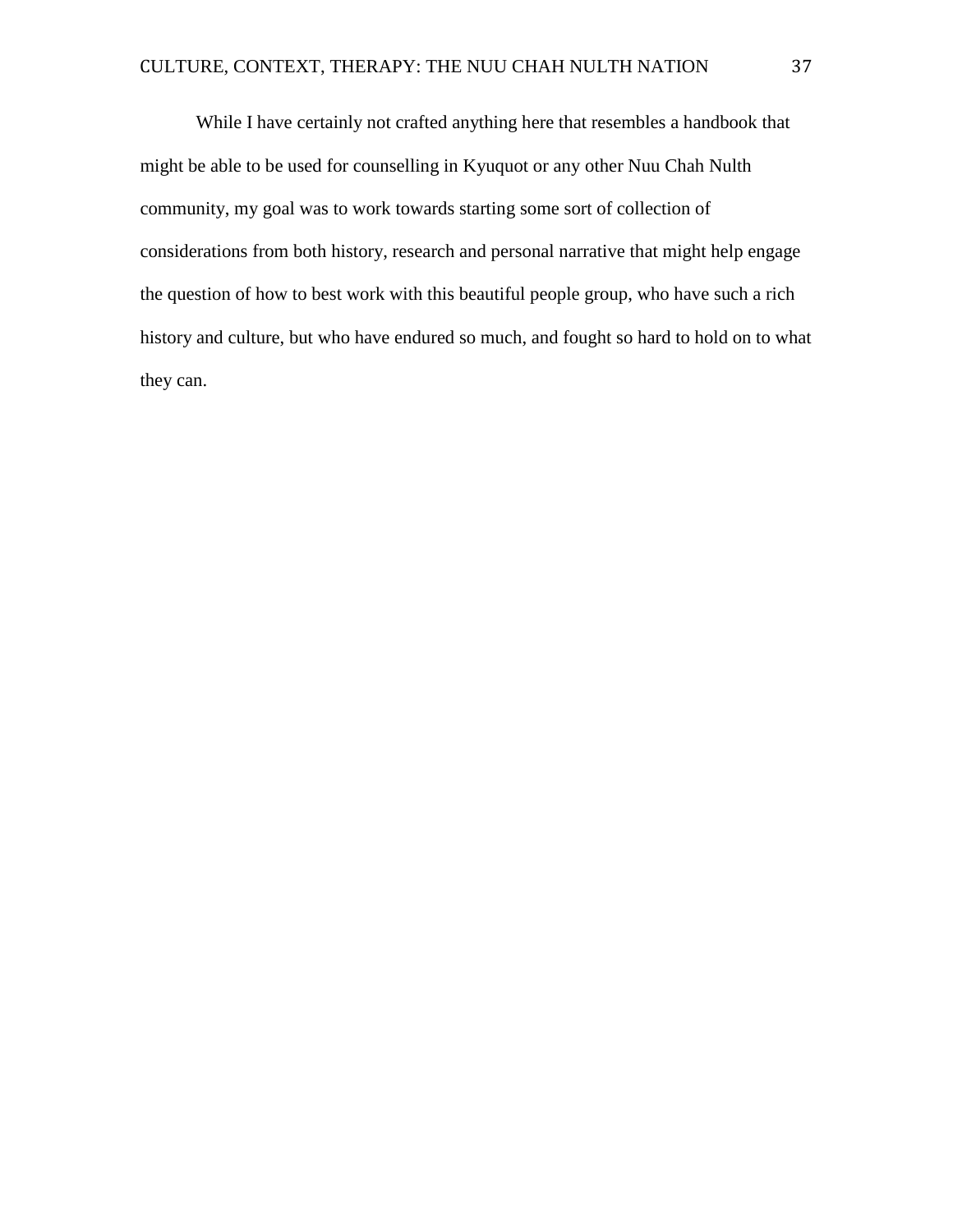While I have certainly not crafted anything here that resembles a handbook that might be able to be used for counselling in Kyuquot or any other Nuu Chah Nulth community, my goal was to work towards starting some sort of collection of considerations from both history, research and personal narrative that might help engage the question of how to best work with this beautiful people group, who have such a rich history and culture, but who have endured so much, and fought so hard to hold on to what they can.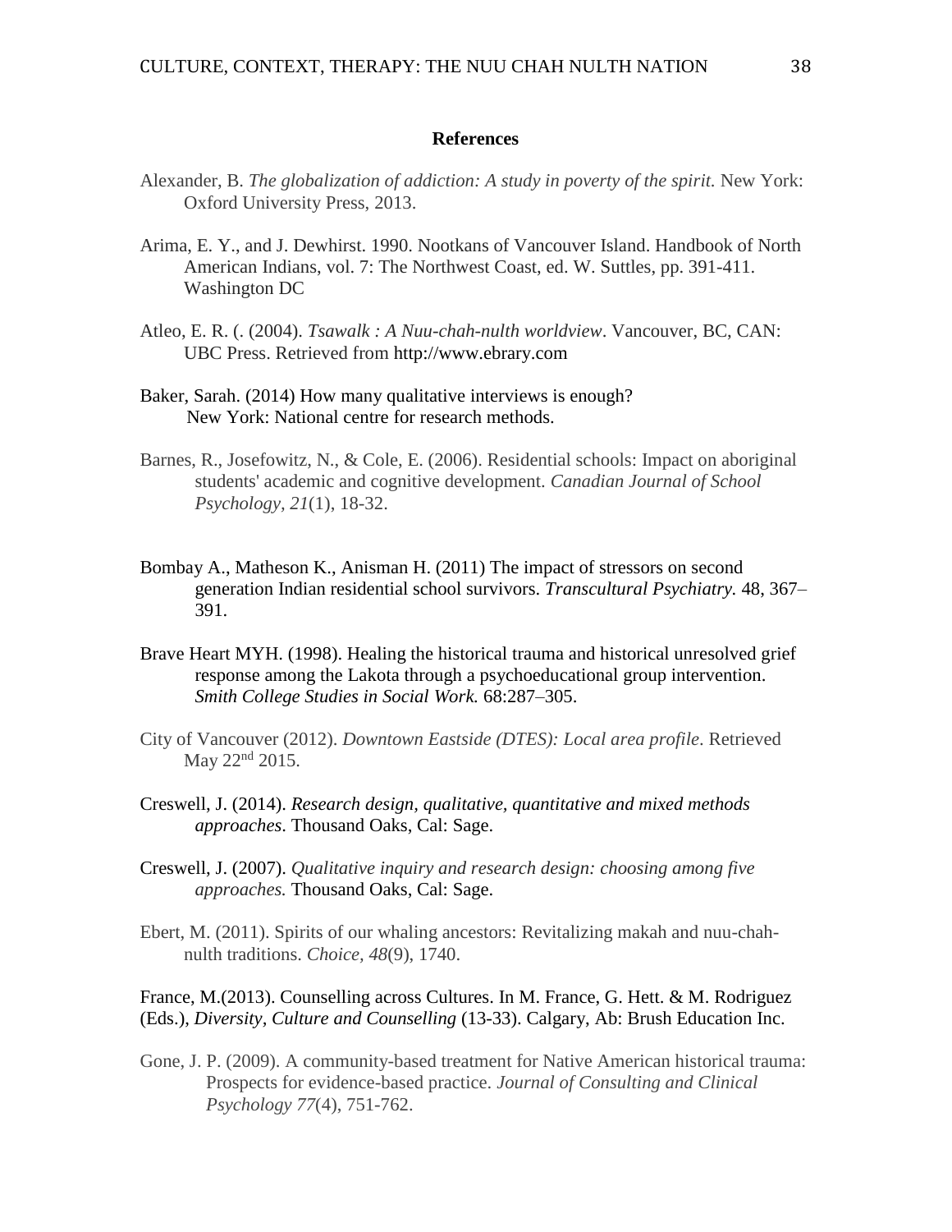## References

Alexander, B. *The globalization of addiction: A study in poverty of the spirit.* New York: Oxford University Press, 2013.

Arima, E. Y., and J. Dewhirst. 1990. Nootkans of Vancouver Island. Handbook of North American Indians, vol. 7: The Northwest Coast, ed. W. Suttles, pp. 391-411. Washington DC

Atleo, E. R. (. (2004). *Tsawalk : A Nuu-chah-nulth worldview*. Vancouver, BC, CAN: UBC Press. Retrieved from http://www.ebrary.com

Baker, Sarah. (2014) How many qualitative interviews is enough? New York: National centre for research methods.

Barnes, R., Josefowitz, N., & Cole, E. (2006). Residential schools: Impact on aboriginal students' academic and cognitive development. *Canadian Journal of School Psychology, 21*(1), 18-32.

Bombay A., Matheson K., Anisman H. (2011) The impact of stressors on second generation Indian residential school survivors. *Transcultural Psychiatry.* 48, 367–391.

Brave Heart MYH. (1998). Healing the historical trauma and historical unresolved grief response among the Lakota through a psychoeducational group intervention. *Smith College Studies in Social Work.* 68:287–305.

City of Vancouver (2012). *Downtown Eastside (DTES): Local area profile*. Retrieved May 22nd 2015.

Creswell, J. (2014). *Research design, qualitative, quantitative and mixed methods approaches*. Thousand Oaks, Cal: Sage.

Creswell, J. (2007). *Qualitative inquiry and research design: choosing among five approaches.* Thousand Oaks, Cal: Sage.

Ebert, M. (2011). Spirits of our whaling ancestors: Revitalizing makah and nuu-chah-nulth traditions. *Choice, 48*(9), 1740.

France, M.(2013). Counselling across Cultures. In M. France, G. Hett. & M. Rodriguez (Eds.), *Diversity, Culture and Counselling* (13-33). Calgary, Ab: Brush Education Inc.

Gone, J. P. (2009). A community-based treatment for Native American historical trauma: Prospects for evidence-based practice. *Journal of Consulting and Clinical Psychology 77*(4), 751-762.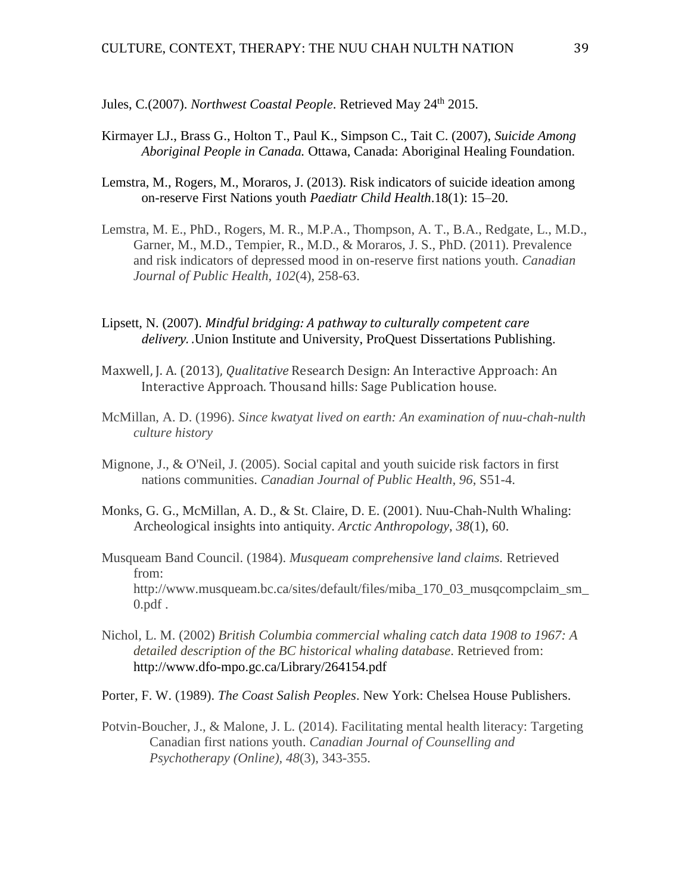Jules, C.(2007). *Northwest Coastal People*. Retrieved May 24th 2015.

Kirmayer LJ., Brass G., Holton T., Paul K., Simpson C., Tait C. (2007), *Suicide Among Aboriginal People in Canada.* Ottawa, Canada: Aboriginal Healing Foundation.

Lemstra, M., Rogers, M., Moraros, J. (2013). Risk indicators of suicide ideation among on-reserve First Nations youth *Paediatr Child Health*.18(1): 15–20.

Lemstra, M. E., PhD., Rogers, M. R., M.P.A., Thompson, A. T., B.A., Redgate, L., M.D., Garner, M., M.D., Tempier, R., M.D., & Moraros, J. S., PhD. (2011). Prevalence and risk indicators of depressed mood in on-reserve first nations youth. *Canadian Journal of Public Health*, *102*(4), 258-63.

Lipsett, N. (2007). *Mindful bridging: A pathway to culturally competent care delivery.* .Union Institute and University, ProQuest Dissertations Publishing.

Maxwell, J. A. (2013), *Qualitative* Research Design: An Interactive Approach: An Interactive Approach. Thousand hills: Sage Publication house.

McMillan, A. D. (1996). *Since kwatyat lived on earth: An examination of nuu-chah-nulth culture history*

Mignone, J., & O'Neil, J. (2005). Social capital and youth suicide risk factors in first nations communities. *Canadian Journal of Public Health, 96*, S51-4.

Monks, G. G., McMillan, A. D., & St. Claire, D. E. (2001). Nuu-Chah-Nulth Whaling: Archeological insights into antiquity. *Arctic Anthropology*, *38*(1), 60.

Musqueam Band Council. (1984). *Musqueam comprehensive land claims.* Retrieved from: http://www.musqueam.bc.ca/sites/default/files/miba_170_03_musqcompclaim_sm_0.pdf .

Nichol, L. M. (2002) *British Columbia commercial whaling catch data 1908 to 1967: A detailed description of the BC historical whaling database*. Retrieved from: http://www.dfo-mpo.gc.ca/Library/264154.pdf

Porter, F. W. (1989). *The Coast Salish Peoples*. New York: Chelsea House Publishers.

Potvin-Boucher, J., & Malone, J. L. (2014). Facilitating mental health literacy: Targeting Canadian first nations youth. *Canadian Journal of Counselling and Psychotherapy (Online)*, *48*(3), 343-355.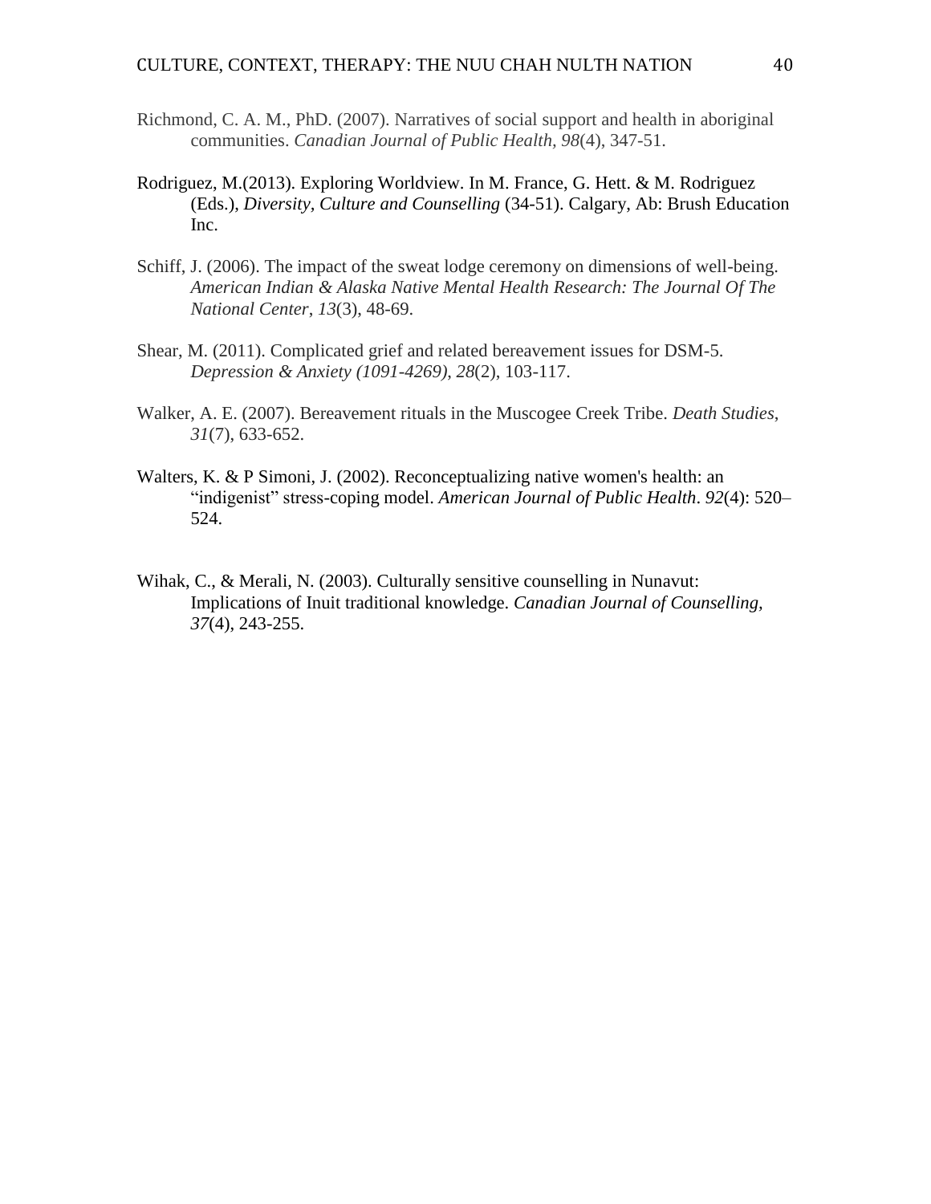Richmond, C. A. M., PhD. (2007). Narratives of social support and health in aboriginal communities. *Canadian Journal of Public Health, 98*(4), 347-51.

Rodriguez, M.(2013). Exploring Worldview. In M. France, G. Hett. & M. Rodriguez (Eds.), *Diversity, Culture and Counselling* (34-51). Calgary, Ab: Brush Education Inc.

Schiff, J. (2006). The impact of the sweat lodge ceremony on dimensions of well-being. *American Indian & Alaska Native Mental Health Research: The Journal Of The National Center*, *13*(3), 48-69.

Shear, M. (2011). Complicated grief and related bereavement issues for DSM-5. *Depression & Anxiety (1091-4269)*, *28*(2), 103-117.

Walker, A. E. (2007). Bereavement rituals in the Muscogee Creek Tribe. *Death Studies*, *31*(7), 633-652.

Walters, K. & P Simoni, J. (2002). Reconceptualizing native women's health: an "indigenist" stress-coping model. *American Journal of Public Health*. *92*(4): 520–524.

Wihak, C., & Merali, N. (2003). Culturally sensitive counselling in Nunavut: Implications of Inuit traditional knowledge. *Canadian Journal of Counselling, 37*(4), 243-255.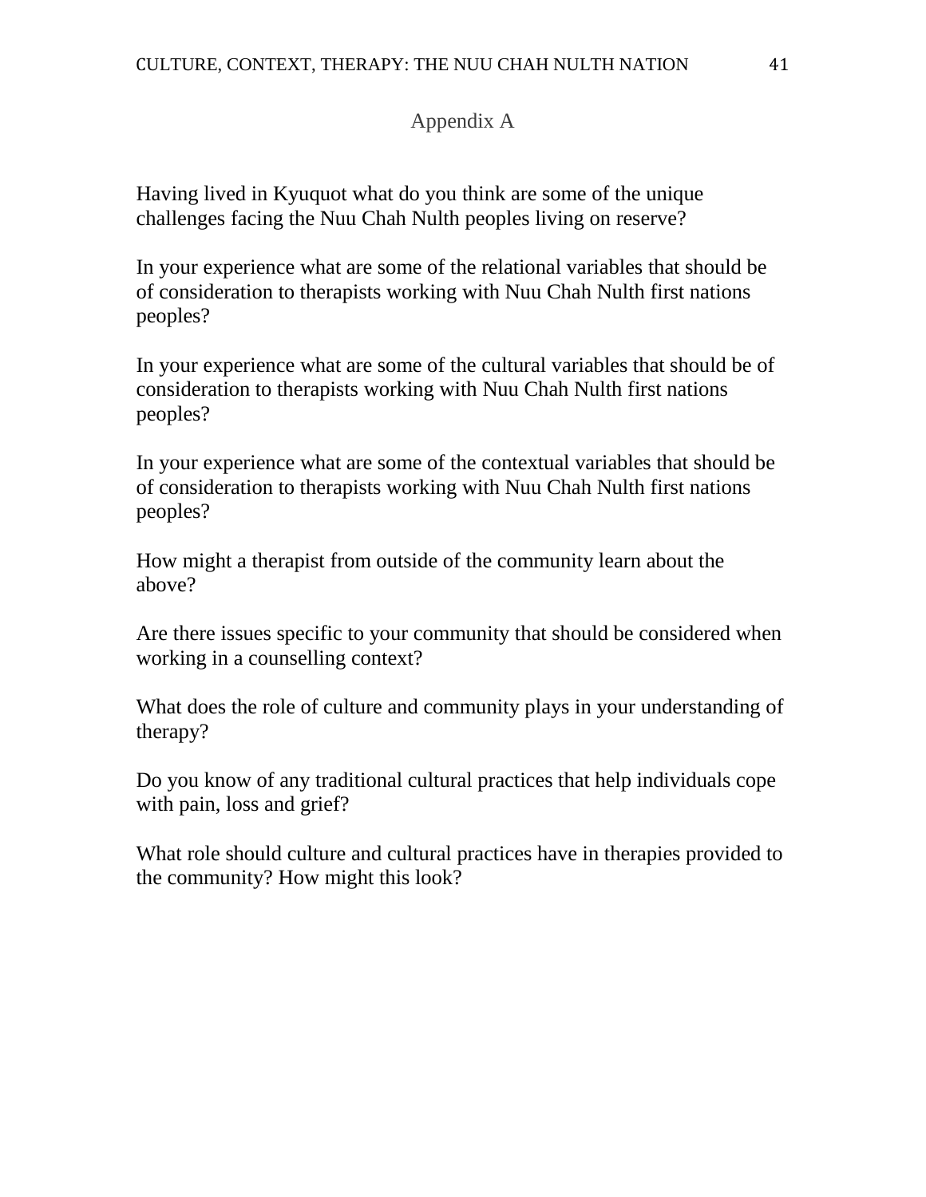# Appendix A

Having lived in Kyuquot what do you think are some of the unique challenges facing the Nuu Chah Nulth peoples living on reserve?

In your experience what are some of the relational variables that should be of consideration to therapists working with Nuu Chah Nulth first nations peoples?

In your experience what are some of the cultural variables that should be of consideration to therapists working with Nuu Chah Nulth first nations peoples?

In your experience what are some of the contextual variables that should be of consideration to therapists working with Nuu Chah Nulth first nations peoples?

How might a therapist from outside of the community learn about the above?

Are there issues specific to your community that should be considered when working in a counselling context?

What does the role of culture and community plays in your understanding of therapy?

Do you know of any traditional cultural practices that help individuals cope with pain, loss and grief?

What role should culture and cultural practices have in therapies provided to the community? How might this look?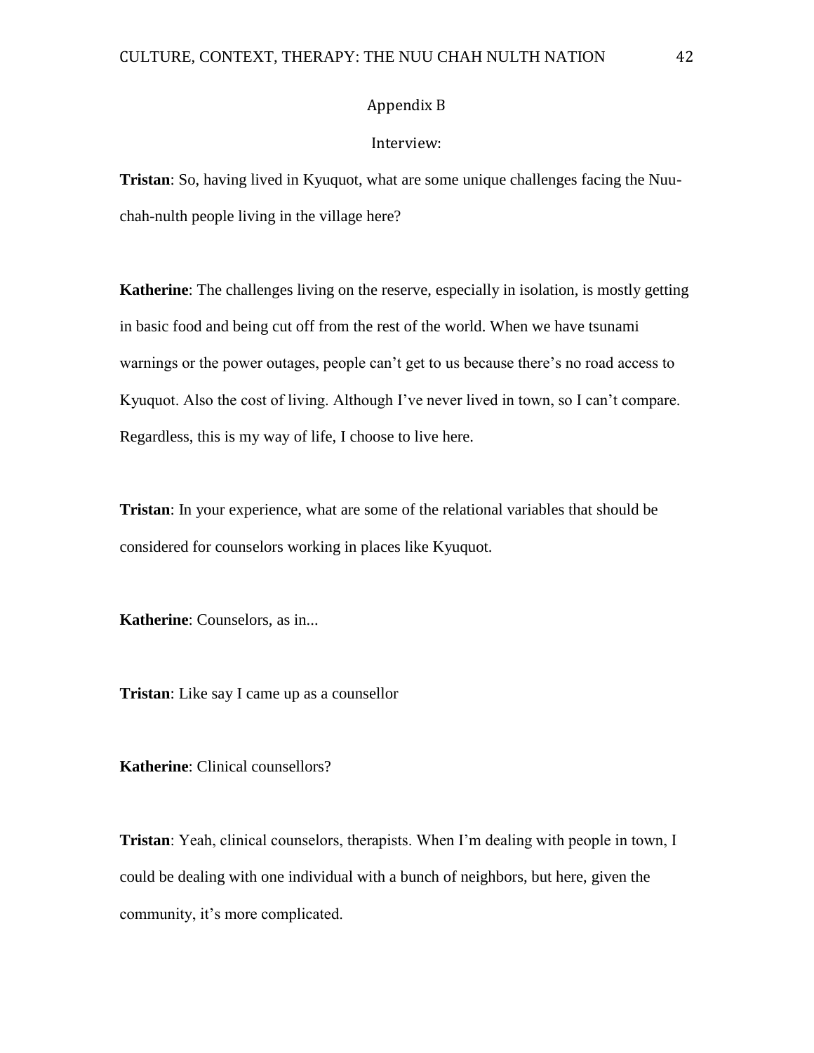## Appendix B

### Interview:

**Tristan**: So, having lived in Kyuquot, what are some unique challenges facing the Nuu-chah-nulth people living in the village here?

**Katherine**: The challenges living on the reserve, especially in isolation, is mostly getting in basic food and being cut off from the rest of the world. When we have tsunami warnings or the power outages, people can't get to us because there's no road access to Kyuquot. Also the cost of living. Although I've never lived in town, so I can't compare. Regardless, this is my way of life, I choose to live here.

**Tristan**: In your experience, what are some of the relational variables that should be considered for counselors working in places like Kyuquot.

**Katherine**: Counselors, as in...

**Tristan**: Like say I came up as a counsellor

**Katherine**: Clinical counsellors?

**Tristan**: Yeah, clinical counselors, therapists. When I'm dealing with people in town, I could be dealing with one individual with a bunch of neighbors, but here, given the community, it's more complicated.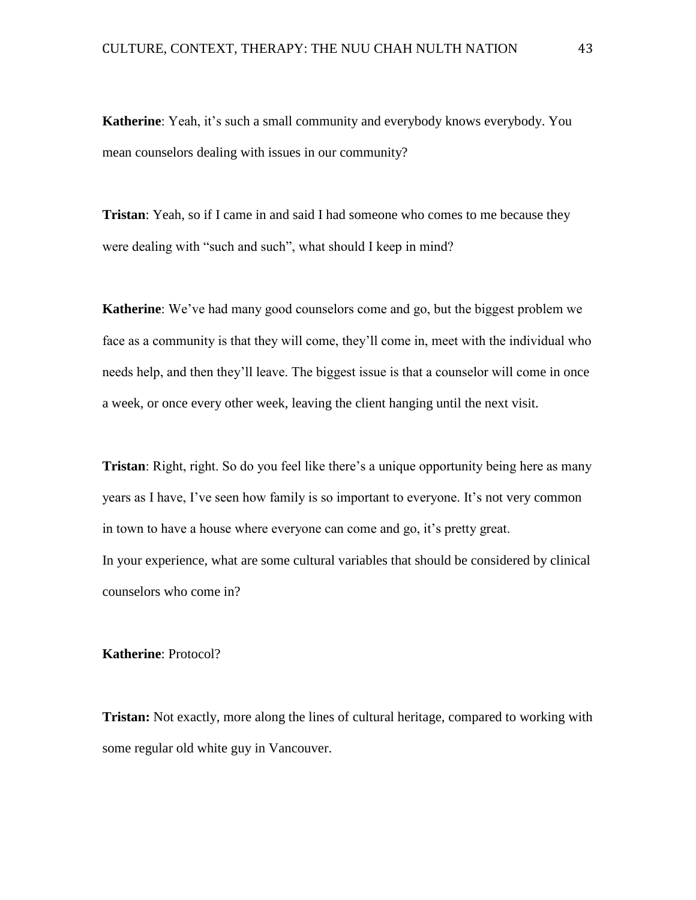**Katherine**: Yeah, it's such a small community and everybody knows everybody. You mean counselors dealing with issues in our community?

**Tristan**: Yeah, so if I came in and said I had someone who comes to me because they were dealing with "such and such", what should I keep in mind?

**Katherine**: We've had many good counselors come and go, but the biggest problem we face as a community is that they will come, they'll come in, meet with the individual who needs help, and then they'll leave. The biggest issue is that a counselor will come in once a week, or once every other week, leaving the client hanging until the next visit.

**Tristan**: Right, right. So do you feel like there's a unique opportunity being here as many years as I have, I've seen how family is so important to everyone. It's not very common in town to have a house where everyone can come and go, it's pretty great.
In your experience, what are some cultural variables that should be considered by clinical counselors who come in?

**Katherine**: Protocol?

**Tristan:** Not exactly, more along the lines of cultural heritage, compared to working with some regular old white guy in Vancouver.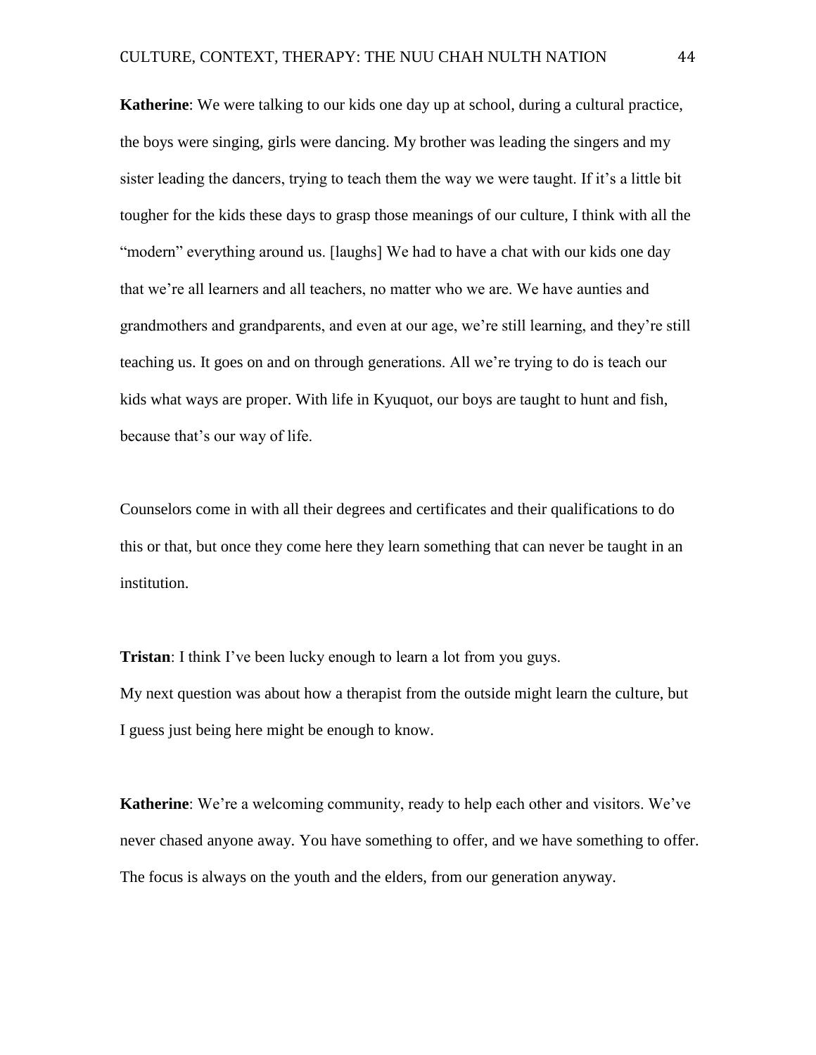**Katherine**: We were talking to our kids one day up at school, during a cultural practice, the boys were singing, girls were dancing. My brother was leading the singers and my sister leading the dancers, trying to teach them the way we were taught. If it's a little bit tougher for the kids these days to grasp those meanings of our culture, I think with all the "modern" everything around us. [laughs] We had to have a chat with our kids one day that we're all learners and all teachers, no matter who we are. We have aunties and grandmothers and grandparents, and even at our age, we're still learning, and they're still teaching us. It goes on and on through generations. All we're trying to do is teach our kids what ways are proper. With life in Kyuquot, our boys are taught to hunt and fish, because that's our way of life.

Counselors come in with all their degrees and certificates and their qualifications to do this or that, but once they come here they learn something that can never be taught in an institution.

**Tristan**: I think I've been lucky enough to learn a lot from you guys.
My next question was about how a therapist from the outside might learn the culture, but I guess just being here might be enough to know.

**Katherine**: We're a welcoming community, ready to help each other and visitors. We've never chased anyone away. You have something to offer, and we have something to offer. The focus is always on the youth and the elders, from our generation anyway.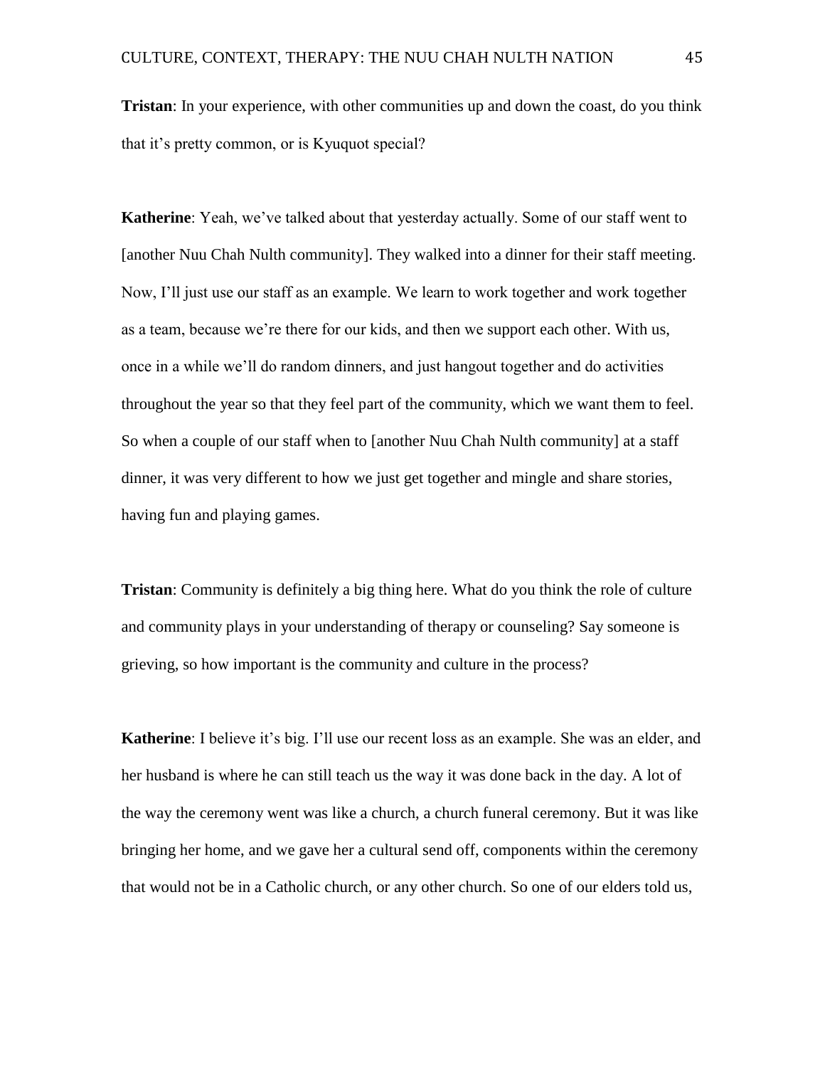**Tristan**: In your experience, with other communities up and down the coast, do you think that it's pretty common, or is Kyuquot special?

**Katherine**: Yeah, we've talked about that yesterday actually. Some of our staff went to [another Nuu Chah Nulth community]. They walked into a dinner for their staff meeting. Now, I'll just use our staff as an example. We learn to work together and work together as a team, because we're there for our kids, and then we support each other. With us, once in a while we'll do random dinners, and just hangout together and do activities throughout the year so that they feel part of the community, which we want them to feel. So when a couple of our staff when to [another Nuu Chah Nulth community] at a staff dinner, it was very different to how we just get together and mingle and share stories, having fun and playing games.

**Tristan**: Community is definitely a big thing here. What do you think the role of culture and community plays in your understanding of therapy or counseling? Say someone is grieving, so how important is the community and culture in the process?

**Katherine**: I believe it's big. I'll use our recent loss as an example. She was an elder, and her husband is where he can still teach us the way it was done back in the day. A lot of the way the ceremony went was like a church, a church funeral ceremony. But it was like bringing her home, and we gave her a cultural send off, components within the ceremony that would not be in a Catholic church, or any other church. So one of our elders told us,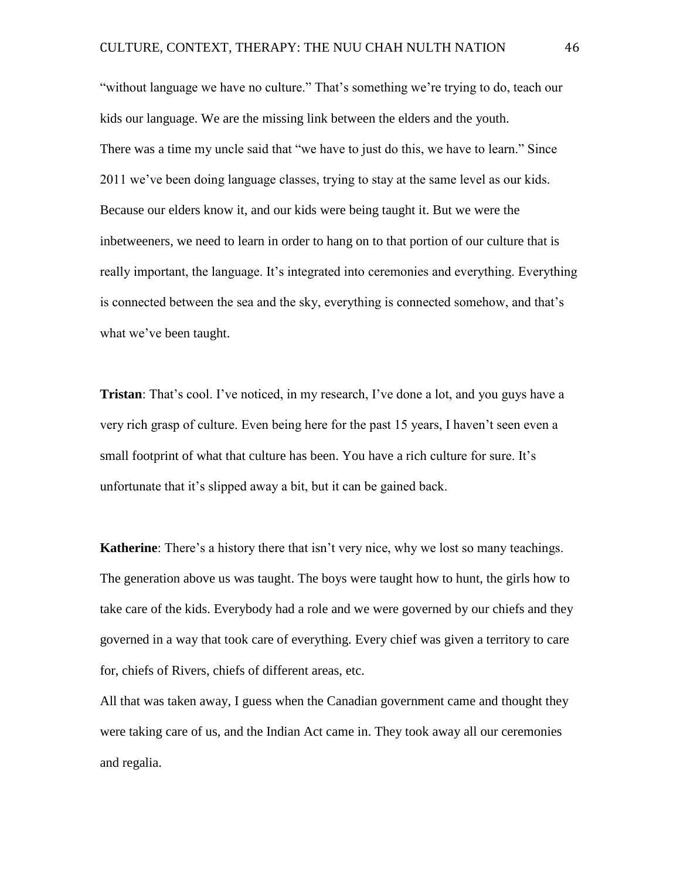"without language we have no culture." That's something we're trying to do, teach our kids our language. We are the missing link between the elders and the youth.
There was a time my uncle said that "we have to just do this, we have to learn." Since 2011 we've been doing language classes, trying to stay at the same level as our kids. Because our elders know it, and our kids were being taught it. But we were the inbetweeners, we need to learn in order to hang on to that portion of our culture that is really important, the language. It's integrated into ceremonies and everything. Everything is connected between the sea and the sky, everything is connected somehow, and that's what we've been taught.

**Tristan**: That's cool. I've noticed, in my research, I've done a lot, and you guys have a very rich grasp of culture. Even being here for the past 15 years, I haven't seen even a small footprint of what that culture has been. You have a rich culture for sure. It's unfortunate that it's slipped away a bit, but it can be gained back.

**Katherine**: There's a history there that isn't very nice, why we lost so many teachings. The generation above us was taught. The boys were taught how to hunt, the girls how to take care of the kids. Everybody had a role and we were governed by our chiefs and they governed in a way that took care of everything. Every chief was given a territory to care for, chiefs of Rivers, chiefs of different areas, etc.
All that was taken away, I guess when the Canadian government came and thought they were taking care of us, and the Indian Act came in. They took away all our ceremonies and regalia.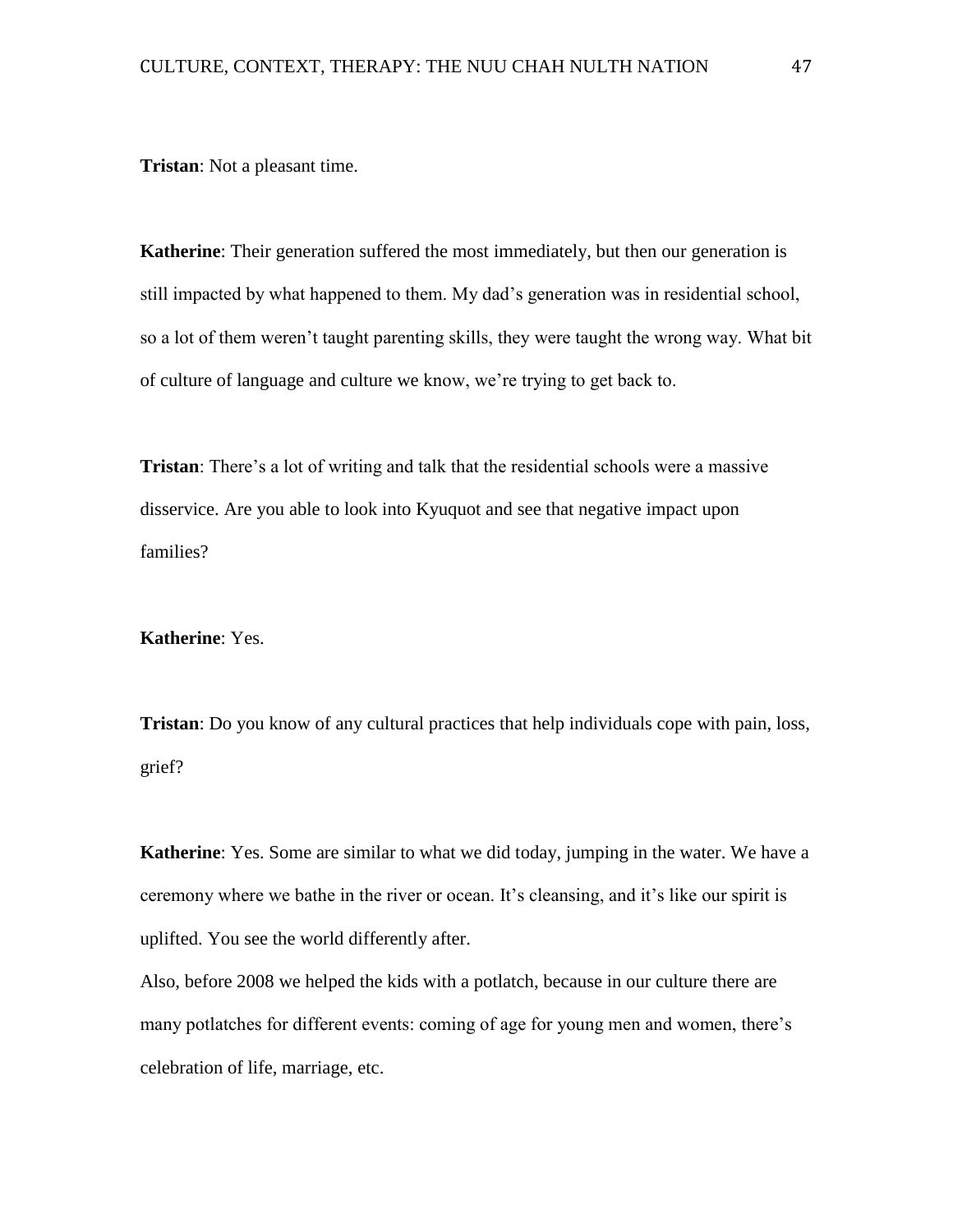**Tristan**: Not a pleasant time.

**Katherine**: Their generation suffered the most immediately, but then our generation is still impacted by what happened to them. My dad's generation was in residential school, so a lot of them weren't taught parenting skills, they were taught the wrong way. What bit of culture of language and culture we know, we're trying to get back to.

**Tristan**: There's a lot of writing and talk that the residential schools were a massive disservice. Are you able to look into Kyuquot and see that negative impact upon families?

**Katherine**: Yes.

**Tristan**: Do you know of any cultural practices that help individuals cope with pain, loss, grief?

**Katherine**: Yes. Some are similar to what we did today, jumping in the water. We have a ceremony where we bathe in the river or ocean. It's cleansing, and it's like our spirit is uplifted. You see the world differently after.

Also, before 2008 we helped the kids with a potlatch, because in our culture there are many potlatches for different events: coming of age for young men and women, there's celebration of life, marriage, etc.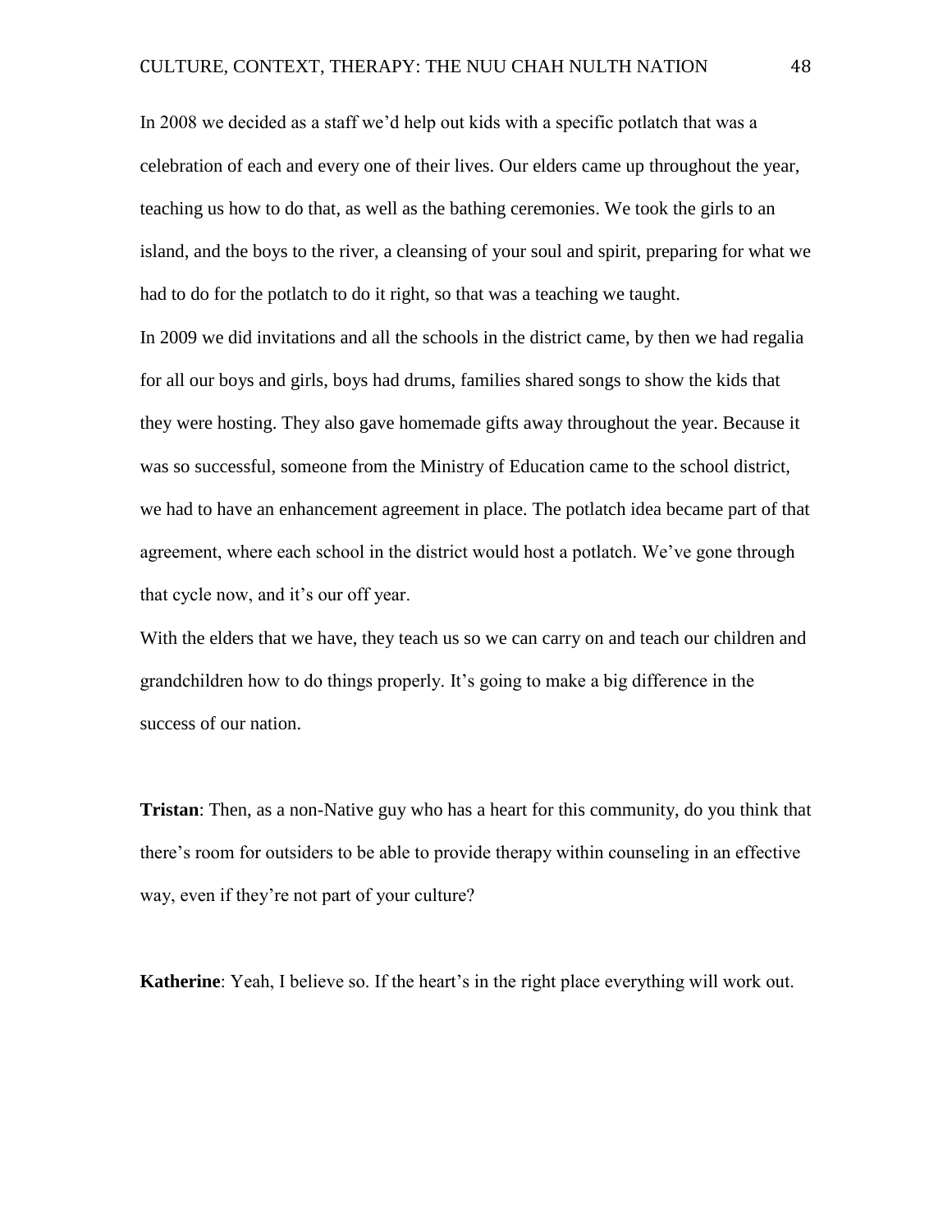In 2008 we decided as a staff we'd help out kids with a specific potlatch that was a celebration of each and every one of their lives. Our elders came up throughout the year, teaching us how to do that, as well as the bathing ceremonies. We took the girls to an island, and the boys to the river, a cleansing of your soul and spirit, preparing for what we had to do for the potlatch to do it right, so that was a teaching we taught.

In 2009 we did invitations and all the schools in the district came, by then we had regalia for all our boys and girls, boys had drums, families shared songs to show the kids that they were hosting. They also gave homemade gifts away throughout the year. Because it was so successful, someone from the Ministry of Education came to the school district, we had to have an enhancement agreement in place. The potlatch idea became part of that agreement, where each school in the district would host a potlatch. We've gone through that cycle now, and it's our off year.

With the elders that we have, they teach us so we can carry on and teach our children and grandchildren how to do things properly. It's going to make a big difference in the success of our nation.

**Tristan**: Then, as a non-Native guy who has a heart for this community, do you think that there's room for outsiders to be able to provide therapy within counseling in an effective way, even if they're not part of your culture?

**Katherine**: Yeah, I believe so. If the heart's in the right place everything will work out.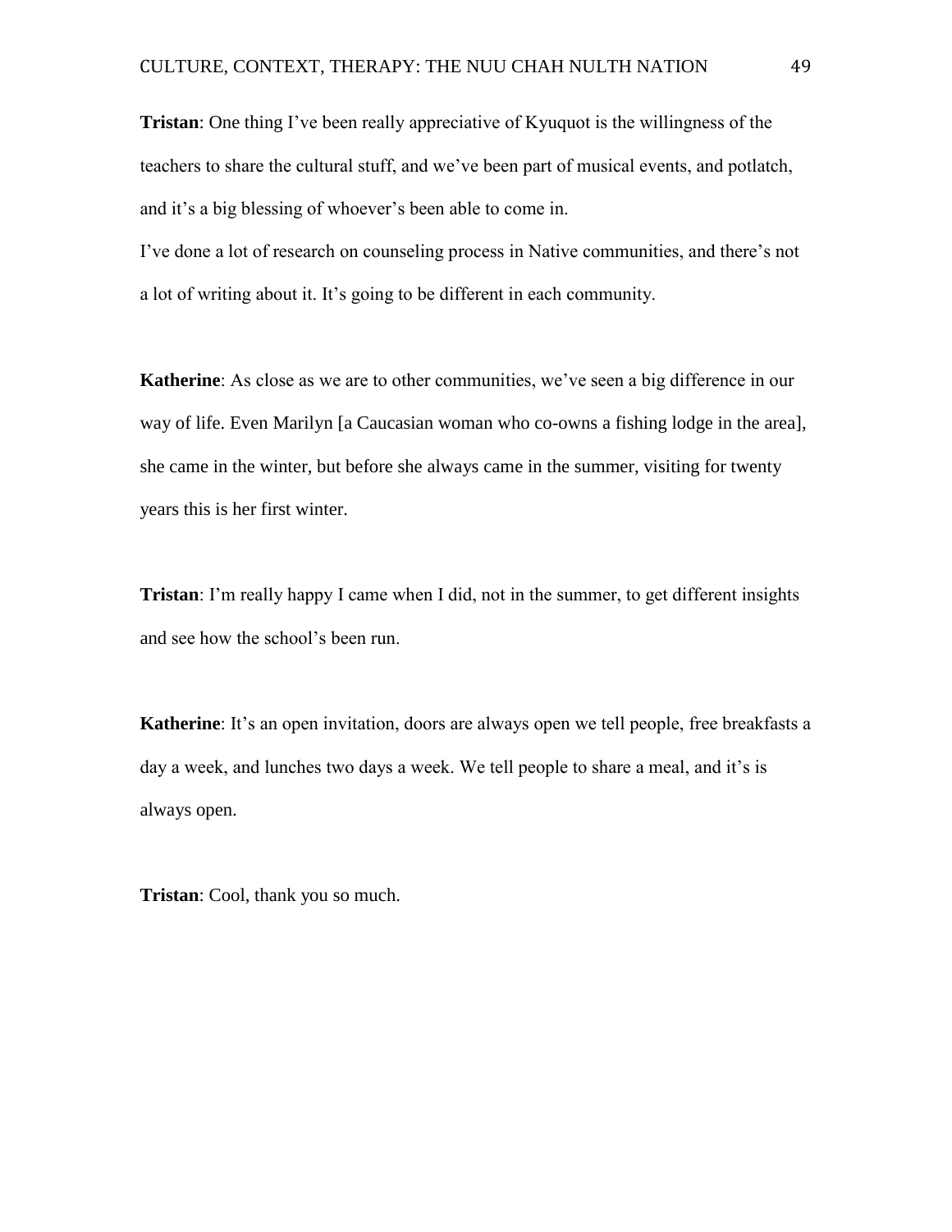**Tristan**: One thing I've been really appreciative of Kyuquot is the willingness of the teachers to share the cultural stuff, and we've been part of musical events, and potlatch, and it's a big blessing of whoever's been able to come in.
I've done a lot of research on counseling process in Native communities, and there's not a lot of writing about it. It's going to be different in each community.

**Katherine**: As close as we are to other communities, we've seen a big difference in our way of life. Even Marilyn [a Caucasian woman who co-owns a fishing lodge in the area], she came in the winter, but before she always came in the summer, visiting for twenty years this is her first winter.

**Tristan**: I'm really happy I came when I did, not in the summer, to get different insights and see how the school's been run.

**Katherine**: It's an open invitation, doors are always open we tell people, free breakfasts a day a week, and lunches two days a week. We tell people to share a meal, and it's is always open.

**Tristan**: Cool, thank you so much.